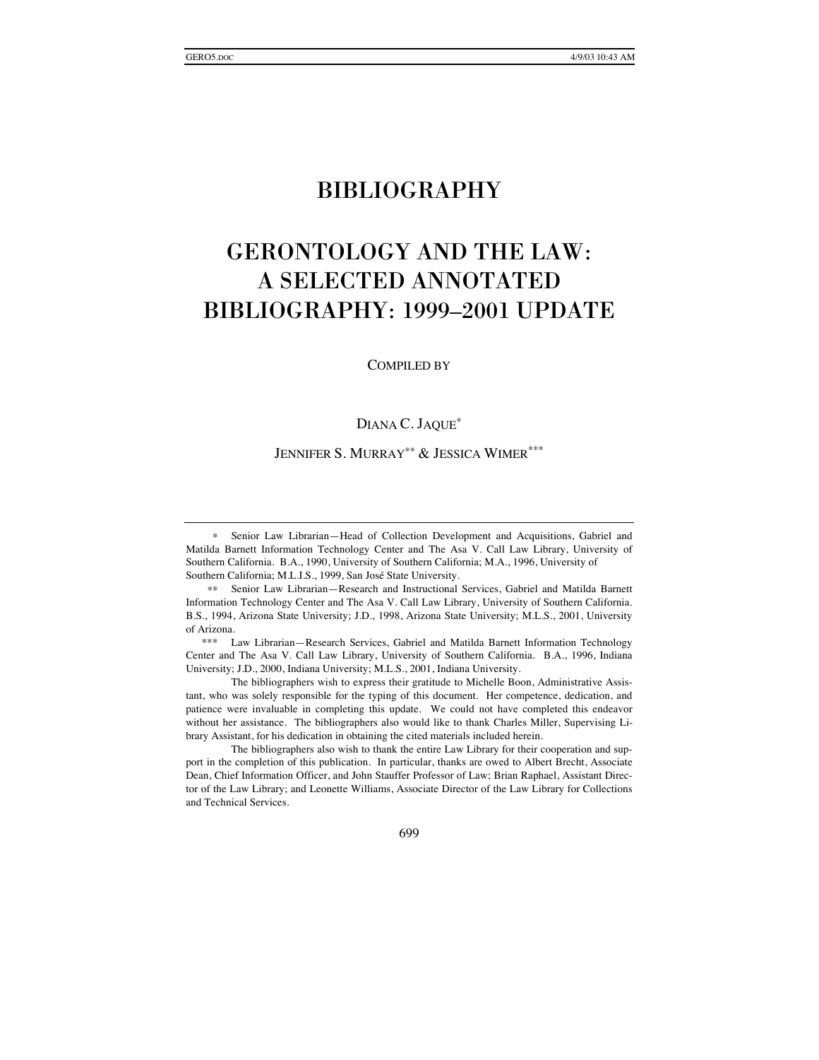# BIBLIOGRAPHY

# GERONTOLOGY AND THE LAW: A SELECTED ANNOTATED BIBLIOGRAPHY: 1999–2001 UPDATE

COMPILED BY

DIANA C. JAQUE*

JENNIFER S. MURRAY** & JESSICA WIMER***

---

\* Senior Law Librarian—Head of Collection Development and Acquisitions, Gabriel and Matilda Barnett Information Technology Center and The Asa V. Call Law Library, University of Southern California. B.A., 1990, University of Southern California; M.A., 1996, University of Southern California; M.L.I.S., 1999, San José State University.

\*\* Senior Law Librarian—Research and Instructional Services, Gabriel and Matilda Barnett Information Technology Center and The Asa V. Call Law Library, University of Southern California. B.S., 1994, Arizona State University; J.D., 1998, Arizona State University; M.L.S., 2001, University of Arizona.

\*\*\* Law Librarian—Research Services, Gabriel and Matilda Barnett Information Technology Center and The Asa V. Call Law Library, University of Southern California. B.A., 1996, Indiana University; J.D., 2000, Indiana University; M.L.S., 2001, Indiana University.

The bibliographers wish to express their gratitude to Michelle Boon, Administrative Assistant, who was solely responsible for the typing of this document. Her competence, dedication, and patience were invaluable in completing this update. We could not have completed this endeavor without her assistance. The bibliographers also would like to thank Charles Miller, Supervising Library Assistant, for his dedication in obtaining the cited materials included herein.

The bibliographers also wish to thank the entire Law Library for their cooperation and support in the completion of this publication. In particular, thanks are owed to Albert Brecht, Associate Dean, Chief Information Officer, and John Stauffer Professor of Law; Brian Raphael, Assistant Director of the Law Library; and Leonette Williams, Associate Director of the Law Library for Collections and Technical Services.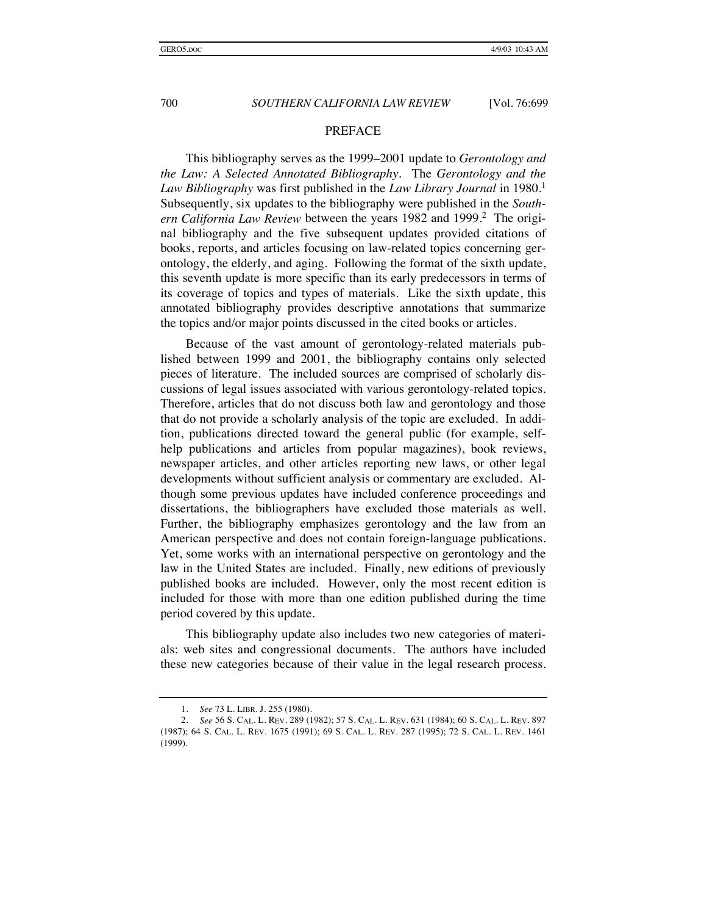## PREFACE

This bibliography serves as the 1999–2001 update to *Gerontology and the Law: A Selected Annotated Bibliography*. The *Gerontology and the Law Bibliography* was first published in the *Law Library Journal* in 1980.[1] Subsequently, six updates to the bibliography were published in the *Southern California Law Review* between the years 1982 and 1999.[2] The original bibliography and the five subsequent updates provided citations of books, reports, and articles focusing on law-related topics concerning gerontology, the elderly, and aging. Following the format of the sixth update, this seventh update is more specific than its early predecessors in terms of its coverage of topics and types of materials. Like the sixth update, this annotated bibliography provides descriptive annotations that summarize the topics and/or major points discussed in the cited books or articles.

Because of the vast amount of gerontology-related materials published between 1999 and 2001, the bibliography contains only selected pieces of literature. The included sources are comprised of scholarly discussions of legal issues associated with various gerontology-related topics. Therefore, articles that do not discuss both law and gerontology and those that do not provide a scholarly analysis of the topic are excluded. In addition, publications directed toward the general public (for example, self-help publications and articles from popular magazines), book reviews, newspaper articles, and other articles reporting new laws, or other legal developments without sufficient analysis or commentary are excluded. Although some previous updates have included conference proceedings and dissertations, the bibliographers have excluded those materials as well. Further, the bibliography emphasizes gerontology and the law from an American perspective and does not contain foreign-language publications. Yet, some works with an international perspective on gerontology and the law in the United States are included. Finally, new editions of previously published books are included. However, only the most recent edition is included for those with more than one edition published during the time period covered by this update.

This bibliography update also includes two new categories of materials: web sites and congressional documents. The authors have included these new categories because of their value in the legal research process.

---

1. *See* 73 L. LIBR. J. 255 (1980).

2. *See* 56 S. CAL. L. REV. 289 (1982); 57 S. CAL. L. REV. 631 (1984); 60 S. CAL. L. REV. 897 (1987); 64 S. CAL. L. REV. 1675 (1991); 69 S. CAL. L. REV. 287 (1995); 72 S. CAL. L. REV. 1461 (1999).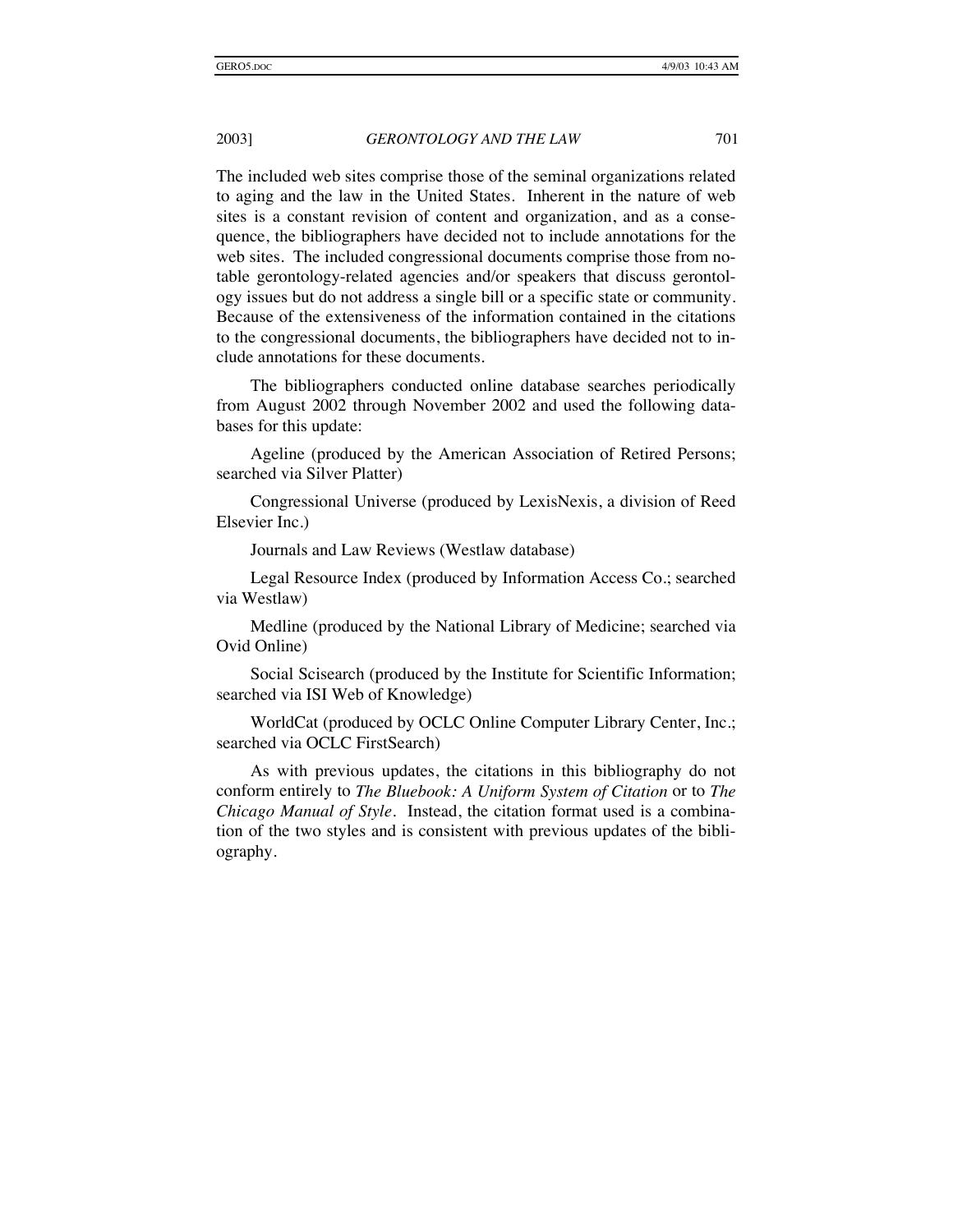The included web sites comprise those of the seminal organizations related to aging and the law in the United States. Inherent in the nature of web sites is a constant revision of content and organization, and as a consequence, the bibliographers have decided not to include annotations for the web sites. The included congressional documents comprise those from notable gerontology-related agencies and/or speakers that discuss gerontology issues but do not address a single bill or a specific state or community. Because of the extensiveness of the information contained in the citations to the congressional documents, the bibliographers have decided not to include annotations for these documents.

The bibliographers conducted online database searches periodically from August 2002 through November 2002 and used the following databases for this update:

Ageline (produced by the American Association of Retired Persons; searched via Silver Platter)

Congressional Universe (produced by LexisNexis, a division of Reed Elsevier Inc.)

Journals and Law Reviews (Westlaw database)

Legal Resource Index (produced by Information Access Co.; searched via Westlaw)

Medline (produced by the National Library of Medicine; searched via Ovid Online)

Social Scisearch (produced by the Institute for Scientific Information; searched via ISI Web of Knowledge)

WorldCat (produced by OCLC Online Computer Library Center, Inc.; searched via OCLC FirstSearch)

As with previous updates, the citations in this bibliography do not conform entirely to *The Bluebook: A Uniform System of Citation* or to *The Chicago Manual of Style*. Instead, the citation format used is a combination of the two styles and is consistent with previous updates of the bibliography.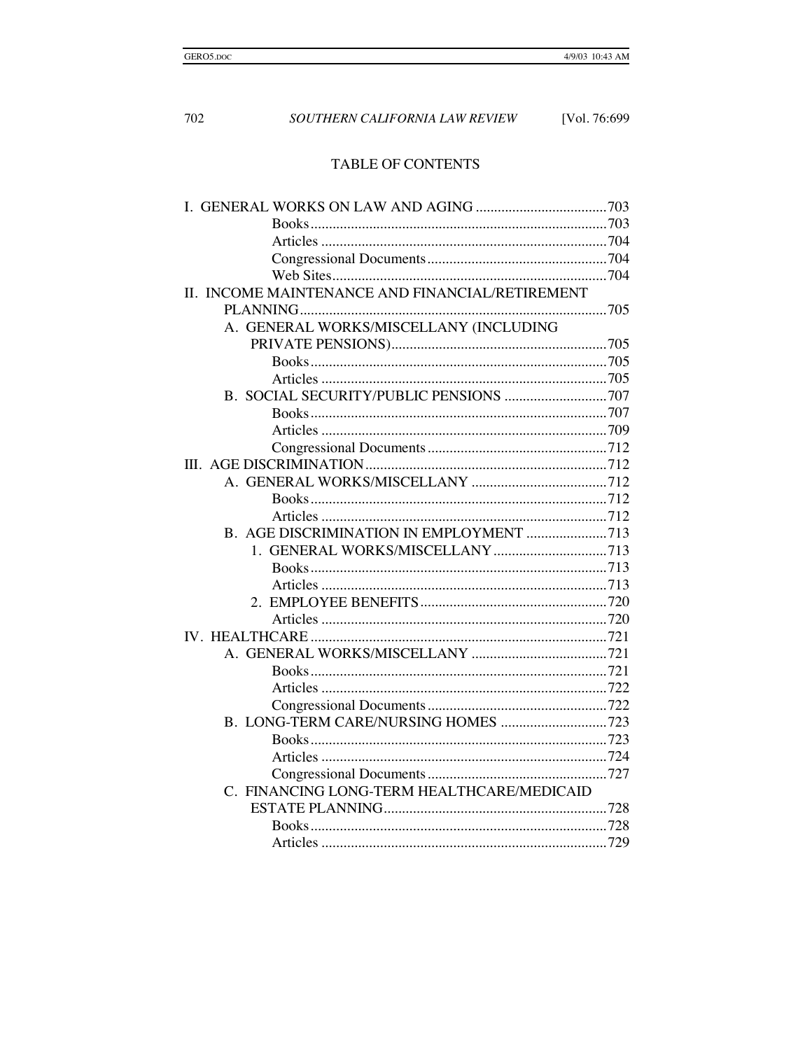## TABLE OF CONTENTS

I. GENERAL WORKS ON LAW AND AGING .......... 703
- Books .......... 703
- Articles .......... 704
- Congressional Documents .......... 704
- Web Sites .......... 704

II. INCOME MAINTENANCE AND FINANCIAL/RETIREMENT PLANNING .......... 705
- A. GENERAL WORKS/MISCELLANY (INCLUDING PRIVATE PENSIONS) .......... 705
  - Books .......... 705
  - Articles .......... 705
- B. SOCIAL SECURITY/PUBLIC PENSIONS .......... 707
  - Books .......... 707
  - Articles .......... 709
  - Congressional Documents .......... 712

III. AGE DISCRIMINATION .......... 712
- A. GENERAL WORKS/MISCELLANY .......... 712
  - Books .......... 712
  - Articles .......... 712
- B. AGE DISCRIMINATION IN EMPLOYMENT .......... 713
  - 1. GENERAL WORKS/MISCELLANY .......... 713
    - Books .......... 713
    - Articles .......... 713
  - 2. EMPLOYEE BENEFITS .......... 720
    - Articles .......... 720

IV. HEALTHCARE .......... 721
- A. GENERAL WORKS/MISCELLANY .......... 721
  - Books .......... 721
  - Articles .......... 722
  - Congressional Documents .......... 722
- B. LONG-TERM CARE/NURSING HOMES .......... 723
  - Books .......... 723
  - Articles .......... 724
  - Congressional Documents .......... 727
- C. FINANCING LONG-TERM HEALTHCARE/MEDICAID ESTATE PLANNING .......... 728
  - Books .......... 728
  - Articles .......... 729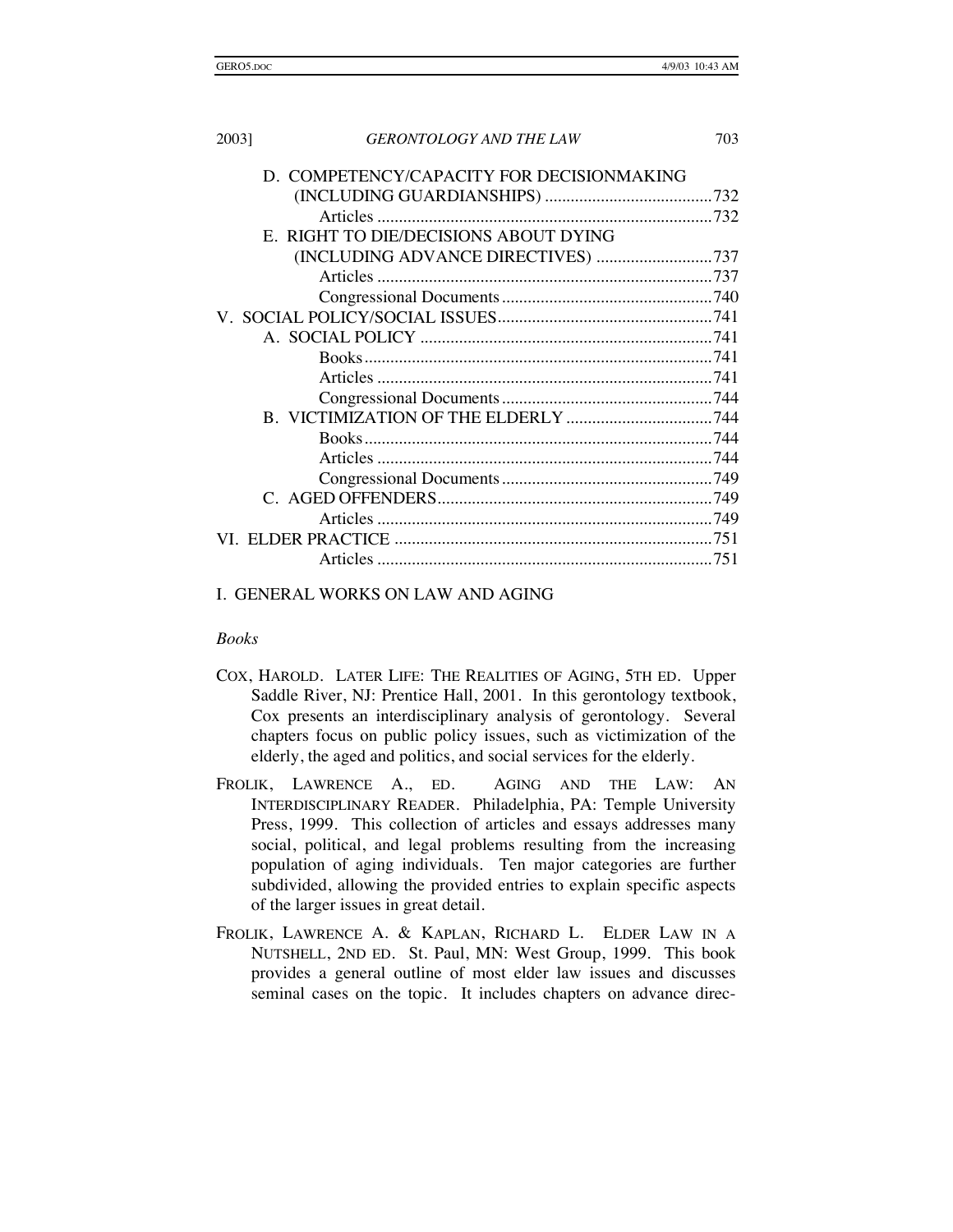D. COMPETENCY/CAPACITY FOR DECISIONMAKING (INCLUDING GUARDIANSHIPS) ....................................... 732
- Articles ............................................................................. 732

E. RIGHT TO DIE/DECISIONS ABOUT DYING (INCLUDING ADVANCE DIRECTIVES) ........................... 737
- Articles ............................................................................. 737
- Congressional Documents ................................................. 740

V. SOCIAL POLICY/SOCIAL ISSUES ................................................. 741

A. SOCIAL POLICY .................................................................... 741
- Books ................................................................................ 741
- Articles ............................................................................. 741
- Congressional Documents ................................................. 744

B. VICTIMIZATION OF THE ELDERLY .................................. 744
- Books ................................................................................ 744
- Articles ............................................................................. 744
- Congressional Documents ................................................. 749

C. AGED OFFENDERS ................................................................ 749
- Articles ............................................................................. 749

VI. ELDER PRACTICE .......................................................................... 751
- Articles ............................................................................. 751

# I. GENERAL WORKS ON LAW AND AGING

*Books*

COX, HAROLD. LATER LIFE: THE REALITIES OF AGING, 5TH ED. Upper Saddle River, NJ: Prentice Hall, 2001. In this gerontology textbook, Cox presents an interdisciplinary analysis of gerontology. Several chapters focus on public policy issues, such as victimization of the elderly, the aged and politics, and social services for the elderly.

FROLIK, LAWRENCE A., ED. AGING AND THE LAW: AN INTERDISCIPLINARY READER. Philadelphia, PA: Temple University Press, 1999. This collection of articles and essays addresses many social, political, and legal problems resulting from the increasing population of aging individuals. Ten major categories are further subdivided, allowing the provided entries to explain specific aspects of the larger issues in great detail.

FROLIK, LAWRENCE A. & KAPLAN, RICHARD L. ELDER LAW IN A NUTSHELL, 2ND ED. St. Paul, MN: West Group, 1999. This book provides a general outline of most elder law issues and discusses seminal cases on the topic. It includes chapters on advance direc-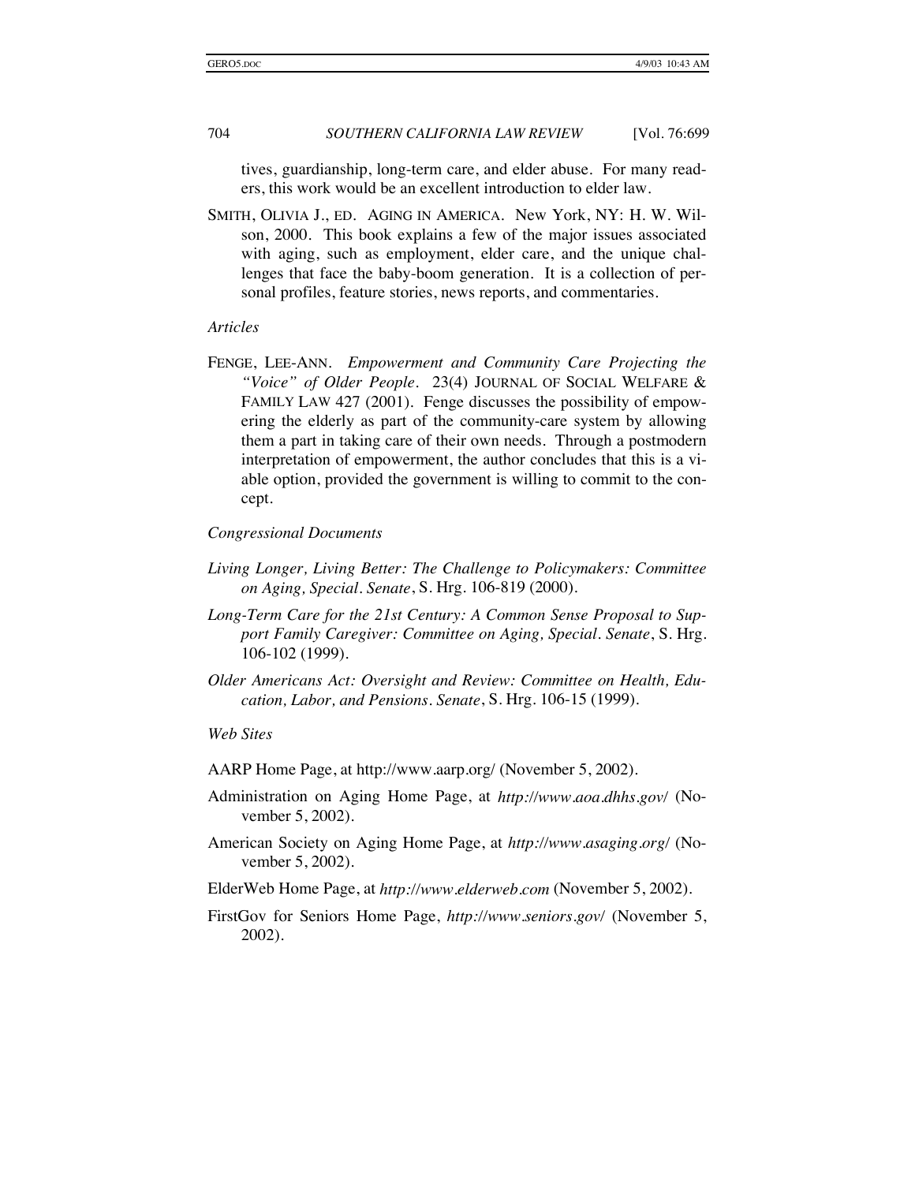tives, guardianship, long-term care, and elder abuse. For many readers, this work would be an excellent introduction to elder law.

SMITH, OLIVIA J., ED. AGING IN AMERICA. New York, NY: H. W. Wilson, 2000. This book explains a few of the major issues associated with aging, such as employment, elder care, and the unique challenges that face the baby-boom generation. It is a collection of personal profiles, feature stories, news reports, and commentaries.

*Articles*

FENGE, LEE-ANN. *Empowerment and Community Care Projecting the "Voice" of Older People*. 23(4) JOURNAL OF SOCIAL WELFARE & FAMILY LAW 427 (2001). Fenge discusses the possibility of empowering the elderly as part of the community-care system by allowing them a part in taking care of their own needs. Through a postmodern interpretation of empowerment, the author concludes that this is a viable option, provided the government is willing to commit to the concept.

*Congressional Documents*

*Living Longer, Living Better: The Challenge to Policymakers: Committee on Aging, Special. Senate*, S. Hrg. 106-819 (2000).

*Long-Term Care for the 21st Century: A Common Sense Proposal to Support Family Caregiver: Committee on Aging, Special. Senate*, S. Hrg. 106-102 (1999).

*Older Americans Act: Oversight and Review: Committee on Health, Education, Labor, and Pensions. Senate*, S. Hrg. 106-15 (1999).

*Web Sites*

AARP Home Page, at http://www.aarp.org/ (November 5, 2002).

Administration on Aging Home Page, at *http://www.aoa.dhhs.gov/* (November 5, 2002).

American Society on Aging Home Page, at *http://www.asaging.org/* (November 5, 2002).

ElderWeb Home Page, at *http://www.elderweb.com* (November 5, 2002).

FirstGov for Seniors Home Page, *http://www.seniors.gov/* (November 5, 2002).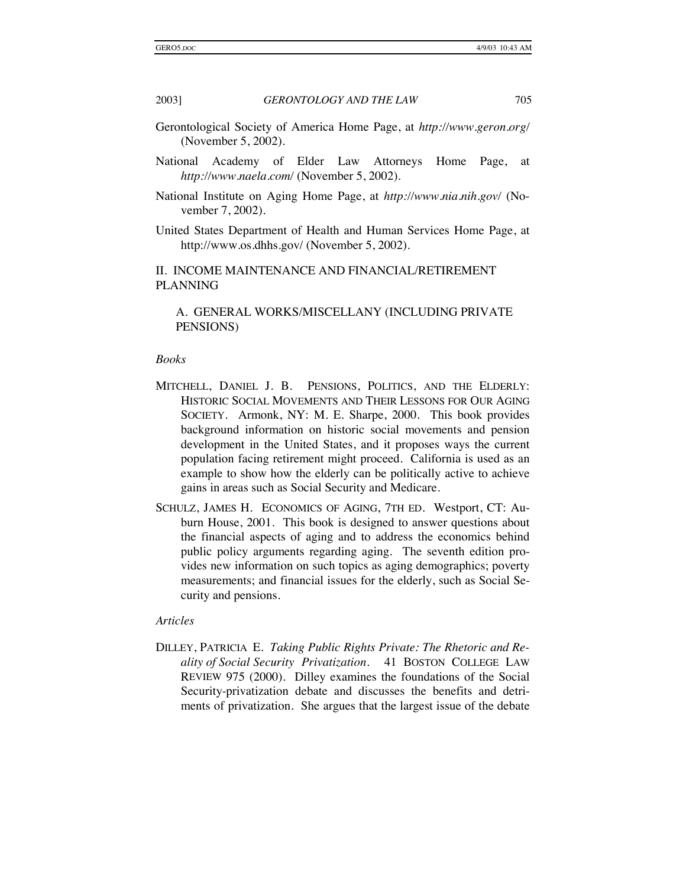Gerontological Society of America Home Page, at *http://www.geron.org/* (November 5, 2002).

National Academy of Elder Law Attorneys Home Page, at *http://www.naela.com/* (November 5, 2002).

National Institute on Aging Home Page, at *http://www.nia.nih.gov/* (November 7, 2002).

United States Department of Health and Human Services Home Page, at http://www.os.dhhs.gov/ (November 5, 2002).

## II. INCOME MAINTENANCE AND FINANCIAL/RETIREMENT PLANNING

### A. GENERAL WORKS/MISCELLANY (INCLUDING PRIVATE PENSIONS)

*Books*

MITCHELL, DANIEL J. B. PENSIONS, POLITICS, AND THE ELDERLY: HISTORIC SOCIAL MOVEMENTS AND THEIR LESSONS FOR OUR AGING SOCIETY. Armonk, NY: M. E. Sharpe, 2000. This book provides background information on historic social movements and pension development in the United States, and it proposes ways the current population facing retirement might proceed. California is used as an example to show how the elderly can be politically active to achieve gains in areas such as Social Security and Medicare.

SCHULZ, JAMES H. ECONOMICS OF AGING, 7TH ED. Westport, CT: Auburn House, 2001. This book is designed to answer questions about the financial aspects of aging and to address the economics behind public policy arguments regarding aging. The seventh edition provides new information on such topics as aging demographics; poverty measurements; and financial issues for the elderly, such as Social Security and pensions.

*Articles*

DILLEY, PATRICIA E. *Taking Public Rights Private: The Rhetoric and Reality of Social Security Privatization*. 41 BOSTON COLLEGE LAW REVIEW 975 (2000). Dilley examines the foundations of the Social Security-privatization debate and discusses the benefits and detriments of privatization. She argues that the largest issue of the debate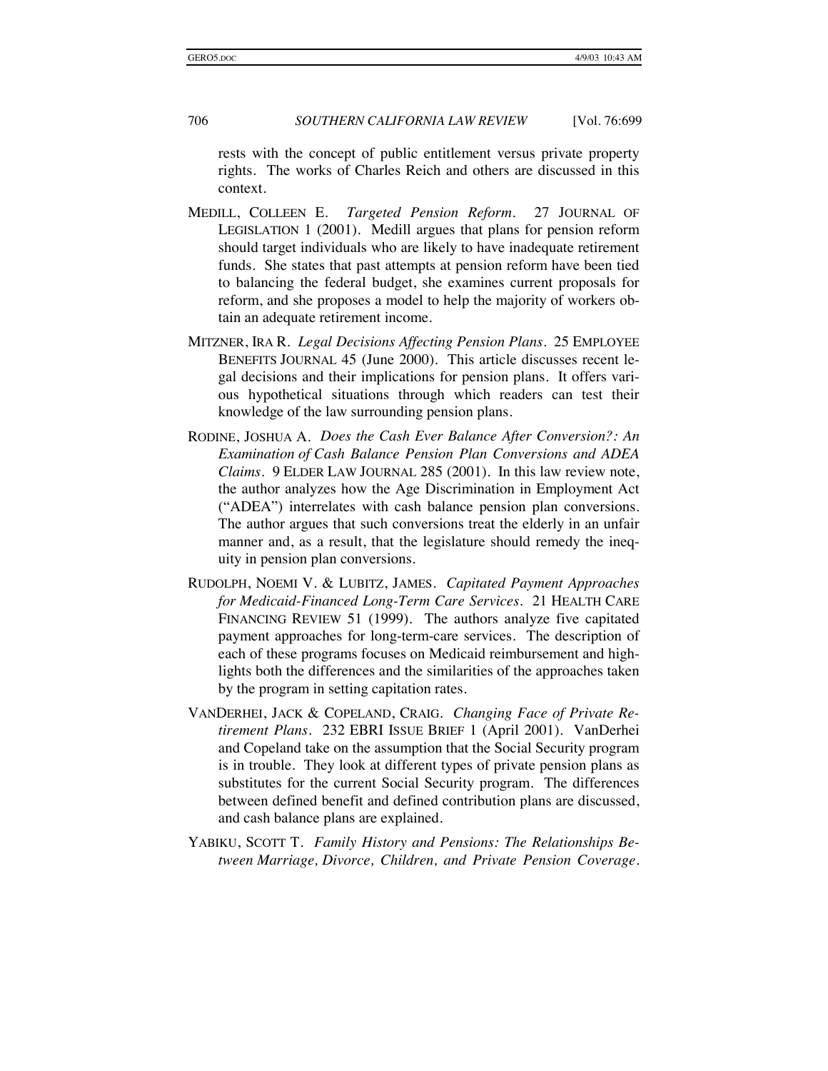rests with the concept of public entitlement versus private property rights. The works of Charles Reich and others are discussed in this context.

MEDILL, COLLEEN E. *Targeted Pension Reform*. 27 JOURNAL OF LEGISLATION 1 (2001). Medill argues that plans for pension reform should target individuals who are likely to have inadequate retirement funds. She states that past attempts at pension reform have been tied to balancing the federal budget, she examines current proposals for reform, and she proposes a model to help the majority of workers obtain an adequate retirement income.

MITZNER, IRA R. *Legal Decisions Affecting Pension Plans*. 25 EMPLOYEE BENEFITS JOURNAL 45 (June 2000). This article discusses recent legal decisions and their implications for pension plans. It offers various hypothetical situations through which readers can test their knowledge of the law surrounding pension plans.

RODINE, JOSHUA A. *Does the Cash Ever Balance After Conversion?: An Examination of Cash Balance Pension Plan Conversions and ADEA Claims*. 9 ELDER LAW JOURNAL 285 (2001). In this law review note, the author analyzes how the Age Discrimination in Employment Act ("ADEA") interrelates with cash balance pension plan conversions. The author argues that such conversions treat the elderly in an unfair manner and, as a result, that the legislature should remedy the inequity in pension plan conversions.

RUDOLPH, NOEMI V. & LUBITZ, JAMES. *Capitated Payment Approaches for Medicaid-Financed Long-Term Care Services*. 21 HEALTH CARE FINANCING REVIEW 51 (1999). The authors analyze five capitated payment approaches for long-term-care services. The description of each of these programs focuses on Medicaid reimbursement and highlights both the differences and the similarities of the approaches taken by the program in setting capitation rates.

VANDERHEI, JACK & COPELAND, CRAIG. *Changing Face of Private Retirement Plans*. 232 EBRI ISSUE BRIEF 1 (April 2001). VanDerhei and Copeland take on the assumption that the Social Security program is in trouble. They look at different types of private pension plans as substitutes for the current Social Security program. The differences between defined benefit and defined contribution plans are discussed, and cash balance plans are explained.

YABIKU, SCOTT T. *Family History and Pensions: The Relationships Between Marriage, Divorce, Children, and Private Pension Coverage*.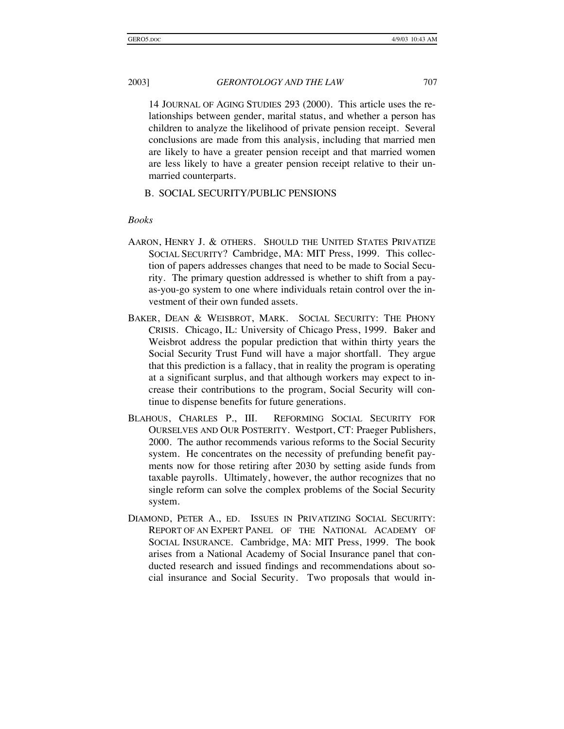14 JOURNAL OF AGING STUDIES 293 (2000). This article uses the relationships between gender, marital status, and whether a person has children to analyze the likelihood of private pension receipt. Several conclusions are made from this analysis, including that married men are likely to have a greater pension receipt and that married women are less likely to have a greater pension receipt relative to their unmarried counterparts.

## B. SOCIAL SECURITY/PUBLIC PENSIONS

*Books*

AARON, HENRY J. & OTHERS. SHOULD THE UNITED STATES PRIVATIZE SOCIAL SECURITY? Cambridge, MA: MIT Press, 1999. This collection of papers addresses changes that need to be made to Social Security. The primary question addressed is whether to shift from a pay-as-you-go system to one where individuals retain control over the investment of their own funded assets.

BAKER, DEAN & WEISBROT, MARK. SOCIAL SECURITY: THE PHONY CRISIS. Chicago, IL: University of Chicago Press, 1999. Baker and Weisbrot address the popular prediction that within thirty years the Social Security Trust Fund will have a major shortfall. They argue that this prediction is a fallacy, that in reality the program is operating at a significant surplus, and that although workers may expect to increase their contributions to the program, Social Security will continue to dispense benefits for future generations.

BLAHOUS, CHARLES P., III. REFORMING SOCIAL SECURITY FOR OURSELVES AND OUR POSTERITY. Westport, CT: Praeger Publishers, 2000. The author recommends various reforms to the Social Security system. He concentrates on the necessity of prefunding benefit payments now for those retiring after 2030 by setting aside funds from taxable payrolls. Ultimately, however, the author recognizes that no single reform can solve the complex problems of the Social Security system.

DIAMOND, PETER A., ED. ISSUES IN PRIVATIZING SOCIAL SECURITY: REPORT OF AN EXPERT PANEL OF THE NATIONAL ACADEMY OF SOCIAL INSURANCE. Cambridge, MA: MIT Press, 1999. The book arises from a National Academy of Social Insurance panel that conducted research and issued findings and recommendations about social insurance and Social Security. Two proposals that would in-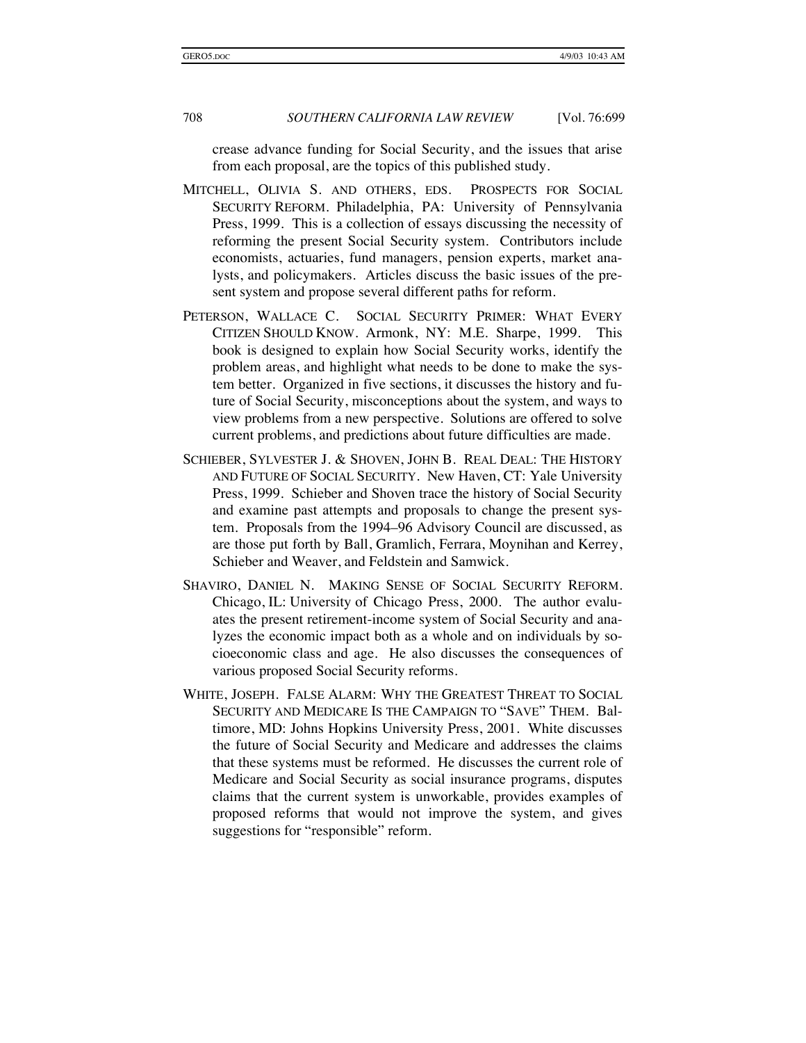crease advance funding for Social Security, and the issues that arise from each proposal, are the topics of this published study.

MITCHELL, OLIVIA S. AND OTHERS, EDS. PROSPECTS FOR SOCIAL SECURITY REFORM. Philadelphia, PA: University of Pennsylvania Press, 1999. This is a collection of essays discussing the necessity of reforming the present Social Security system. Contributors include economists, actuaries, fund managers, pension experts, market analysts, and policymakers. Articles discuss the basic issues of the present system and propose several different paths for reform.

PETERSON, WALLACE C. SOCIAL SECURITY PRIMER: WHAT EVERY CITIZEN SHOULD KNOW. Armonk, NY: M.E. Sharpe, 1999. This book is designed to explain how Social Security works, identify the problem areas, and highlight what needs to be done to make the system better. Organized in five sections, it discusses the history and future of Social Security, misconceptions about the system, and ways to view problems from a new perspective. Solutions are offered to solve current problems, and predictions about future difficulties are made.

SCHIEBER, SYLVESTER J. & SHOVEN, JOHN B. REAL DEAL: THE HISTORY AND FUTURE OF SOCIAL SECURITY. New Haven, CT: Yale University Press, 1999. Schieber and Shoven trace the history of Social Security and examine past attempts and proposals to change the present system. Proposals from the 1994–96 Advisory Council are discussed, as are those put forth by Ball, Gramlich, Ferrara, Moynihan and Kerrey, Schieber and Weaver, and Feldstein and Samwick.

SHAVIRO, DANIEL N. MAKING SENSE OF SOCIAL SECURITY REFORM. Chicago, IL: University of Chicago Press, 2000. The author evaluates the present retirement-income system of Social Security and analyzes the economic impact both as a whole and on individuals by socioeconomic class and age. He also discusses the consequences of various proposed Social Security reforms.

WHITE, JOSEPH. FALSE ALARM: WHY THE GREATEST THREAT TO SOCIAL SECURITY AND MEDICARE IS THE CAMPAIGN TO "SAVE" THEM. Baltimore, MD: Johns Hopkins University Press, 2001. White discusses the future of Social Security and Medicare and addresses the claims that these systems must be reformed. He discusses the current role of Medicare and Social Security as social insurance programs, disputes claims that the current system is unworkable, provides examples of proposed reforms that would not improve the system, and gives suggestions for "responsible" reform.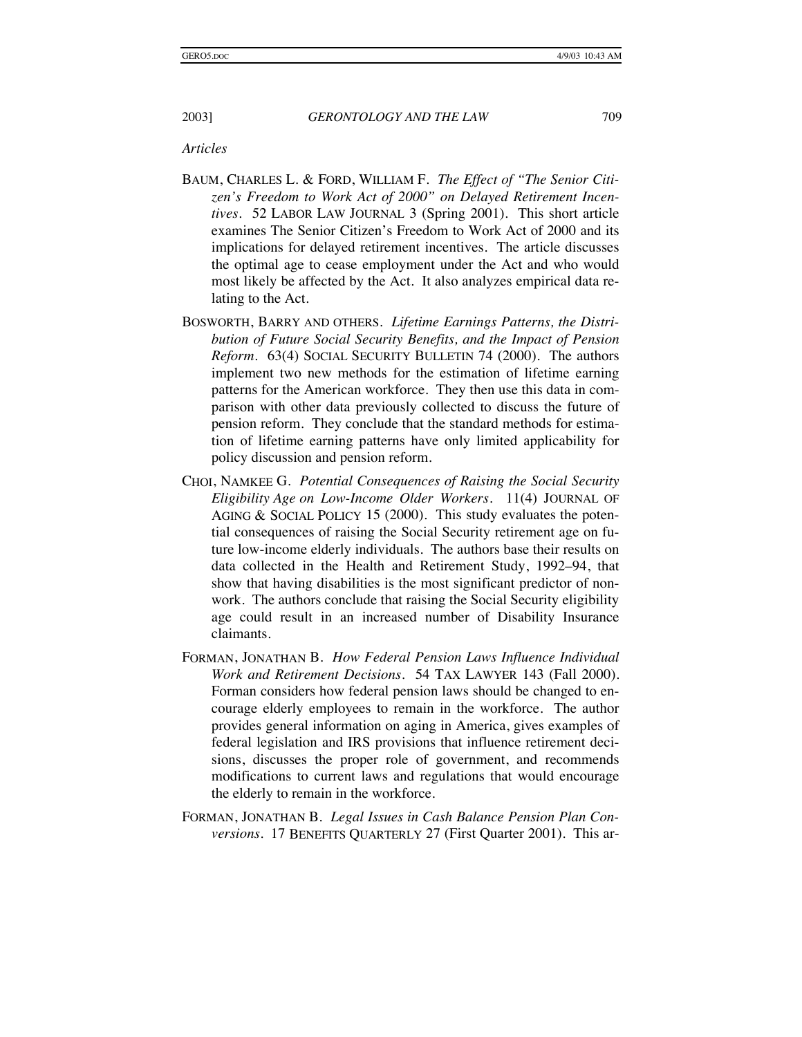*Articles*

BAUM, CHARLES L. & FORD, WILLIAM F. *The Effect of "The Senior Citizen's Freedom to Work Act of 2000" on Delayed Retirement Incentives*. 52 LABOR LAW JOURNAL 3 (Spring 2001). This short article examines The Senior Citizen's Freedom to Work Act of 2000 and its implications for delayed retirement incentives. The article discusses the optimal age to cease employment under the Act and who would most likely be affected by the Act. It also analyzes empirical data relating to the Act.

BOSWORTH, BARRY AND OTHERS. *Lifetime Earnings Patterns, the Distribution of Future Social Security Benefits, and the Impact of Pension Reform*. 63(4) SOCIAL SECURITY BULLETIN 74 (2000). The authors implement two new methods for the estimation of lifetime earning patterns for the American workforce. They then use this data in comparison with other data previously collected to discuss the future of pension reform. They conclude that the standard methods for estimation of lifetime earning patterns have only limited applicability for policy discussion and pension reform.

CHOI, NAMKEE G. *Potential Consequences of Raising the Social Security Eligibility Age on Low-Income Older Workers*. 11(4) JOURNAL OF AGING & SOCIAL POLICY 15 (2000). This study evaluates the potential consequences of raising the Social Security retirement age on future low-income elderly individuals. The authors base their results on data collected in the Health and Retirement Study, 1992–94, that show that having disabilities is the most significant predictor of nonwork. The authors conclude that raising the Social Security eligibility age could result in an increased number of Disability Insurance claimants.

FORMAN, JONATHAN B. *How Federal Pension Laws Influence Individual Work and Retirement Decisions*. 54 TAX LAWYER 143 (Fall 2000). Forman considers how federal pension laws should be changed to encourage elderly employees to remain in the workforce. The author provides general information on aging in America, gives examples of federal legislation and IRS provisions that influence retirement decisions, discusses the proper role of government, and recommends modifications to current laws and regulations that would encourage the elderly to remain in the workforce.

FORMAN, JONATHAN B. *Legal Issues in Cash Balance Pension Plan Conversions*. 17 BENEFITS QUARTERLY 27 (First Quarter 2001). This ar-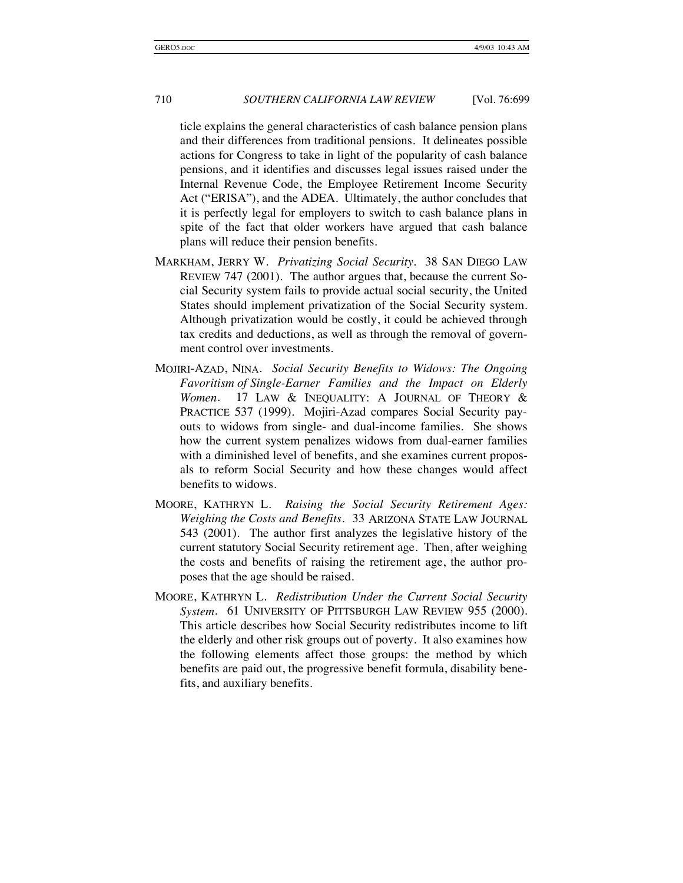ticle explains the general characteristics of cash balance pension plans and their differences from traditional pensions. It delineates possible actions for Congress to take in light of the popularity of cash balance pensions, and it identifies and discusses legal issues raised under the Internal Revenue Code, the Employee Retirement Income Security Act ("ERISA"), and the ADEA. Ultimately, the author concludes that it is perfectly legal for employers to switch to cash balance plans in spite of the fact that older workers have argued that cash balance plans will reduce their pension benefits.

MARKHAM, JERRY W. *Privatizing Social Security*. 38 SAN DIEGO LAW REVIEW 747 (2001). The author argues that, because the current Social Security system fails to provide actual social security, the United States should implement privatization of the Social Security system. Although privatization would be costly, it could be achieved through tax credits and deductions, as well as through the removal of government control over investments.

MOJIRI-AZAD, NINA. *Social Security Benefits to Widows: The Ongoing Favoritism of Single-Earner Families and the Impact on Elderly Women*. 17 LAW & INEQUALITY: A JOURNAL OF THEORY & PRACTICE 537 (1999). Mojiri-Azad compares Social Security payouts to widows from single- and dual-income families. She shows how the current system penalizes widows from dual-earner families with a diminished level of benefits, and she examines current proposals to reform Social Security and how these changes would affect benefits to widows.

MOORE, KATHRYN L. *Raising the Social Security Retirement Ages: Weighing the Costs and Benefits*. 33 ARIZONA STATE LAW JOURNAL 543 (2001). The author first analyzes the legislative history of the current statutory Social Security retirement age. Then, after weighing the costs and benefits of raising the retirement age, the author proposes that the age should be raised.

MOORE, KATHRYN L. *Redistribution Under the Current Social Security System*. 61 UNIVERSITY OF PITTSBURGH LAW REVIEW 955 (2000). This article describes how Social Security redistributes income to lift the elderly and other risk groups out of poverty. It also examines how the following elements affect those groups: the method by which benefits are paid out, the progressive benefit formula, disability benefits, and auxiliary benefits.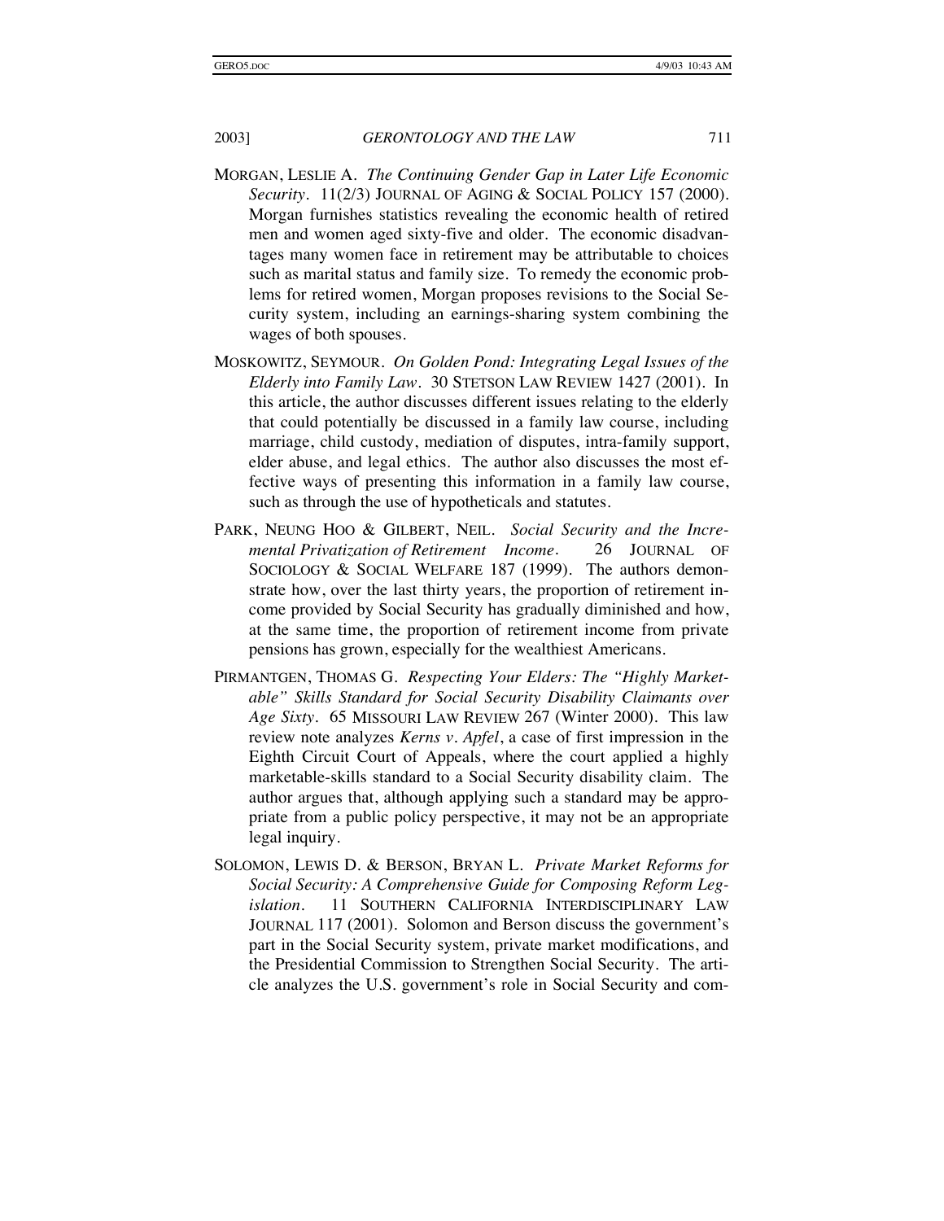MORGAN, LESLIE A. *The Continuing Gender Gap in Later Life Economic Security*. 11(2/3) JOURNAL OF AGING & SOCIAL POLICY 157 (2000). Morgan furnishes statistics revealing the economic health of retired men and women aged sixty-five and older. The economic disadvantages many women face in retirement may be attributable to choices such as marital status and family size. To remedy the economic problems for retired women, Morgan proposes revisions to the Social Security system, including an earnings-sharing system combining the wages of both spouses.

MOSKOWITZ, SEYMOUR. *On Golden Pond: Integrating Legal Issues of the Elderly into Family Law*. 30 STETSON LAW REVIEW 1427 (2001). In this article, the author discusses different issues relating to the elderly that could potentially be discussed in a family law course, including marriage, child custody, mediation of disputes, intra-family support, elder abuse, and legal ethics. The author also discusses the most effective ways of presenting this information in a family law course, such as through the use of hypotheticals and statutes.

PARK, NEUNG HOO & GILBERT, NEIL. *Social Security and the Incremental Privatization of Retirement Income*. 26 JOURNAL OF SOCIOLOGY & SOCIAL WELFARE 187 (1999). The authors demonstrate how, over the last thirty years, the proportion of retirement income provided by Social Security has gradually diminished and how, at the same time, the proportion of retirement income from private pensions has grown, especially for the wealthiest Americans.

PIRMANTGEN, THOMAS G. *Respecting Your Elders: The "Highly Marketable" Skills Standard for Social Security Disability Claimants over Age Sixty*. 65 MISSOURI LAW REVIEW 267 (Winter 2000). This law review note analyzes *Kerns v. Apfel*, a case of first impression in the Eighth Circuit Court of Appeals, where the court applied a highly marketable-skills standard to a Social Security disability claim. The author argues that, although applying such a standard may be appropriate from a public policy perspective, it may not be an appropriate legal inquiry.

SOLOMON, LEWIS D. & BERSON, BRYAN L. *Private Market Reforms for Social Security: A Comprehensive Guide for Composing Reform Legislation*. 11 SOUTHERN CALIFORNIA INTERDISCIPLINARY LAW JOURNAL 117 (2001). Solomon and Berson discuss the government's part in the Social Security system, private market modifications, and the Presidential Commission to Strengthen Social Security. The article analyzes the U.S. government's role in Social Security and com-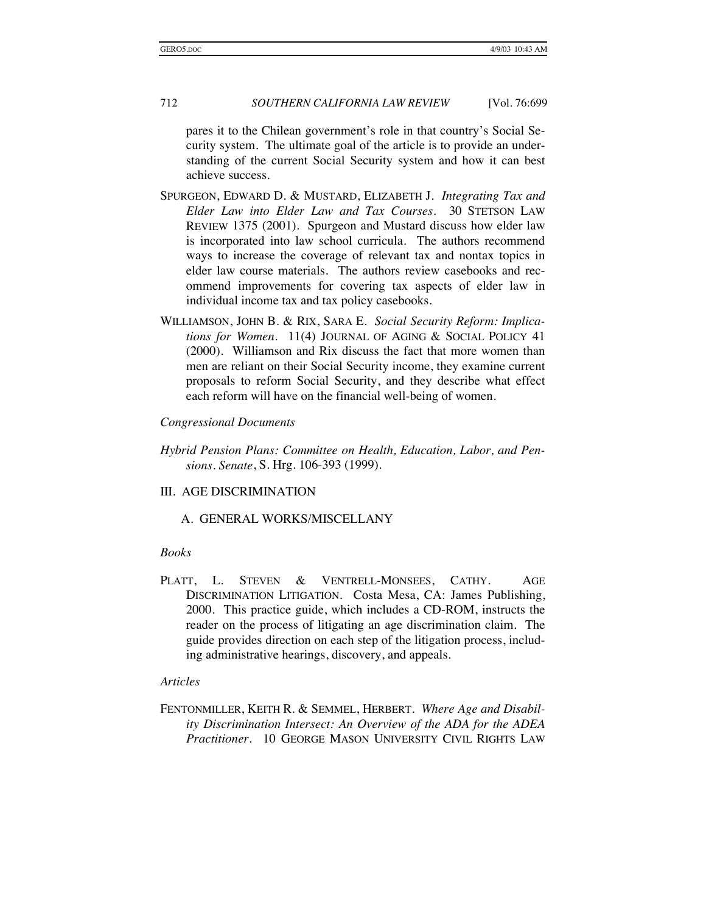pares it to the Chilean government's role in that country's Social Security system. The ultimate goal of the article is to provide an understanding of the current Social Security system and how it can best achieve success.

SPURGEON, EDWARD D. & MUSTARD, ELIZABETH J. *Integrating Tax and Elder Law into Elder Law and Tax Courses*. 30 STETSON LAW REVIEW 1375 (2001). Spurgeon and Mustard discuss how elder law is incorporated into law school curricula. The authors recommend ways to increase the coverage of relevant tax and nontax topics in elder law course materials. The authors review casebooks and recommend improvements for covering tax aspects of elder law in individual income tax and tax policy casebooks.

WILLIAMSON, JOHN B. & RIX, SARA E. *Social Security Reform: Implications for Women*. 11(4) JOURNAL OF AGING & SOCIAL POLICY 41 (2000). Williamson and Rix discuss the fact that more women than men are reliant on their Social Security income, they examine current proposals to reform Social Security, and they describe what effect each reform will have on the financial well-being of women.

*Congressional Documents*

*Hybrid Pension Plans: Committee on Health, Education, Labor, and Pensions. Senate*, S. Hrg. 106-393 (1999).

## III. AGE DISCRIMINATION

### A. GENERAL WORKS/MISCELLANY

*Books*

PLATT, L. STEVEN & VENTRELL-MONSEES, CATHY. AGE DISCRIMINATION LITIGATION. Costa Mesa, CA: James Publishing, 2000. This practice guide, which includes a CD-ROM, instructs the reader on the process of litigating an age discrimination claim. The guide provides direction on each step of the litigation process, including administrative hearings, discovery, and appeals.

*Articles*

FENTONMILLER, KEITH R. & SEMMEL, HERBERT. *Where Age and Disability Discrimination Intersect: An Overview of the ADA for the ADEA Practitioner*. 10 GEORGE MASON UNIVERSITY CIVIL RIGHTS LAW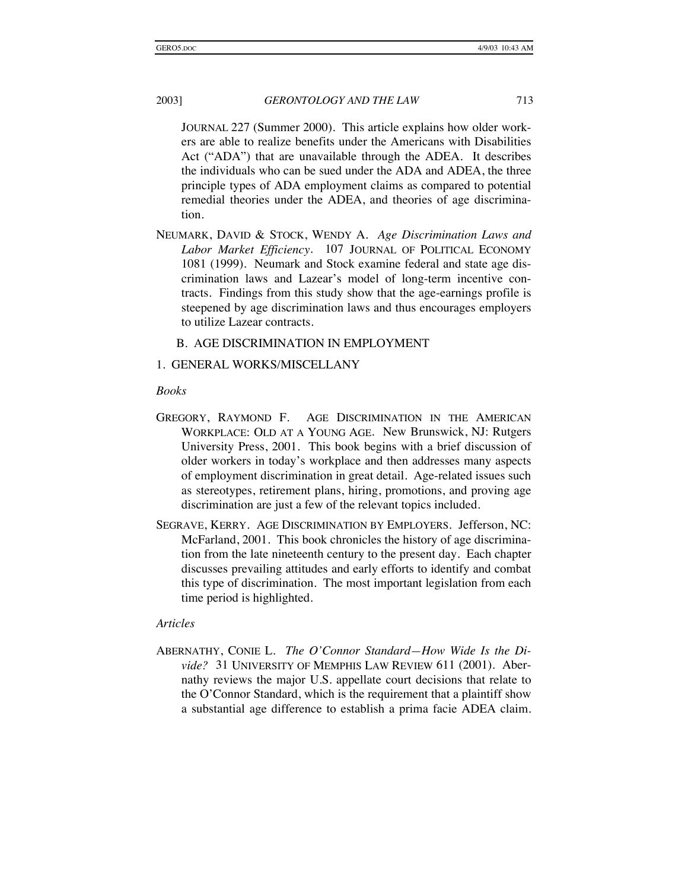JOURNAL 227 (Summer 2000). This article explains how older workers are able to realize benefits under the Americans with Disabilities Act ("ADA") that are unavailable through the ADEA. It describes the individuals who can be sued under the ADA and ADEA, the three principle types of ADA employment claims as compared to potential remedial theories under the ADEA, and theories of age discrimination.

NEUMARK, DAVID & STOCK, WENDY A. *Age Discrimination Laws and Labor Market Efficiency*. 107 JOURNAL OF POLITICAL ECONOMY 1081 (1999). Neumark and Stock examine federal and state age discrimination laws and Lazear's model of long-term incentive contracts. Findings from this study show that the age-earnings profile is steepened by age discrimination laws and thus encourages employers to utilize Lazear contracts.

## B. AGE DISCRIMINATION IN EMPLOYMENT

### 1. GENERAL WORKS/MISCELLANY

*Books*

GREGORY, RAYMOND F. AGE DISCRIMINATION IN THE AMERICAN WORKPLACE: OLD AT A YOUNG AGE. New Brunswick, NJ: Rutgers University Press, 2001. This book begins with a brief discussion of older workers in today's workplace and then addresses many aspects of employment discrimination in great detail. Age-related issues such as stereotypes, retirement plans, hiring, promotions, and proving age discrimination are just a few of the relevant topics included.

SEGRAVE, KERRY. AGE DISCRIMINATION BY EMPLOYERS. Jefferson, NC: McFarland, 2001. This book chronicles the history of age discrimination from the late nineteenth century to the present day. Each chapter discusses prevailing attitudes and early efforts to identify and combat this type of discrimination. The most important legislation from each time period is highlighted.

*Articles*

ABERNATHY, CONIE L. *The O'Connor Standard—How Wide Is the Divide?* 31 UNIVERSITY OF MEMPHIS LAW REVIEW 611 (2001). Abernathy reviews the major U.S. appellate court decisions that relate to the O'Connor Standard, which is the requirement that a plaintiff show a substantial age difference to establish a prima facie ADEA claim.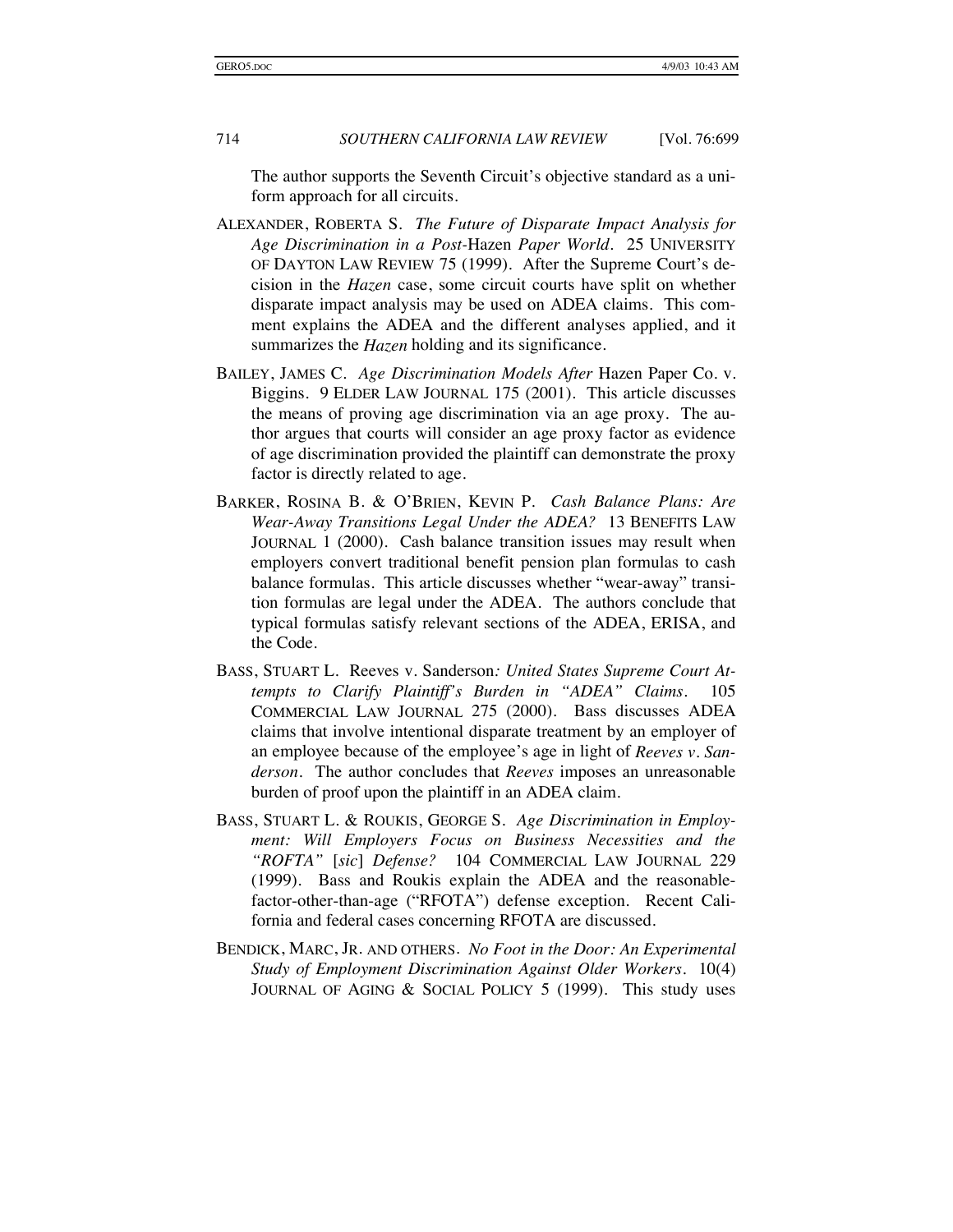The author supports the Seventh Circuit's objective standard as a uniform approach for all circuits.

ALEXANDER, ROBERTA S. *The Future of Disparate Impact Analysis for Age Discrimination in a Post-*Hazen *Paper World*. 25 UNIVERSITY OF DAYTON LAW REVIEW 75 (1999). After the Supreme Court's decision in the *Hazen* case, some circuit courts have split on whether disparate impact analysis may be used on ADEA claims. This comment explains the ADEA and the different analyses applied, and it summarizes the *Hazen* holding and its significance.

BAILEY, JAMES C. *Age Discrimination Models After* Hazen Paper Co. v. Biggins. 9 ELDER LAW JOURNAL 175 (2001). This article discusses the means of proving age discrimination via an age proxy. The author argues that courts will consider an age proxy factor as evidence of age discrimination provided the plaintiff can demonstrate the proxy factor is directly related to age.

BARKER, ROSINA B. & O'BRIEN, KEVIN P. *Cash Balance Plans: Are Wear-Away Transitions Legal Under the ADEA?* 13 BENEFITS LAW JOURNAL 1 (2000). Cash balance transition issues may result when employers convert traditional benefit pension plan formulas to cash balance formulas. This article discusses whether "wear-away" transition formulas are legal under the ADEA. The authors conclude that typical formulas satisfy relevant sections of the ADEA, ERISA, and the Code.

BASS, STUART L. Reeves v. Sanderson*: United States Supreme Court Attempts to Clarify Plaintiff's Burden in "ADEA" Claims*. 105 COMMERCIAL LAW JOURNAL 275 (2000). Bass discusses ADEA claims that involve intentional disparate treatment by an employer of an employee because of the employee's age in light of *Reeves v. Sanderson*. The author concludes that *Reeves* imposes an unreasonable burden of proof upon the plaintiff in an ADEA claim.

BASS, STUART L. & ROUKIS, GEORGE S. *Age Discrimination in Employment: Will Employers Focus on Business Necessities and the "ROFTA"* [*sic*] *Defense?* 104 COMMERCIAL LAW JOURNAL 229 (1999). Bass and Roukis explain the ADEA and the reasonable-factor-other-than-age ("RFOTA") defense exception. Recent California and federal cases concerning RFOTA are discussed.

BENDICK, MARC, JR. AND OTHERS. *No Foot in the Door: An Experimental Study of Employment Discrimination Against Older Workers*. 10(4) JOURNAL OF AGING & SOCIAL POLICY 5 (1999). This study uses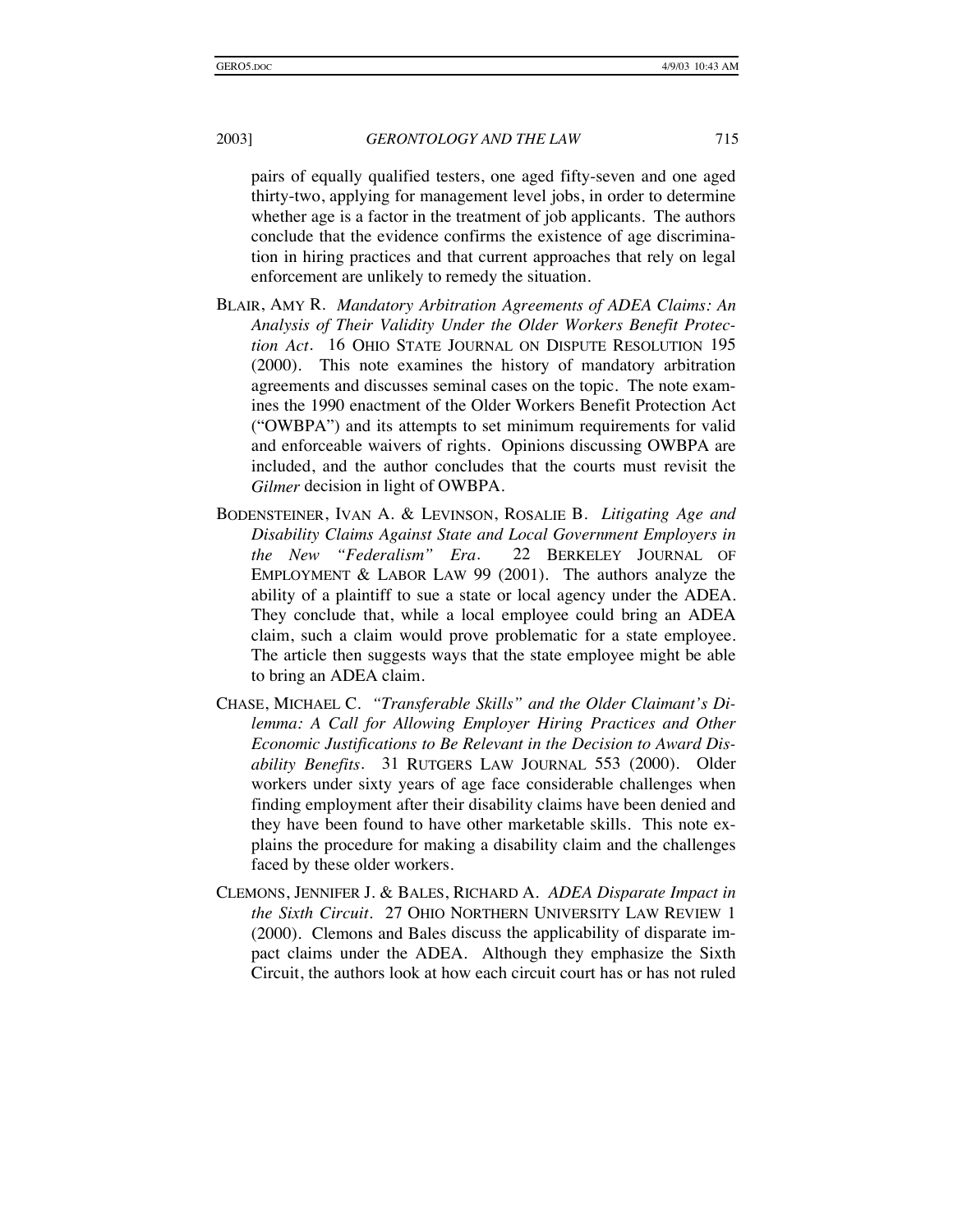pairs of equally qualified testers, one aged fifty-seven and one aged thirty-two, applying for management level jobs, in order to determine whether age is a factor in the treatment of job applicants. The authors conclude that the evidence confirms the existence of age discrimination in hiring practices and that current approaches that rely on legal enforcement are unlikely to remedy the situation.

BLAIR, AMY R. *Mandatory Arbitration Agreements of ADEA Claims: An Analysis of Their Validity Under the Older Workers Benefit Protection Act*. 16 OHIO STATE JOURNAL ON DISPUTE RESOLUTION 195 (2000). This note examines the history of mandatory arbitration agreements and discusses seminal cases on the topic. The note examines the 1990 enactment of the Older Workers Benefit Protection Act ("OWBPA") and its attempts to set minimum requirements for valid and enforceable waivers of rights. Opinions discussing OWBPA are included, and the author concludes that the courts must revisit the *Gilmer* decision in light of OWBPA.

BODENSTEINER, IVAN A. & LEVINSON, ROSALIE B. *Litigating Age and Disability Claims Against State and Local Government Employers in the New "Federalism" Era*. 22 BERKELEY JOURNAL OF EMPLOYMENT & LABOR LAW 99 (2001). The authors analyze the ability of a plaintiff to sue a state or local agency under the ADEA. They conclude that, while a local employee could bring an ADEA claim, such a claim would prove problematic for a state employee. The article then suggests ways that the state employee might be able to bring an ADEA claim.

CHASE, MICHAEL C. *"Transferable Skills" and the Older Claimant's Dilemma: A Call for Allowing Employer Hiring Practices and Other Economic Justifications to Be Relevant in the Decision to Award Disability Benefits*. 31 RUTGERS LAW JOURNAL 553 (2000). Older workers under sixty years of age face considerable challenges when finding employment after their disability claims have been denied and they have been found to have other marketable skills. This note explains the procedure for making a disability claim and the challenges faced by these older workers.

CLEMONS, JENNIFER J. & BALES, RICHARD A. *ADEA Disparate Impact in the Sixth Circuit*. 27 OHIO NORTHERN UNIVERSITY LAW REVIEW 1 (2000). Clemons and Bales discuss the applicability of disparate impact claims under the ADEA. Although they emphasize the Sixth Circuit, the authors look at how each circuit court has or has not ruled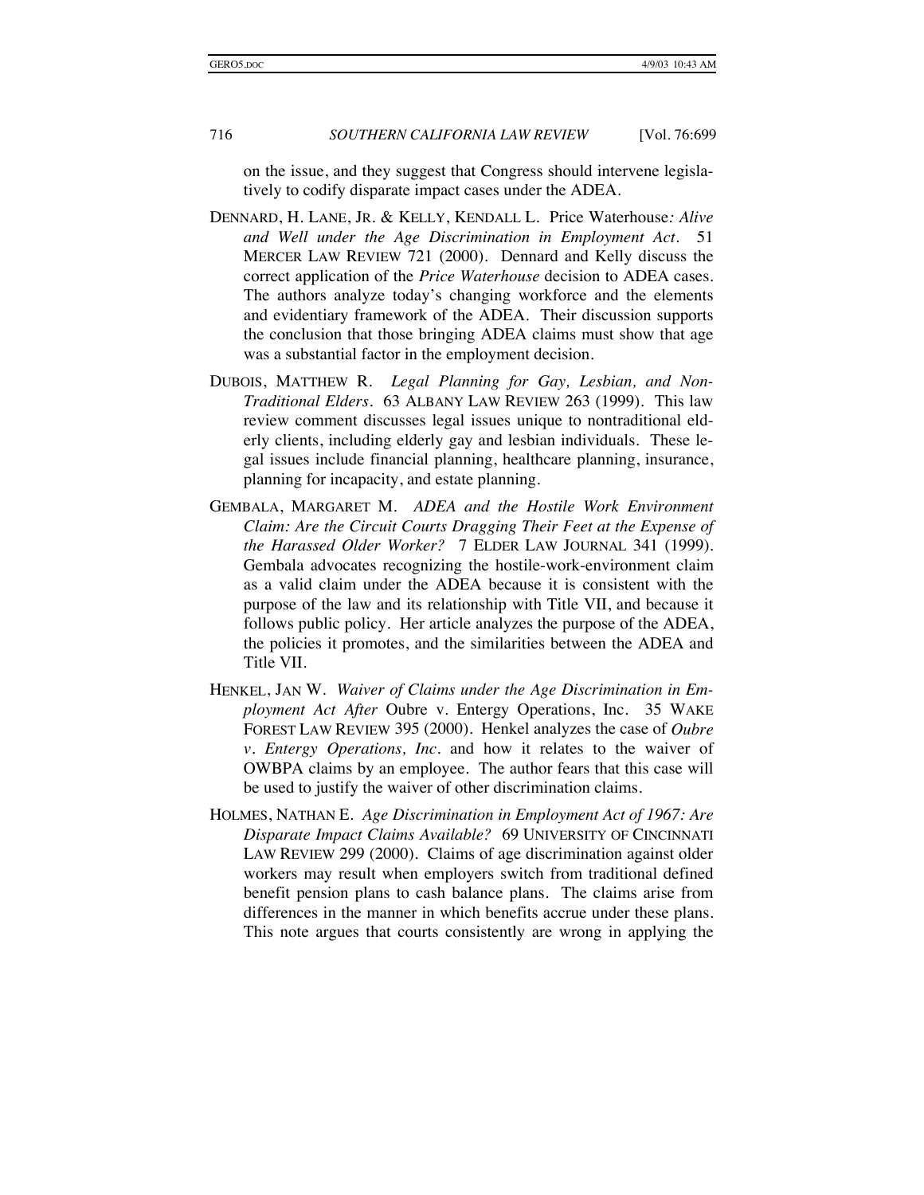on the issue, and they suggest that Congress should intervene legislatively to codify disparate impact cases under the ADEA.

DENNARD, H. LANE, JR. & KELLY, KENDALL L. Price Waterhouse*: Alive and Well under the Age Discrimination in Employment Act*. 51 MERCER LAW REVIEW 721 (2000). Dennard and Kelly discuss the correct application of the *Price Waterhouse* decision to ADEA cases. The authors analyze today's changing workforce and the elements and evidentiary framework of the ADEA. Their discussion supports the conclusion that those bringing ADEA claims must show that age was a substantial factor in the employment decision.

DUBOIS, MATTHEW R. *Legal Planning for Gay, Lesbian, and Non-Traditional Elders*. 63 ALBANY LAW REVIEW 263 (1999). This law review comment discusses legal issues unique to nontraditional elderly clients, including elderly gay and lesbian individuals. These legal issues include financial planning, healthcare planning, insurance, planning for incapacity, and estate planning.

GEMBALA, MARGARET M. *ADEA and the Hostile Work Environment Claim: Are the Circuit Courts Dragging Their Feet at the Expense of the Harassed Older Worker?* 7 ELDER LAW JOURNAL 341 (1999). Gembala advocates recognizing the hostile-work-environment claim as a valid claim under the ADEA because it is consistent with the purpose of the law and its relationship with Title VII, and because it follows public policy. Her article analyzes the purpose of the ADEA, the policies it promotes, and the similarities between the ADEA and Title VII.

HENKEL, JAN W. *Waiver of Claims under the Age Discrimination in Employment Act After* Oubre v. Entergy Operations, Inc. 35 WAKE FOREST LAW REVIEW 395 (2000). Henkel analyzes the case of *Oubre v. Entergy Operations, Inc.* and how it relates to the waiver of OWBPA claims by an employee. The author fears that this case will be used to justify the waiver of other discrimination claims.

HOLMES, NATHAN E. *Age Discrimination in Employment Act of 1967: Are Disparate Impact Claims Available?* 69 UNIVERSITY OF CINCINNATI LAW REVIEW 299 (2000). Claims of age discrimination against older workers may result when employers switch from traditional defined benefit pension plans to cash balance plans. The claims arise from differences in the manner in which benefits accrue under these plans. This note argues that courts consistently are wrong in applying the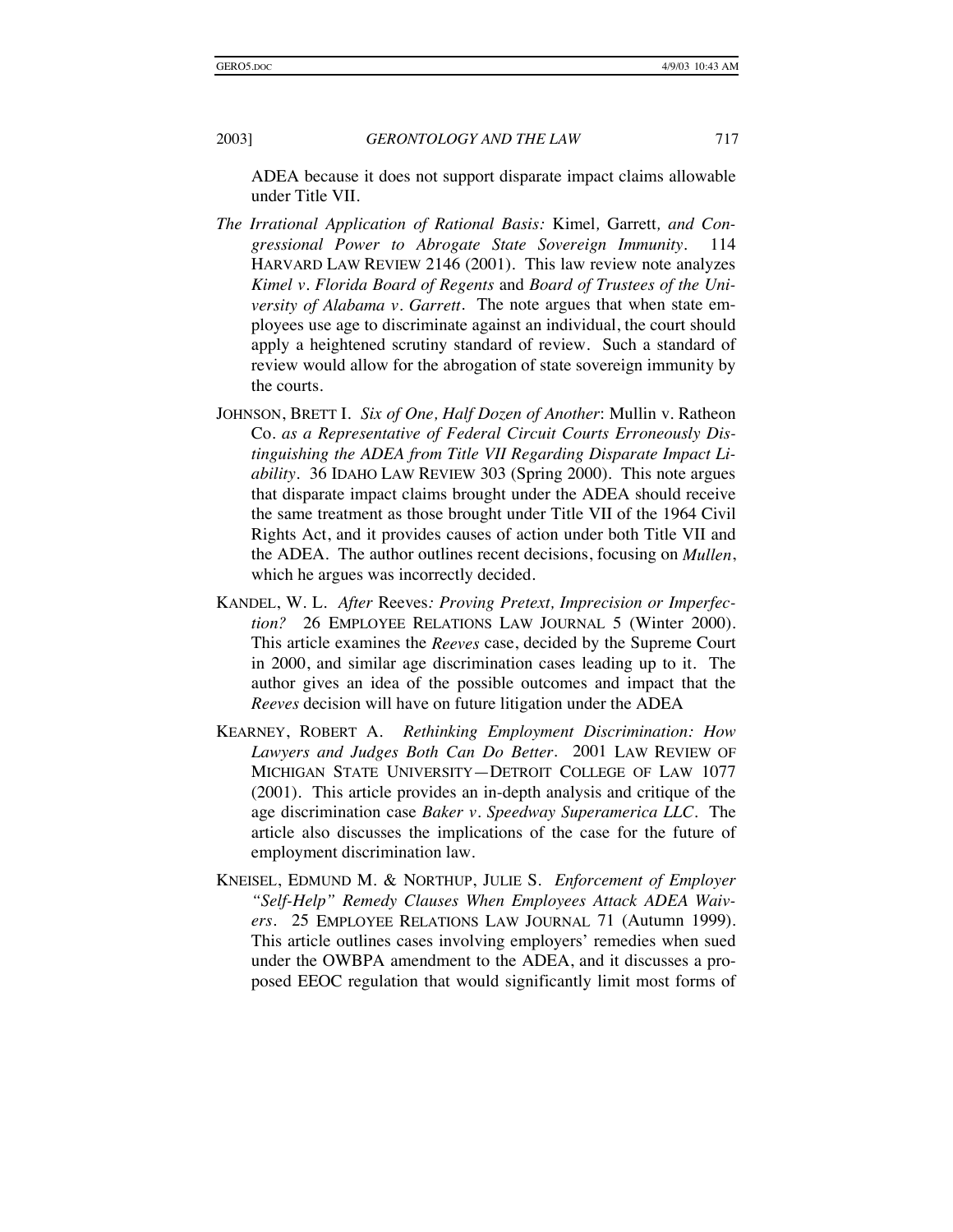ADEA because it does not support disparate impact claims allowable under Title VII.

*The Irrational Application of Rational Basis:* Kimel*,* Garrett*, and Congressional Power to Abrogate State Sovereign Immunity*. 114 HARVARD LAW REVIEW 2146 (2001). This law review note analyzes *Kimel v. Florida Board of Regents* and *Board of Trustees of the University of Alabama v. Garrett*. The note argues that when state employees use age to discriminate against an individual, the court should apply a heightened scrutiny standard of review. Such a standard of review would allow for the abrogation of state sovereign immunity by the courts.

JOHNSON, BRETT I. *Six of One, Half Dozen of Another*: Mullin v. Ratheon Co. *as a Representative of Federal Circuit Courts Erroneously Distinguishing the ADEA from Title VII Regarding Disparate Impact Liability*. 36 IDAHO LAW REVIEW 303 (Spring 2000). This note argues that disparate impact claims brought under the ADEA should receive the same treatment as those brought under Title VII of the 1964 Civil Rights Act, and it provides causes of action under both Title VII and the ADEA. The author outlines recent decisions, focusing on *Mullen*, which he argues was incorrectly decided.

KANDEL, W. L. *After* Reeves*: Proving Pretext, Imprecision or Imperfection?* 26 EMPLOYEE RELATIONS LAW JOURNAL 5 (Winter 2000). This article examines the *Reeves* case, decided by the Supreme Court in 2000, and similar age discrimination cases leading up to it. The author gives an idea of the possible outcomes and impact that the *Reeves* decision will have on future litigation under the ADEA

KEARNEY, ROBERT A. *Rethinking Employment Discrimination: How Lawyers and Judges Both Can Do Better*. 2001 LAW REVIEW OF MICHIGAN STATE UNIVERSITY—DETROIT COLLEGE OF LAW 1077 (2001). This article provides an in-depth analysis and critique of the age discrimination case *Baker v. Speedway Superamerica LLC*. The article also discusses the implications of the case for the future of employment discrimination law.

KNEISEL, EDMUND M. & NORTHUP, JULIE S. *Enforcement of Employer "Self-Help" Remedy Clauses When Employees Attack ADEA Waivers*. 25 EMPLOYEE RELATIONS LAW JOURNAL 71 (Autumn 1999). This article outlines cases involving employers' remedies when sued under the OWBPA amendment to the ADEA, and it discusses a proposed EEOC regulation that would significantly limit most forms of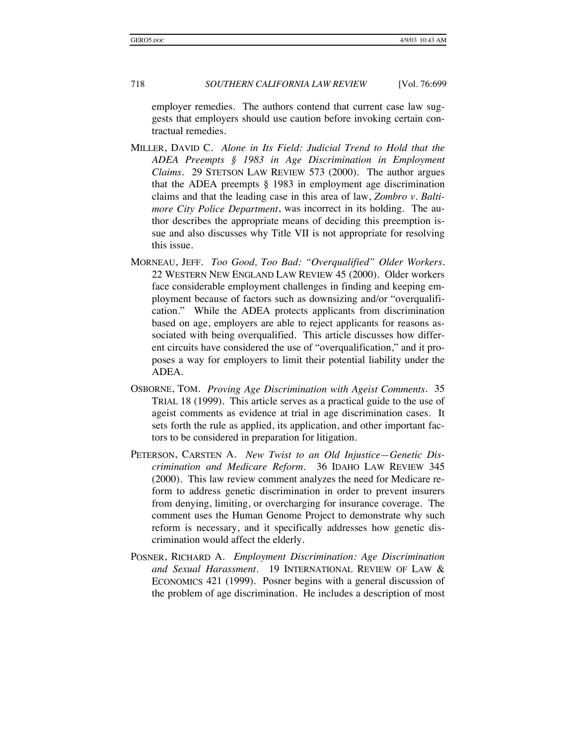employer remedies. The authors contend that current case law suggests that employers should use caution before invoking certain contractual remedies.

MILLER, DAVID C. *Alone in Its Field: Judicial Trend to Hold that the ADEA Preempts § 1983 in Age Discrimination in Employment Claims*. 29 STETSON LAW REVIEW 573 (2000). The author argues that the ADEA preempts § 1983 in employment age discrimination claims and that the leading case in this area of law, *Zombro v. Baltimore City Police Department*, was incorrect in its holding. The author describes the appropriate means of deciding this preemption issue and also discusses why Title VII is not appropriate for resolving this issue.

MORNEAU, JEFF. *Too Good, Too Bad: "Overqualified" Older Workers*. 22 WESTERN NEW ENGLAND LAW REVIEW 45 (2000). Older workers face considerable employment challenges in finding and keeping employment because of factors such as downsizing and/or "overqualification." While the ADEA protects applicants from discrimination based on age, employers are able to reject applicants for reasons associated with being overqualified. This article discusses how different circuits have considered the use of "overqualification," and it proposes a way for employers to limit their potential liability under the ADEA.

OSBORNE, TOM. *Proving Age Discrimination with Ageist Comments*. 35 TRIAL 18 (1999). This article serves as a practical guide to the use of ageist comments as evidence at trial in age discrimination cases. It sets forth the rule as applied, its application, and other important factors to be considered in preparation for litigation.

PETERSON, CARSTEN A. *New Twist to an Old Injustice—Genetic Discrimination and Medicare Reform*. 36 IDAHO LAW REVIEW 345 (2000). This law review comment analyzes the need for Medicare reform to address genetic discrimination in order to prevent insurers from denying, limiting, or overcharging for insurance coverage. The comment uses the Human Genome Project to demonstrate why such reform is necessary, and it specifically addresses how genetic discrimination would affect the elderly.

POSNER, RICHARD A. *Employment Discrimination: Age Discrimination and Sexual Harassment*. 19 INTERNATIONAL REVIEW OF LAW & ECONOMICS 421 (1999). Posner begins with a general discussion of the problem of age discrimination. He includes a description of most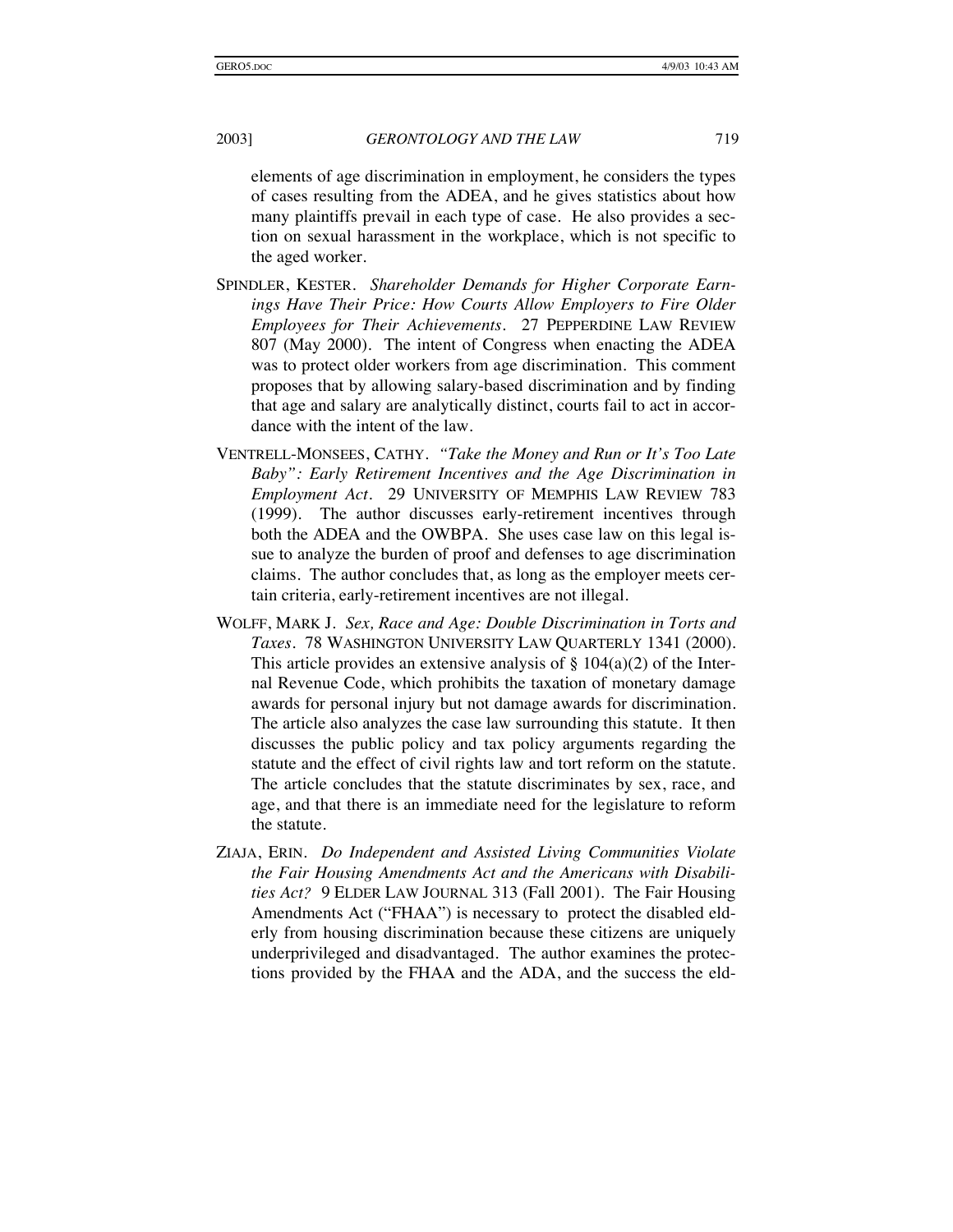elements of age discrimination in employment, he considers the types of cases resulting from the ADEA, and he gives statistics about how many plaintiffs prevail in each type of case. He also provides a section on sexual harassment in the workplace, which is not specific to the aged worker.

SPINDLER, KESTER. *Shareholder Demands for Higher Corporate Earnings Have Their Price: How Courts Allow Employers to Fire Older Employees for Their Achievements*. 27 PEPPERDINE LAW REVIEW 807 (May 2000). The intent of Congress when enacting the ADEA was to protect older workers from age discrimination. This comment proposes that by allowing salary-based discrimination and by finding that age and salary are analytically distinct, courts fail to act in accordance with the intent of the law.

VENTRELL-MONSEES, CATHY. *"Take the Money and Run or It's Too Late Baby": Early Retirement Incentives and the Age Discrimination in Employment Act*. 29 UNIVERSITY OF MEMPHIS LAW REVIEW 783 (1999). The author discusses early-retirement incentives through both the ADEA and the OWBPA. She uses case law on this legal issue to analyze the burden of proof and defenses to age discrimination claims. The author concludes that, as long as the employer meets certain criteria, early-retirement incentives are not illegal.

WOLFF, MARK J. *Sex, Race and Age: Double Discrimination in Torts and Taxes*. 78 WASHINGTON UNIVERSITY LAW QUARTERLY 1341 (2000). This article provides an extensive analysis of § 104(a)(2) of the Internal Revenue Code, which prohibits the taxation of monetary damage awards for personal injury but not damage awards for discrimination. The article also analyzes the case law surrounding this statute. It then discusses the public policy and tax policy arguments regarding the statute and the effect of civil rights law and tort reform on the statute. The article concludes that the statute discriminates by sex, race, and age, and that there is an immediate need for the legislature to reform the statute.

ZIAJA, ERIN. *Do Independent and Assisted Living Communities Violate the Fair Housing Amendments Act and the Americans with Disabilities Act?* 9 ELDER LAW JOURNAL 313 (Fall 2001). The Fair Housing Amendments Act ("FHAA") is necessary to protect the disabled elderly from housing discrimination because these citizens are uniquely underprivileged and disadvantaged. The author examines the protections provided by the FHAA and the ADA, and the success the eld-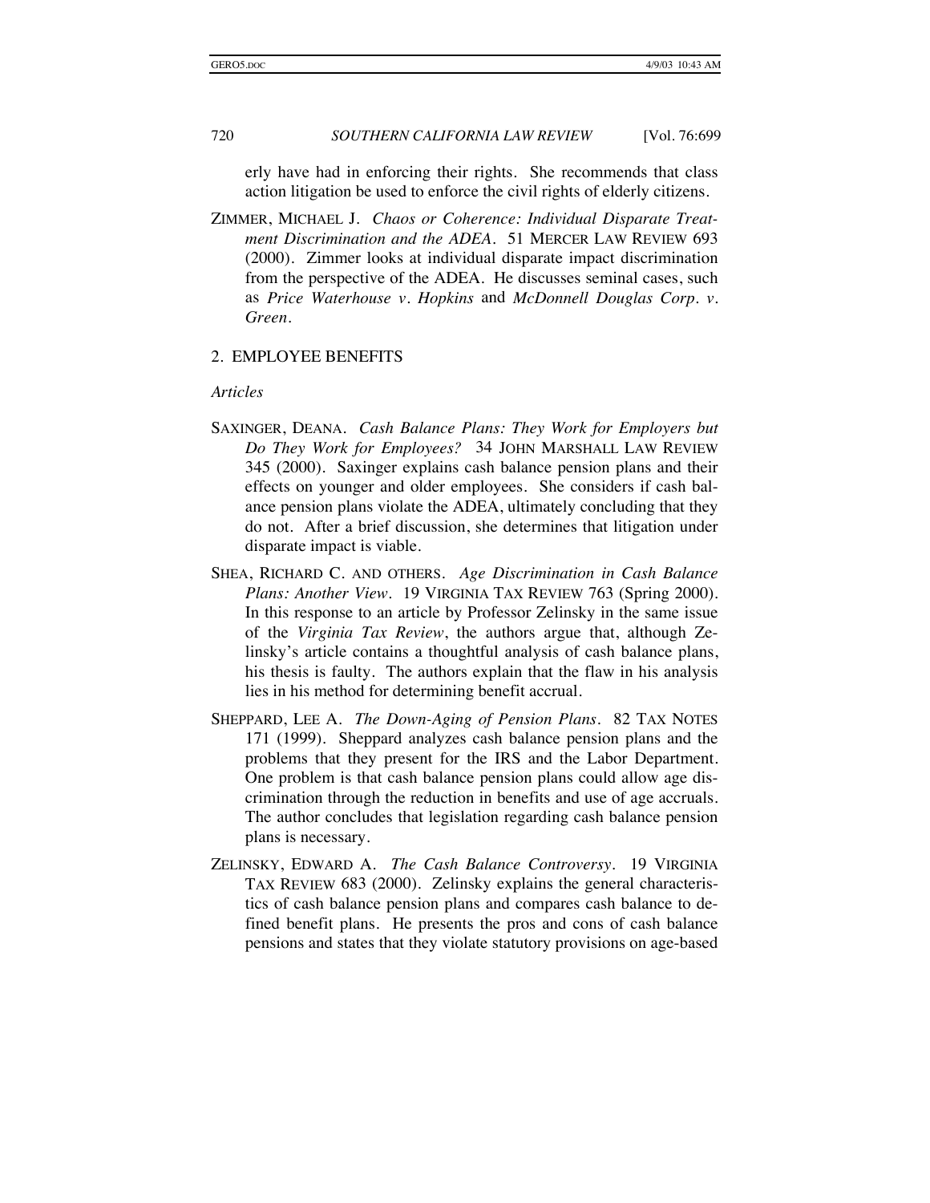erly have had in enforcing their rights. She recommends that class action litigation be used to enforce the civil rights of elderly citizens.

ZIMMER, MICHAEL J. *Chaos or Coherence: Individual Disparate Treatment Discrimination and the ADEA*. 51 MERCER LAW REVIEW 693 (2000). Zimmer looks at individual disparate impact discrimination from the perspective of the ADEA. He discusses seminal cases, such as *Price Waterhouse v. Hopkins* and *McDonnell Douglas Corp. v. Green*.

## 2. EMPLOYEE BENEFITS

*Articles*

SAXINGER, DEANA. *Cash Balance Plans: They Work for Employers but Do They Work for Employees?* 34 JOHN MARSHALL LAW REVIEW 345 (2000). Saxinger explains cash balance pension plans and their effects on younger and older employees. She considers if cash balance pension plans violate the ADEA, ultimately concluding that they do not. After a brief discussion, she determines that litigation under disparate impact is viable.

SHEA, RICHARD C. AND OTHERS. *Age Discrimination in Cash Balance Plans: Another View*. 19 VIRGINIA TAX REVIEW 763 (Spring 2000). In this response to an article by Professor Zelinsky in the same issue of the *Virginia Tax Review*, the authors argue that, although Zelinsky's article contains a thoughtful analysis of cash balance plans, his thesis is faulty. The authors explain that the flaw in his analysis lies in his method for determining benefit accrual.

SHEPPARD, LEE A. *The Down-Aging of Pension Plans*. 82 TAX NOTES 171 (1999). Sheppard analyzes cash balance pension plans and the problems that they present for the IRS and the Labor Department. One problem is that cash balance pension plans could allow age discrimination through the reduction in benefits and use of age accruals. The author concludes that legislation regarding cash balance pension plans is necessary.

ZELINSKY, EDWARD A. *The Cash Balance Controversy*. 19 VIRGINIA TAX REVIEW 683 (2000). Zelinsky explains the general characteristics of cash balance pension plans and compares cash balance to defined benefit plans. He presents the pros and cons of cash balance pensions and states that they violate statutory provisions on age-based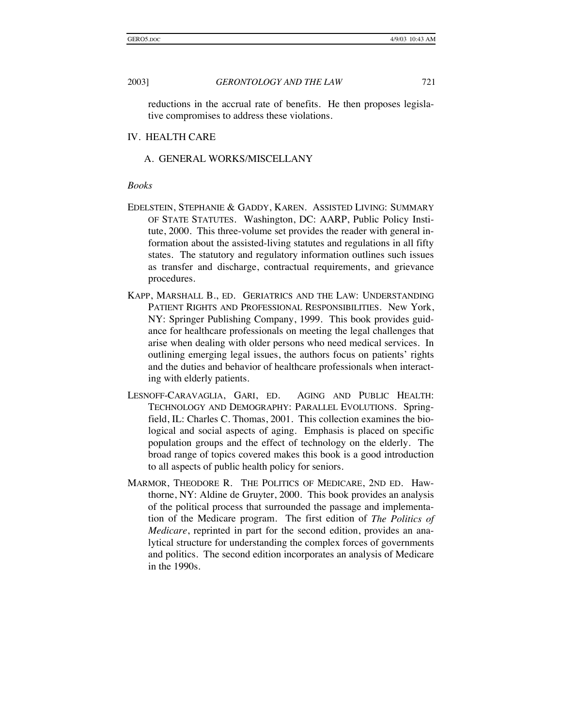reductions in the accrual rate of benefits. He then proposes legislative compromises to address these violations.

## IV. HEALTH CARE

### A. GENERAL WORKS/MISCELLANY

*Books*

EDELSTEIN, STEPHANIE & GADDY, KAREN. ASSISTED LIVING: SUMMARY OF STATE STATUTES. Washington, DC: AARP, Public Policy Institute, 2000. This three-volume set provides the reader with general information about the assisted-living statutes and regulations in all fifty states. The statutory and regulatory information outlines such issues as transfer and discharge, contractual requirements, and grievance procedures.

KAPP, MARSHALL B., ED. GERIATRICS AND THE LAW: UNDERSTANDING PATIENT RIGHTS AND PROFESSIONAL RESPONSIBILITIES. New York, NY: Springer Publishing Company, 1999. This book provides guidance for healthcare professionals on meeting the legal challenges that arise when dealing with older persons who need medical services. In outlining emerging legal issues, the authors focus on patients' rights and the duties and behavior of healthcare professionals when interacting with elderly patients.

LESNOFF-CARAVAGLIA, GARI, ED. AGING AND PUBLIC HEALTH: TECHNOLOGY AND DEMOGRAPHY: PARALLEL EVOLUTIONS. Springfield, IL: Charles C. Thomas, 2001. This collection examines the biological and social aspects of aging. Emphasis is placed on specific population groups and the effect of technology on the elderly. The broad range of topics covered makes this book is a good introduction to all aspects of public health policy for seniors.

MARMOR, THEODORE R. THE POLITICS OF MEDICARE, 2ND ED. Hawthorne, NY: Aldine de Gruyter, 2000. This book provides an analysis of the political process that surrounded the passage and implementation of the Medicare program. The first edition of *The Politics of Medicare*, reprinted in part for the second edition, provides an analytical structure for understanding the complex forces of governments and politics. The second edition incorporates an analysis of Medicare in the 1990s.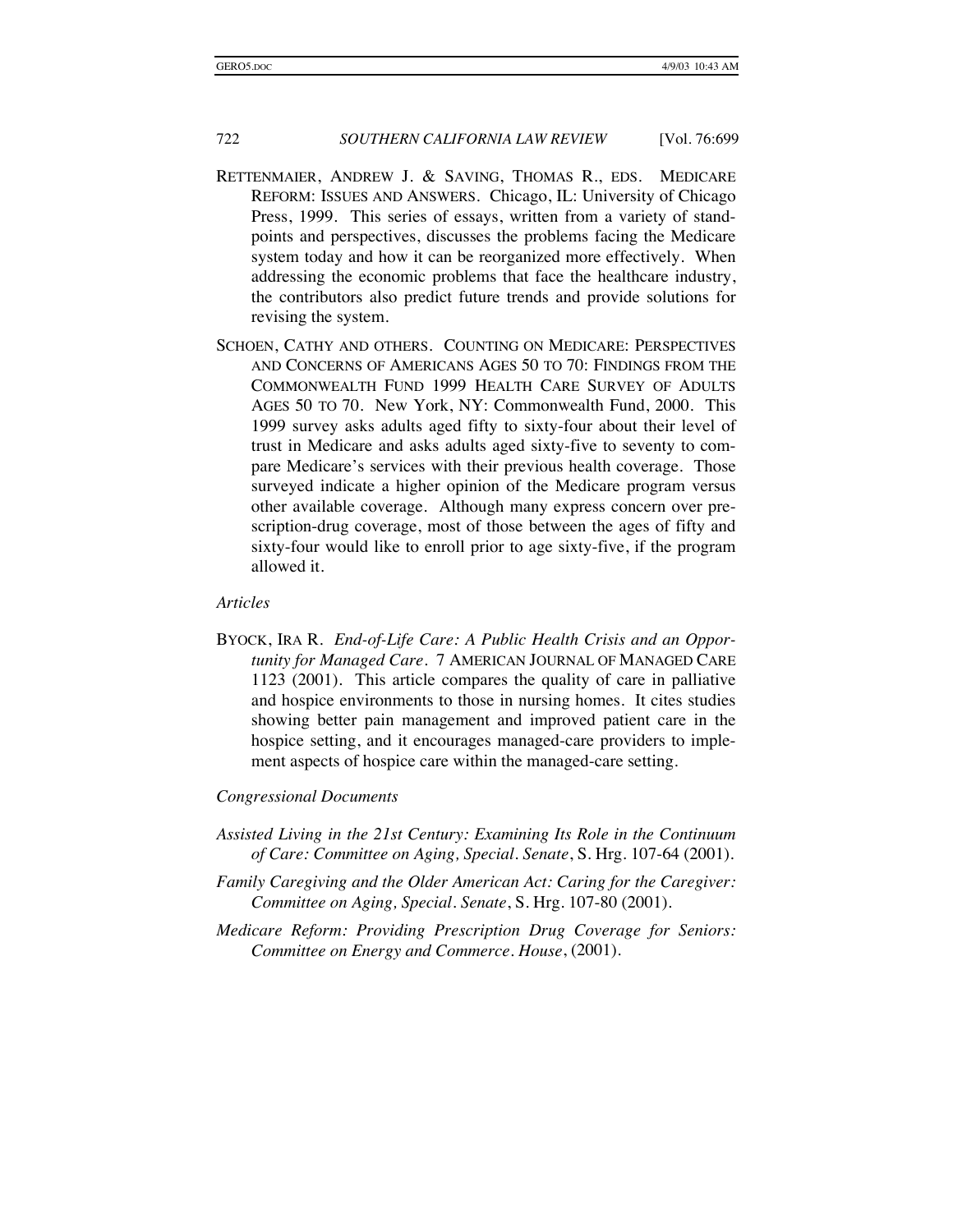RETTENMAIER, ANDREW J. & SAVING, THOMAS R., EDS. MEDICARE REFORM: ISSUES AND ANSWERS. Chicago, IL: University of Chicago Press, 1999. This series of essays, written from a variety of standpoints and perspectives, discusses the problems facing the Medicare system today and how it can be reorganized more effectively. When addressing the economic problems that face the healthcare industry, the contributors also predict future trends and provide solutions for revising the system.

SCHOEN, CATHY AND OTHERS. COUNTING ON MEDICARE: PERSPECTIVES AND CONCERNS OF AMERICANS AGES 50 TO 70: FINDINGS FROM THE COMMONWEALTH FUND 1999 HEALTH CARE SURVEY OF ADULTS AGES 50 TO 70. New York, NY: Commonwealth Fund, 2000. This 1999 survey asks adults aged fifty to sixty-four about their level of trust in Medicare and asks adults aged sixty-five to seventy to compare Medicare's services with their previous health coverage. Those surveyed indicate a higher opinion of the Medicare program versus other available coverage. Although many express concern over prescription-drug coverage, most of those between the ages of fifty and sixty-four would like to enroll prior to age sixty-five, if the program allowed it.

*Articles*

BYOCK, IRA R. *End-of-Life Care: A Public Health Crisis and an Opportunity for Managed Care*. 7 AMERICAN JOURNAL OF MANAGED CARE 1123 (2001). This article compares the quality of care in palliative and hospice environments to those in nursing homes. It cites studies showing better pain management and improved patient care in the hospice setting, and it encourages managed-care providers to implement aspects of hospice care within the managed-care setting.

*Congressional Documents*

*Assisted Living in the 21st Century: Examining Its Role in the Continuum of Care: Committee on Aging, Special. Senate*, S. Hrg. 107-64 (2001).

*Family Caregiving and the Older American Act: Caring for the Caregiver: Committee on Aging, Special. Senate*, S. Hrg. 107-80 (2001).

*Medicare Reform: Providing Prescription Drug Coverage for Seniors: Committee on Energy and Commerce. House*, (2001).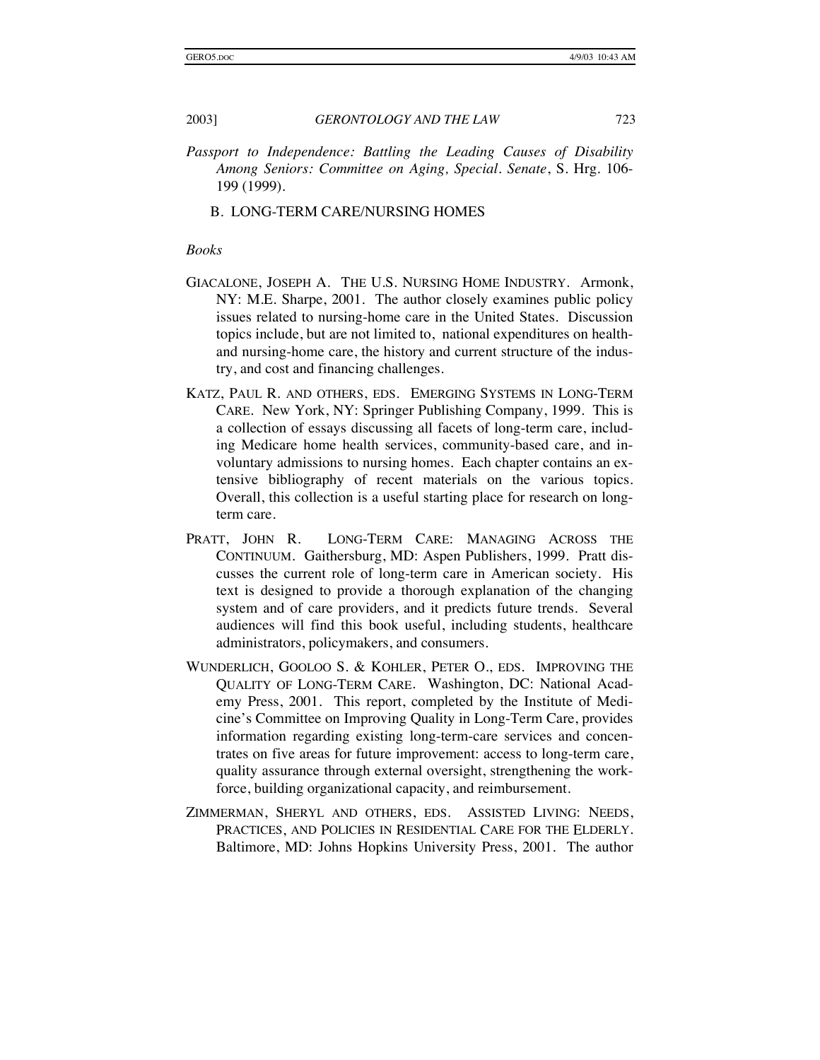*Passport to Independence: Battling the Leading Causes of Disability Among Seniors: Committee on Aging, Special. Senate*, S. Hrg. 106-199 (1999).

## B. LONG-TERM CARE/NURSING HOMES

*Books*

GIACALONE, JOSEPH A. THE U.S. NURSING HOME INDUSTRY. Armonk, NY: M.E. Sharpe, 2001. The author closely examines public policy issues related to nursing-home care in the United States. Discussion topics include, but are not limited to, national expenditures on health- and nursing-home care, the history and current structure of the industry, and cost and financing challenges.

KATZ, PAUL R. AND OTHERS, EDS. EMERGING SYSTEMS IN LONG-TERM CARE. New York, NY: Springer Publishing Company, 1999. This is a collection of essays discussing all facets of long-term care, including Medicare home health services, community-based care, and involuntary admissions to nursing homes. Each chapter contains an extensive bibliography of recent materials on the various topics. Overall, this collection is a useful starting place for research on long-term care.

PRATT, JOHN R. LONG-TERM CARE: MANAGING ACROSS THE CONTINUUM. Gaithersburg, MD: Aspen Publishers, 1999. Pratt discusses the current role of long-term care in American society. His text is designed to provide a thorough explanation of the changing system and of care providers, and it predicts future trends. Several audiences will find this book useful, including students, healthcare administrators, policymakers, and consumers.

WUNDERLICH, GOOLOO S. & KOHLER, PETER O., EDS. IMPROVING THE QUALITY OF LONG-TERM CARE. Washington, DC: National Academy Press, 2001. This report, completed by the Institute of Medicine's Committee on Improving Quality in Long-Term Care, provides information regarding existing long-term-care services and concentrates on five areas for future improvement: access to long-term care, quality assurance through external oversight, strengthening the workforce, building organizational capacity, and reimbursement.

ZIMMERMAN, SHERYL AND OTHERS, EDS. ASSISTED LIVING: NEEDS, PRACTICES, AND POLICIES IN RESIDENTIAL CARE FOR THE ELDERLY. Baltimore, MD: Johns Hopkins University Press, 2001. The author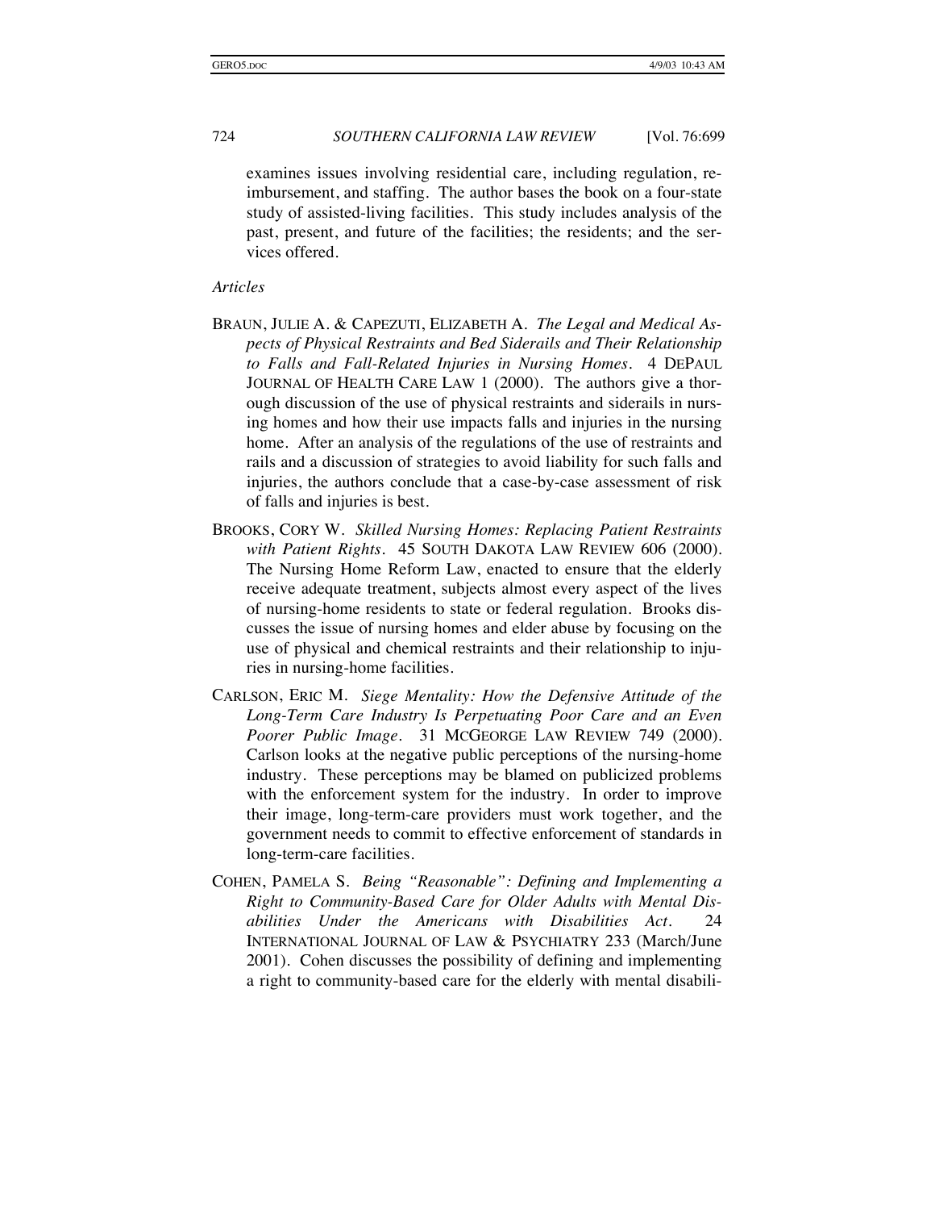examines issues involving residential care, including regulation, reimbursement, and staffing. The author bases the book on a four-state study of assisted-living facilities. This study includes analysis of the past, present, and future of the facilities; the residents; and the services offered.

*Articles*

BRAUN, JULIE A. & CAPEZUTI, ELIZABETH A. *The Legal and Medical Aspects of Physical Restraints and Bed Siderails and Their Relationship to Falls and Fall-Related Injuries in Nursing Homes*. 4 DEPAUL JOURNAL OF HEALTH CARE LAW 1 (2000). The authors give a thorough discussion of the use of physical restraints and siderails in nursing homes and how their use impacts falls and injuries in the nursing home. After an analysis of the regulations of the use of restraints and rails and a discussion of strategies to avoid liability for such falls and injuries, the authors conclude that a case-by-case assessment of risk of falls and injuries is best.

BROOKS, CORY W. *Skilled Nursing Homes: Replacing Patient Restraints with Patient Rights*. 45 SOUTH DAKOTA LAW REVIEW 606 (2000). The Nursing Home Reform Law, enacted to ensure that the elderly receive adequate treatment, subjects almost every aspect of the lives of nursing-home residents to state or federal regulation. Brooks discusses the issue of nursing homes and elder abuse by focusing on the use of physical and chemical restraints and their relationship to injuries in nursing-home facilities.

CARLSON, ERIC M. *Siege Mentality: How the Defensive Attitude of the Long-Term Care Industry Is Perpetuating Poor Care and an Even Poorer Public Image*. 31 MCGEORGE LAW REVIEW 749 (2000). Carlson looks at the negative public perceptions of the nursing-home industry. These perceptions may be blamed on publicized problems with the enforcement system for the industry. In order to improve their image, long-term-care providers must work together, and the government needs to commit to effective enforcement of standards in long-term-care facilities.

COHEN, PAMELA S. *Being "Reasonable": Defining and Implementing a Right to Community-Based Care for Older Adults with Mental Disabilities Under the Americans with Disabilities Act*. 24 INTERNATIONAL JOURNAL OF LAW & PSYCHIATRY 233 (March/June 2001). Cohen discusses the possibility of defining and implementing a right to community-based care for the elderly with mental disabili-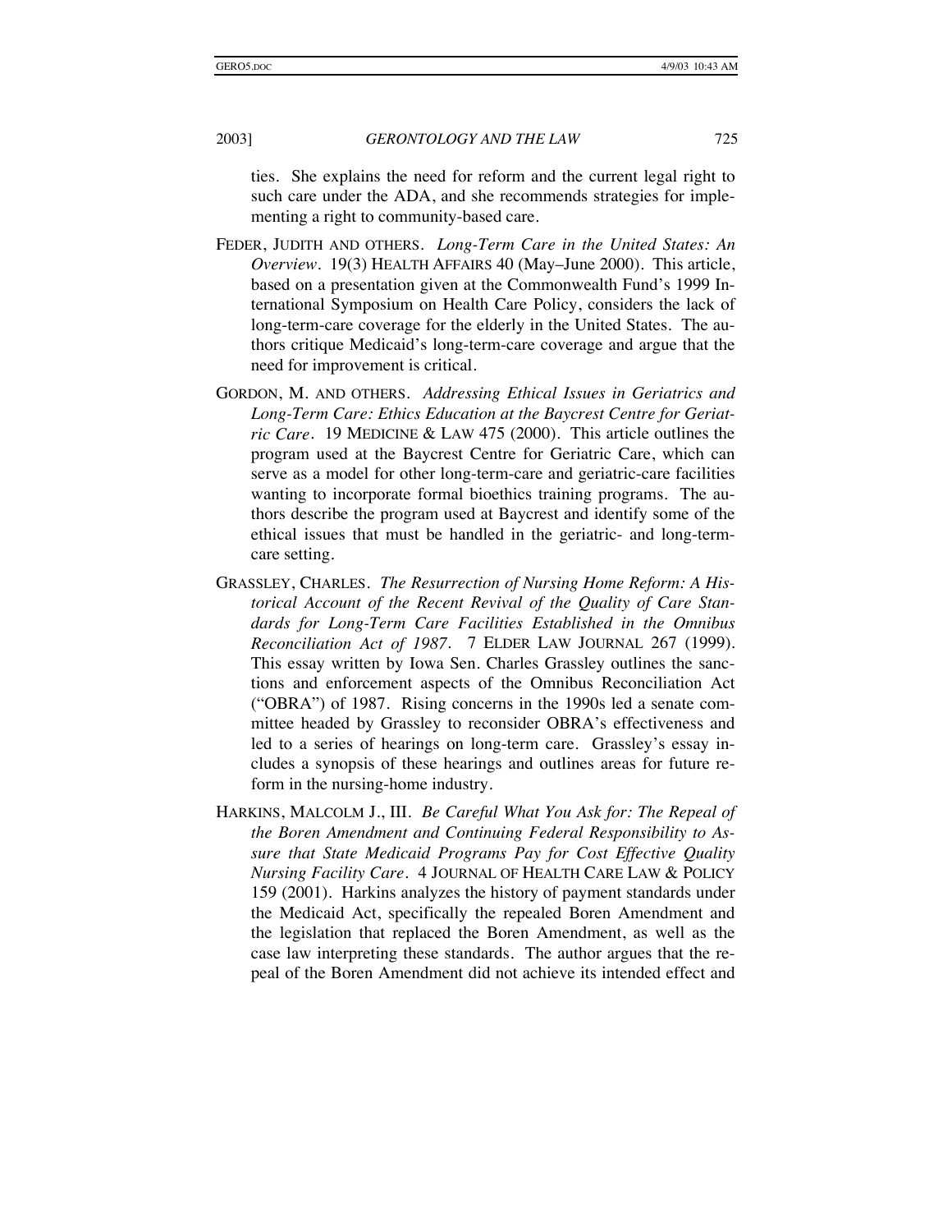ties. She explains the need for reform and the current legal right to such care under the ADA, and she recommends strategies for implementing a right to community-based care.

FEDER, JUDITH AND OTHERS. *Long-Term Care in the United States: An Overview*. 19(3) HEALTH AFFAIRS 40 (May–June 2000). This article, based on a presentation given at the Commonwealth Fund's 1999 International Symposium on Health Care Policy, considers the lack of long-term-care coverage for the elderly in the United States. The authors critique Medicaid's long-term-care coverage and argue that the need for improvement is critical.

GORDON, M. AND OTHERS. *Addressing Ethical Issues in Geriatrics and Long-Term Care: Ethics Education at the Baycrest Centre for Geriatric Care*. 19 MEDICINE & LAW 475 (2000). This article outlines the program used at the Baycrest Centre for Geriatric Care, which can serve as a model for other long-term-care and geriatric-care facilities wanting to incorporate formal bioethics training programs. The authors describe the program used at Baycrest and identify some of the ethical issues that must be handled in the geriatric- and long-term-care setting.

GRASSLEY, CHARLES. *The Resurrection of Nursing Home Reform: A Historical Account of the Recent Revival of the Quality of Care Standards for Long-Term Care Facilities Established in the Omnibus Reconciliation Act of 1987*. 7 ELDER LAW JOURNAL 267 (1999). This essay written by Iowa Sen. Charles Grassley outlines the sanctions and enforcement aspects of the Omnibus Reconciliation Act ("OBRA") of 1987. Rising concerns in the 1990s led a senate committee headed by Grassley to reconsider OBRA's effectiveness and led to a series of hearings on long-term care. Grassley's essay includes a synopsis of these hearings and outlines areas for future reform in the nursing-home industry.

HARKINS, MALCOLM J., III. *Be Careful What You Ask for: The Repeal of the Boren Amendment and Continuing Federal Responsibility to Assure that State Medicaid Programs Pay for Cost Effective Quality Nursing Facility Care*. 4 JOURNAL OF HEALTH CARE LAW & POLICY 159 (2001). Harkins analyzes the history of payment standards under the Medicaid Act, specifically the repealed Boren Amendment and the legislation that replaced the Boren Amendment, as well as the case law interpreting these standards. The author argues that the repeal of the Boren Amendment did not achieve its intended effect and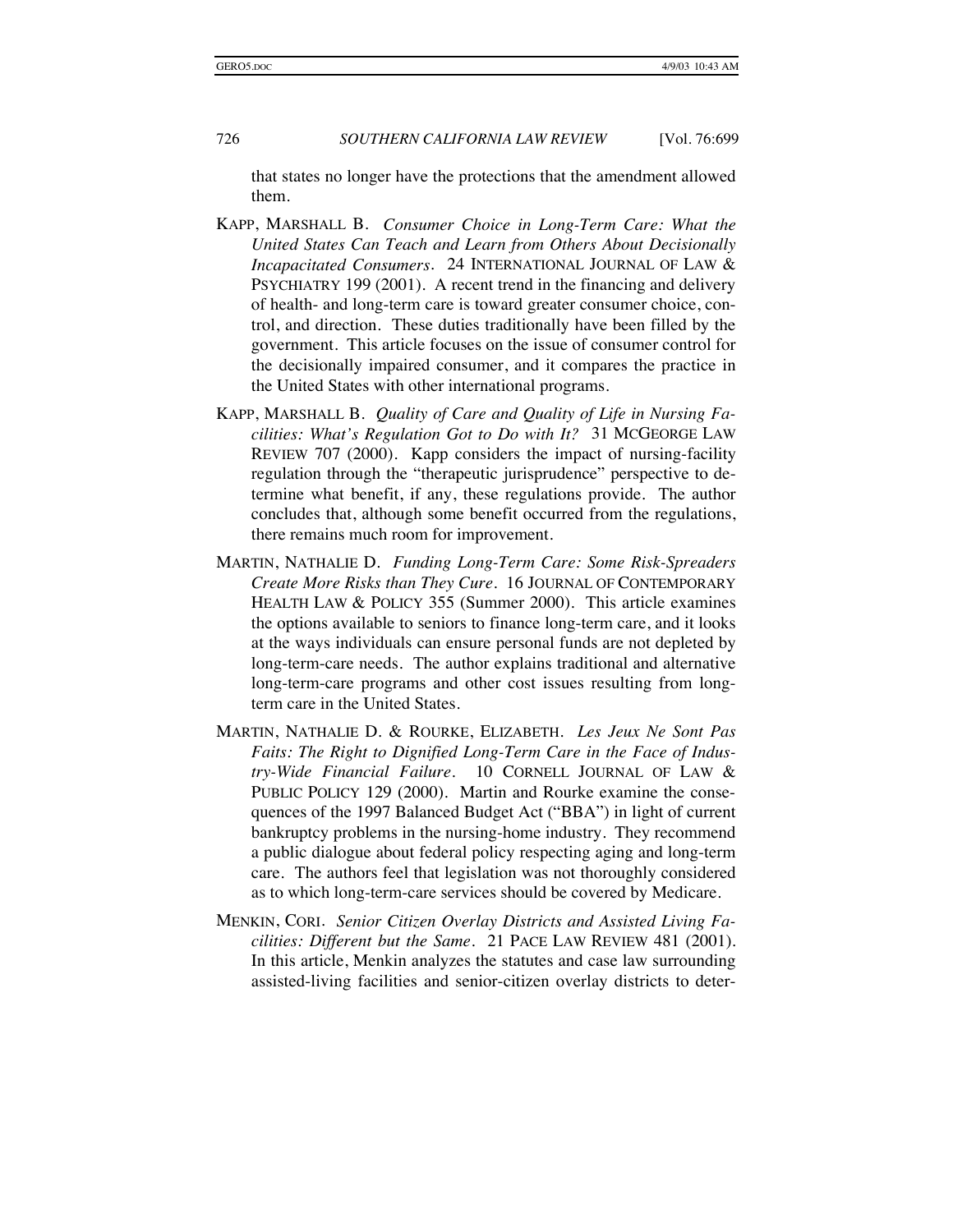that states no longer have the protections that the amendment allowed them.

KAPP, MARSHALL B. *Consumer Choice in Long-Term Care: What the United States Can Teach and Learn from Others About Decisionally Incapacitated Consumers*. 24 INTERNATIONAL JOURNAL OF LAW & PSYCHIATRY 199 (2001). A recent trend in the financing and delivery of health- and long-term care is toward greater consumer choice, control, and direction. These duties traditionally have been filled by the government. This article focuses on the issue of consumer control for the decisionally impaired consumer, and it compares the practice in the United States with other international programs.

KAPP, MARSHALL B. *Quality of Care and Quality of Life in Nursing Facilities: What's Regulation Got to Do with It?* 31 MCGEORGE LAW REVIEW 707 (2000). Kapp considers the impact of nursing-facility regulation through the "therapeutic jurisprudence" perspective to determine what benefit, if any, these regulations provide. The author concludes that, although some benefit occurred from the regulations, there remains much room for improvement.

MARTIN, NATHALIE D. *Funding Long-Term Care: Some Risk-Spreaders Create More Risks than They Cure*. 16 JOURNAL OF CONTEMPORARY HEALTH LAW & POLICY 355 (Summer 2000). This article examines the options available to seniors to finance long-term care, and it looks at the ways individuals can ensure personal funds are not depleted by long-term-care needs. The author explains traditional and alternative long-term-care programs and other cost issues resulting from long-term care in the United States.

MARTIN, NATHALIE D. & ROURKE, ELIZABETH. *Les Jeux Ne Sont Pas Faits: The Right to Dignified Long-Term Care in the Face of Industry-Wide Financial Failure*. 10 CORNELL JOURNAL OF LAW & PUBLIC POLICY 129 (2000). Martin and Rourke examine the consequences of the 1997 Balanced Budget Act ("BBA") in light of current bankruptcy problems in the nursing-home industry. They recommend a public dialogue about federal policy respecting aging and long-term care. The authors feel that legislation was not thoroughly considered as to which long-term-care services should be covered by Medicare.

MENKIN, CORI. *Senior Citizen Overlay Districts and Assisted Living Facilities: Different but the Same*. 21 PACE LAW REVIEW 481 (2001). In this article, Menkin analyzes the statutes and case law surrounding assisted-living facilities and senior-citizen overlay districts to deter-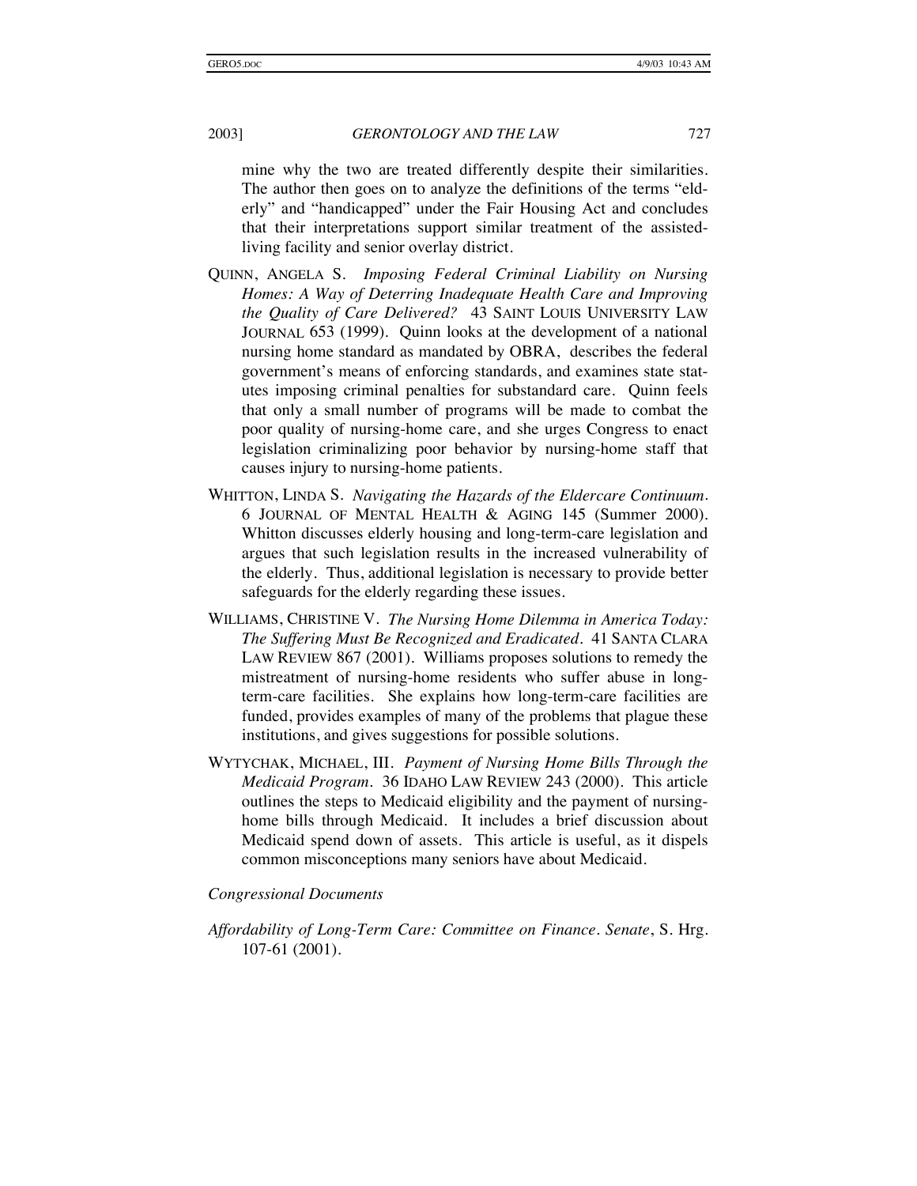mine why the two are treated differently despite their similarities. The author then goes on to analyze the definitions of the terms "elderly" and "handicapped" under the Fair Housing Act and concludes that their interpretations support similar treatment of the assisted-living facility and senior overlay district.

QUINN, ANGELA S. *Imposing Federal Criminal Liability on Nursing Homes: A Way of Deterring Inadequate Health Care and Improving the Quality of Care Delivered?* 43 SAINT LOUIS UNIVERSITY LAW JOURNAL 653 (1999). Quinn looks at the development of a national nursing home standard as mandated by OBRA, describes the federal government's means of enforcing standards, and examines state statutes imposing criminal penalties for substandard care. Quinn feels that only a small number of programs will be made to combat the poor quality of nursing-home care, and she urges Congress to enact legislation criminalizing poor behavior by nursing-home staff that causes injury to nursing-home patients.

WHITTON, LINDA S. *Navigating the Hazards of the Eldercare Continuum.* 6 JOURNAL OF MENTAL HEALTH & AGING 145 (Summer 2000). Whitton discusses elderly housing and long-term-care legislation and argues that such legislation results in the increased vulnerability of the elderly. Thus, additional legislation is necessary to provide better safeguards for the elderly regarding these issues.

WILLIAMS, CHRISTINE V. *The Nursing Home Dilemma in America Today: The Suffering Must Be Recognized and Eradicated.* 41 SANTA CLARA LAW REVIEW 867 (2001). Williams proposes solutions to remedy the mistreatment of nursing-home residents who suffer abuse in long-term-care facilities. She explains how long-term-care facilities are funded, provides examples of many of the problems that plague these institutions, and gives suggestions for possible solutions.

WYTYCHAK, MICHAEL, III. *Payment of Nursing Home Bills Through the Medicaid Program.* 36 IDAHO LAW REVIEW 243 (2000). This article outlines the steps to Medicaid eligibility and the payment of nursing-home bills through Medicaid. It includes a brief discussion about Medicaid spend down of assets. This article is useful, as it dispels common misconceptions many seniors have about Medicaid.

*Congressional Documents*

*Affordability of Long-Term Care: Committee on Finance. Senate*, S. Hrg. 107-61 (2001).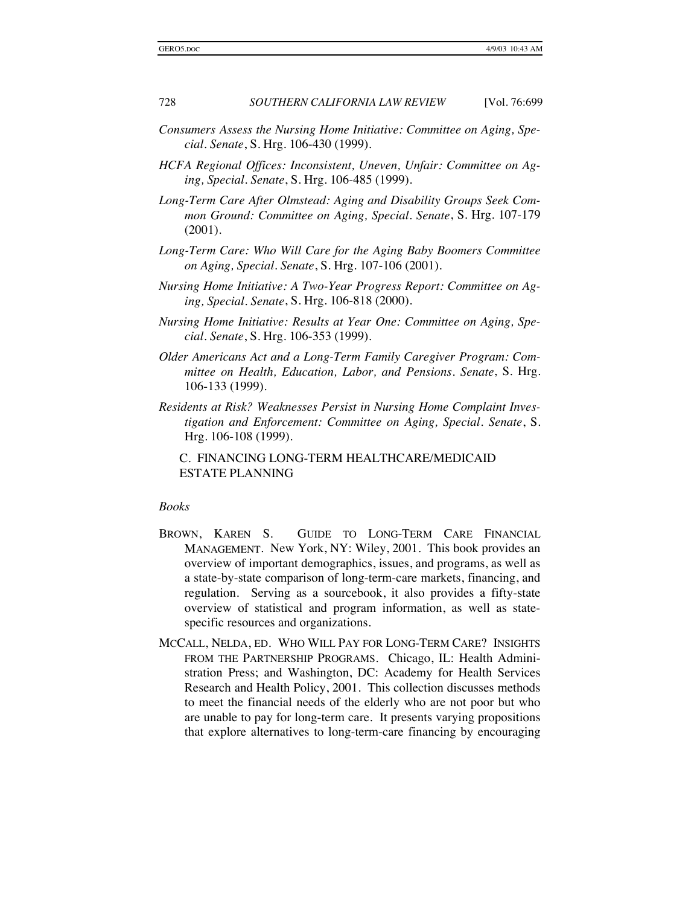*Consumers Assess the Nursing Home Initiative: Committee on Aging, Special. Senate*, S. Hrg. 106-430 (1999).

*HCFA Regional Offices: Inconsistent, Uneven, Unfair: Committee on Aging, Special. Senate*, S. Hrg. 106-485 (1999).

*Long-Term Care After Olmstead: Aging and Disability Groups Seek Common Ground: Committee on Aging, Special. Senate*, S. Hrg. 107-179 (2001).

*Long-Term Care: Who Will Care for the Aging Baby Boomers Committee on Aging, Special. Senate*, S. Hrg. 107-106 (2001).

*Nursing Home Initiative: A Two-Year Progress Report: Committee on Aging, Special. Senate*, S. Hrg. 106-818 (2000).

*Nursing Home Initiative: Results at Year One: Committee on Aging, Special. Senate*, S. Hrg. 106-353 (1999).

*Older Americans Act and a Long-Term Family Caregiver Program: Committee on Health, Education, Labor, and Pensions. Senate*, S. Hrg. 106-133 (1999).

*Residents at Risk? Weaknesses Persist in Nursing Home Complaint Investigation and Enforcement: Committee on Aging, Special. Senate*, S. Hrg. 106-108 (1999).

### C. FINANCING LONG-TERM HEALTHCARE/MEDICAID ESTATE PLANNING

*Books*

BROWN, KAREN S. GUIDE TO LONG-TERM CARE FINANCIAL MANAGEMENT. New York, NY: Wiley, 2001. This book provides an overview of important demographics, issues, and programs, as well as a state-by-state comparison of long-term-care markets, financing, and regulation. Serving as a sourcebook, it also provides a fifty-state overview of statistical and program information, as well as state-specific resources and organizations.

MCCALL, NELDA, ED. WHO WILL PAY FOR LONG-TERM CARE? INSIGHTS FROM THE PARTNERSHIP PROGRAMS. Chicago, IL: Health Administration Press; and Washington, DC: Academy for Health Services Research and Health Policy, 2001. This collection discusses methods to meet the financial needs of the elderly who are not poor but who are unable to pay for long-term care. It presents varying propositions that explore alternatives to long-term-care financing by encouraging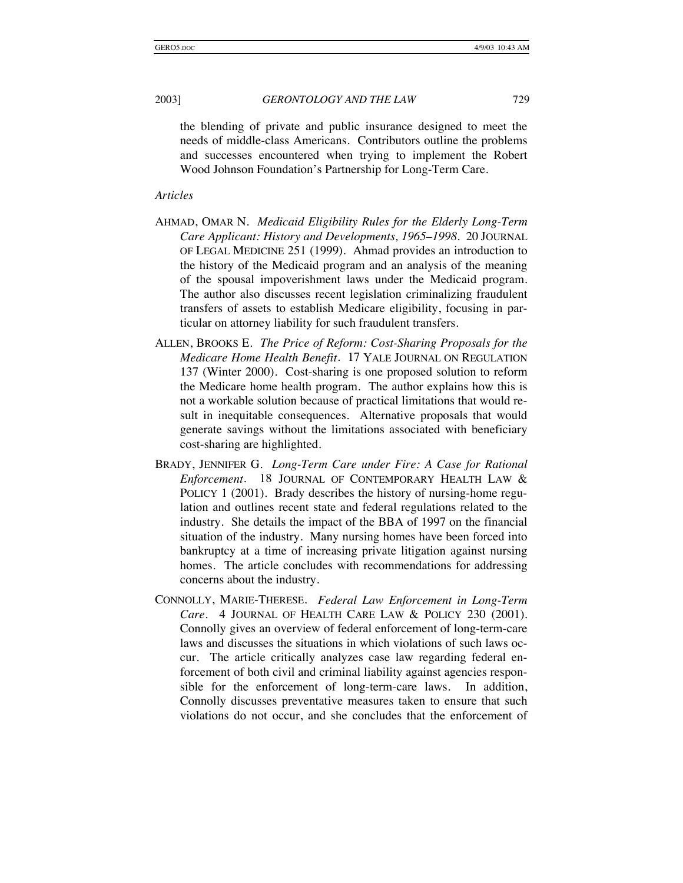the blending of private and public insurance designed to meet the needs of middle-class Americans. Contributors outline the problems and successes encountered when trying to implement the Robert Wood Johnson Foundation's Partnership for Long-Term Care.

*Articles*

AHMAD, OMAR N. *Medicaid Eligibility Rules for the Elderly Long-Term Care Applicant: History and Developments, 1965–1998*. 20 JOURNAL OF LEGAL MEDICINE 251 (1999). Ahmad provides an introduction to the history of the Medicaid program and an analysis of the meaning of the spousal impoverishment laws under the Medicaid program. The author also discusses recent legislation criminalizing fraudulent transfers of assets to establish Medicare eligibility, focusing in particular on attorney liability for such fraudulent transfers.

ALLEN, BROOKS E. *The Price of Reform: Cost-Sharing Proposals for the Medicare Home Health Benefit*. 17 YALE JOURNAL ON REGULATION 137 (Winter 2000). Cost-sharing is one proposed solution to reform the Medicare home health program. The author explains how this is not a workable solution because of practical limitations that would result in inequitable consequences. Alternative proposals that would generate savings without the limitations associated with beneficiary cost-sharing are highlighted.

BRADY, JENNIFER G. *Long-Term Care under Fire: A Case for Rational Enforcement*. 18 JOURNAL OF CONTEMPORARY HEALTH LAW & POLICY 1 (2001). Brady describes the history of nursing-home regulation and outlines recent state and federal regulations related to the industry. She details the impact of the BBA of 1997 on the financial situation of the industry. Many nursing homes have been forced into bankruptcy at a time of increasing private litigation against nursing homes. The article concludes with recommendations for addressing concerns about the industry.

CONNOLLY, MARIE-THERESE. *Federal Law Enforcement in Long-Term Care*. 4 JOURNAL OF HEALTH CARE LAW & POLICY 230 (2001). Connolly gives an overview of federal enforcement of long-term-care laws and discusses the situations in which violations of such laws occur. The article critically analyzes case law regarding federal enforcement of both civil and criminal liability against agencies responsible for the enforcement of long-term-care laws. In addition, Connolly discusses preventative measures taken to ensure that such violations do not occur, and she concludes that the enforcement of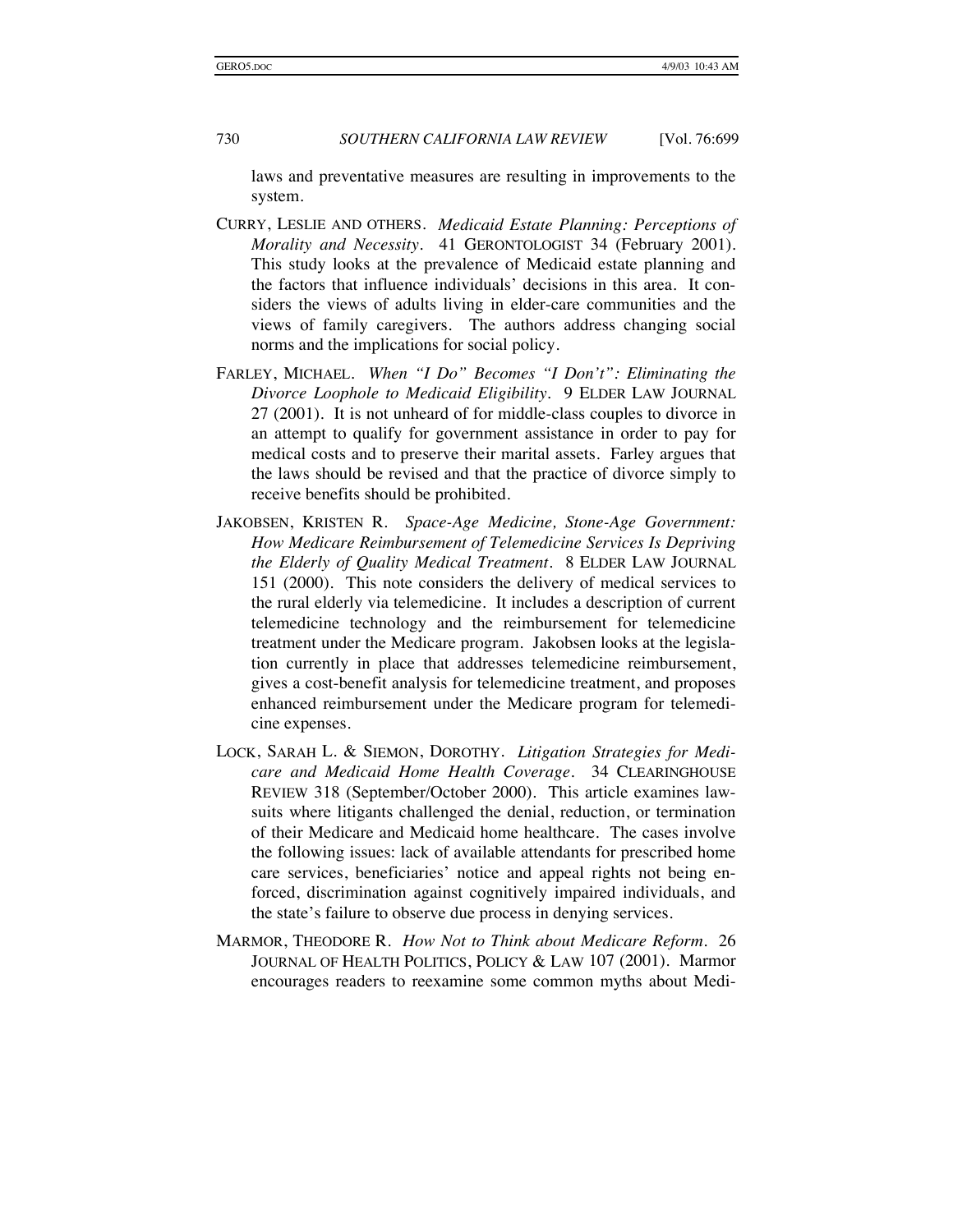laws and preventative measures are resulting in improvements to the system.

CURRY, LESLIE AND OTHERS. *Medicaid Estate Planning: Perceptions of Morality and Necessity*. 41 GERONTOLOGIST 34 (February 2001). This study looks at the prevalence of Medicaid estate planning and the factors that influence individuals' decisions in this area. It considers the views of adults living in elder-care communities and the views of family caregivers. The authors address changing social norms and the implications for social policy.

FARLEY, MICHAEL. *When "I Do" Becomes "I Don't": Eliminating the Divorce Loophole to Medicaid Eligibility*. 9 ELDER LAW JOURNAL 27 (2001). It is not unheard of for middle-class couples to divorce in an attempt to qualify for government assistance in order to pay for medical costs and to preserve their marital assets. Farley argues that the laws should be revised and that the practice of divorce simply to receive benefits should be prohibited.

JAKOBSEN, KRISTEN R. *Space-Age Medicine, Stone-Age Government: How Medicare Reimbursement of Telemedicine Services Is Depriving the Elderly of Quality Medical Treatment*. 8 ELDER LAW JOURNAL 151 (2000). This note considers the delivery of medical services to the rural elderly via telemedicine. It includes a description of current telemedicine technology and the reimbursement for telemedicine treatment under the Medicare program. Jakobsen looks at the legislation currently in place that addresses telemedicine reimbursement, gives a cost-benefit analysis for telemedicine treatment, and proposes enhanced reimbursement under the Medicare program for telemedicine expenses.

LOCK, SARAH L. & SIEMON, DOROTHY. *Litigation Strategies for Medicare and Medicaid Home Health Coverage*. 34 CLEARINGHOUSE REVIEW 318 (September/October 2000). This article examines lawsuits where litigants challenged the denial, reduction, or termination of their Medicare and Medicaid home healthcare. The cases involve the following issues: lack of available attendants for prescribed home care services, beneficiaries' notice and appeal rights not being enforced, discrimination against cognitively impaired individuals, and the state's failure to observe due process in denying services.

MARMOR, THEODORE R. *How Not to Think about Medicare Reform*. 26 JOURNAL OF HEALTH POLITICS, POLICY & LAW 107 (2001). Marmor encourages readers to reexamine some common myths about Medi-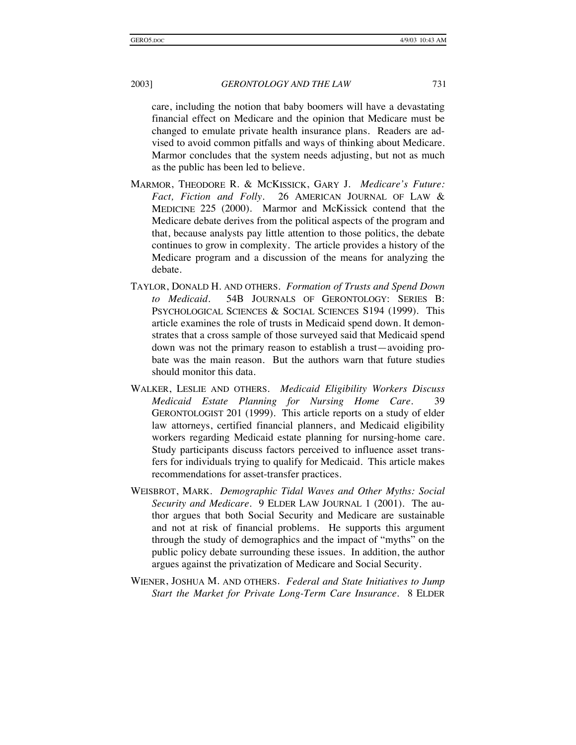care, including the notion that baby boomers will have a devastating financial effect on Medicare and the opinion that Medicare must be changed to emulate private health insurance plans. Readers are advised to avoid common pitfalls and ways of thinking about Medicare. Marmor concludes that the system needs adjusting, but not as much as the public has been led to believe.

MARMOR, THEODORE R. & MCKISSICK, GARY J. *Medicare's Future: Fact, Fiction and Folly*. 26 AMERICAN JOURNAL OF LAW & MEDICINE 225 (2000). Marmor and McKissick contend that the Medicare debate derives from the political aspects of the program and that, because analysts pay little attention to those politics, the debate continues to grow in complexity. The article provides a history of the Medicare program and a discussion of the means for analyzing the debate.

TAYLOR, DONALD H. AND OTHERS. *Formation of Trusts and Spend Down to Medicaid*. 54B JOURNALS OF GERONTOLOGY: SERIES B: PSYCHOLOGICAL SCIENCES & SOCIAL SCIENCES S194 (1999). This article examines the role of trusts in Medicaid spend down. It demonstrates that a cross sample of those surveyed said that Medicaid spend down was not the primary reason to establish a trust—avoiding probate was the main reason. But the authors warn that future studies should monitor this data.

WALKER, LESLIE AND OTHERS. *Medicaid Eligibility Workers Discuss Medicaid Estate Planning for Nursing Home Care*. 39 GERONTOLOGIST 201 (1999). This article reports on a study of elder law attorneys, certified financial planners, and Medicaid eligibility workers regarding Medicaid estate planning for nursing-home care. Study participants discuss factors perceived to influence asset transfers for individuals trying to qualify for Medicaid. This article makes recommendations for asset-transfer practices.

WEISBROT, MARK. *Demographic Tidal Waves and Other Myths: Social Security and Medicare*. 9 ELDER LAW JOURNAL 1 (2001). The author argues that both Social Security and Medicare are sustainable and not at risk of financial problems. He supports this argument through the study of demographics and the impact of "myths" on the public policy debate surrounding these issues. In addition, the author argues against the privatization of Medicare and Social Security.

WIENER, JOSHUA M. AND OTHERS. *Federal and State Initiatives to Jump Start the Market for Private Long-Term Care Insurance*. 8 ELDER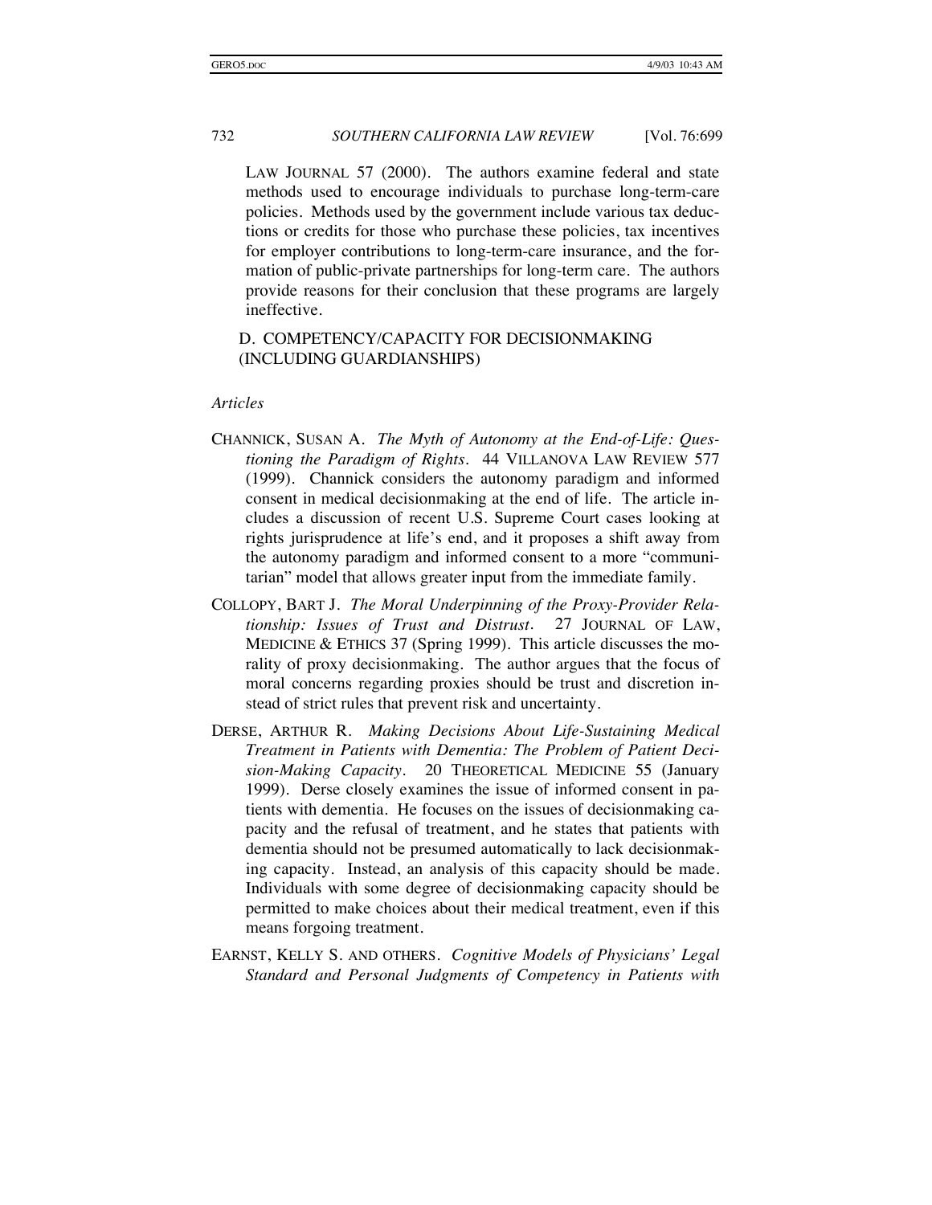LAW JOURNAL 57 (2000). The authors examine federal and state methods used to encourage individuals to purchase long-term-care policies. Methods used by the government include various tax deductions or credits for those who purchase these policies, tax incentives for employer contributions to long-term-care insurance, and the formation of public-private partnerships for long-term care. The authors provide reasons for their conclusion that these programs are largely ineffective.

### D. COMPETENCY/CAPACITY FOR DECISIONMAKING (INCLUDING GUARDIANSHIPS)

*Articles*

CHANNICK, SUSAN A. *The Myth of Autonomy at the End-of-Life: Questioning the Paradigm of Rights*. 44 VILLANOVA LAW REVIEW 577 (1999). Channick considers the autonomy paradigm and informed consent in medical decisionmaking at the end of life. The article includes a discussion of recent U.S. Supreme Court cases looking at rights jurisprudence at life's end, and it proposes a shift away from the autonomy paradigm and informed consent to a more "communitarian" model that allows greater input from the immediate family.

COLLOPY, BART J. *The Moral Underpinning of the Proxy-Provider Relationship: Issues of Trust and Distrust*. 27 JOURNAL OF LAW, MEDICINE & ETHICS 37 (Spring 1999). This article discusses the morality of proxy decisionmaking. The author argues that the focus of moral concerns regarding proxies should be trust and discretion instead of strict rules that prevent risk and uncertainty.

DERSE, ARTHUR R. *Making Decisions About Life-Sustaining Medical Treatment in Patients with Dementia: The Problem of Patient Decision-Making Capacity*. 20 THEORETICAL MEDICINE 55 (January 1999). Derse closely examines the issue of informed consent in patients with dementia. He focuses on the issues of decisionmaking capacity and the refusal of treatment, and he states that patients with dementia should not be presumed automatically to lack decisionmaking capacity. Instead, an analysis of this capacity should be made. Individuals with some degree of decisionmaking capacity should be permitted to make choices about their medical treatment, even if this means forgoing treatment.

EARNST, KELLY S. AND OTHERS. *Cognitive Models of Physicians' Legal Standard and Personal Judgments of Competency in Patients with*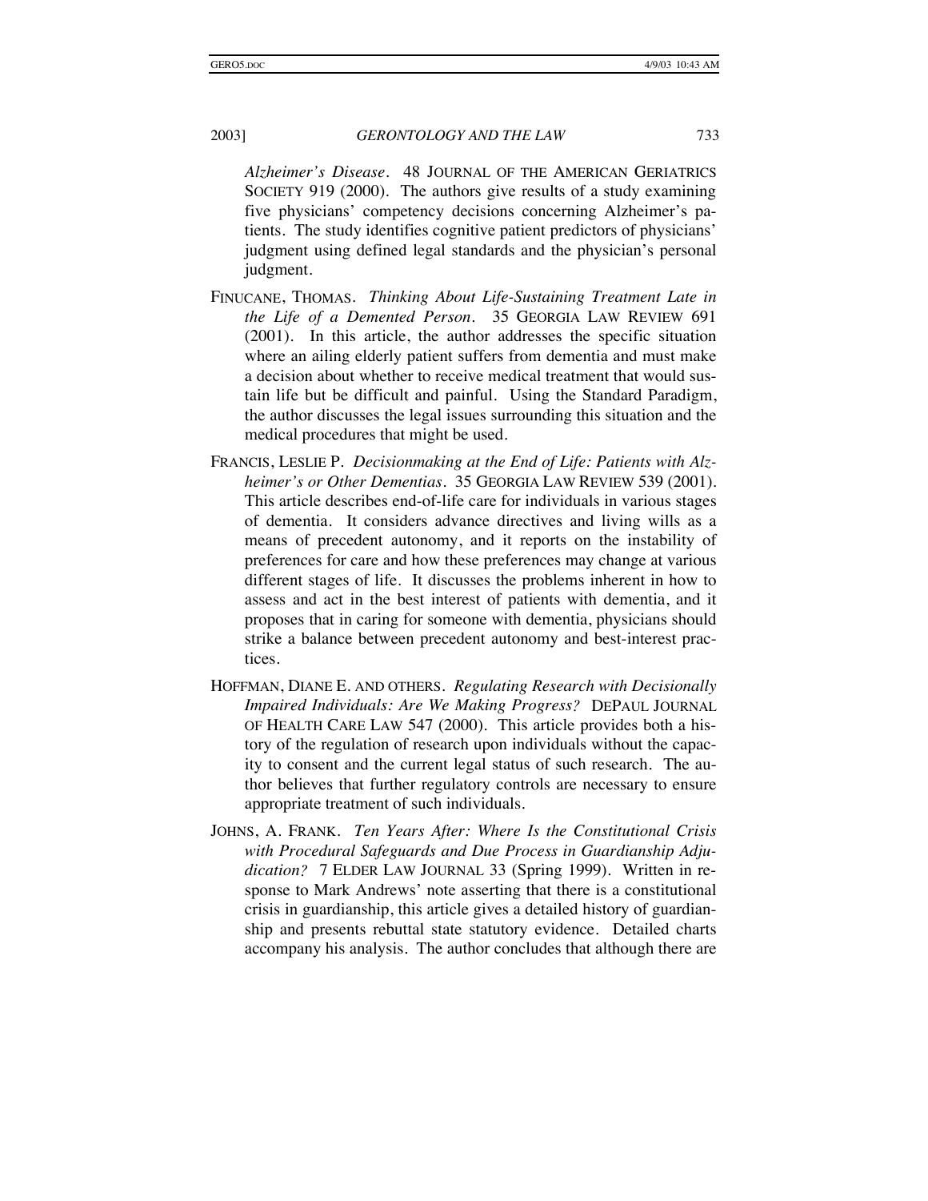*Alzheimer's Disease*. 48 JOURNAL OF THE AMERICAN GERIATRICS SOCIETY 919 (2000). The authors give results of a study examining five physicians' competency decisions concerning Alzheimer's patients. The study identifies cognitive patient predictors of physicians' judgment using defined legal standards and the physician's personal judgment.

FINUCANE, THOMAS. *Thinking About Life-Sustaining Treatment Late in the Life of a Demented Person*. 35 GEORGIA LAW REVIEW 691 (2001). In this article, the author addresses the specific situation where an ailing elderly patient suffers from dementia and must make a decision about whether to receive medical treatment that would sustain life but be difficult and painful. Using the Standard Paradigm, the author discusses the legal issues surrounding this situation and the medical procedures that might be used.

FRANCIS, LESLIE P. *Decisionmaking at the End of Life: Patients with Alzheimer's or Other Dementias*. 35 GEORGIA LAW REVIEW 539 (2001). This article describes end-of-life care for individuals in various stages of dementia. It considers advance directives and living wills as a means of precedent autonomy, and it reports on the instability of preferences for care and how these preferences may change at various different stages of life. It discusses the problems inherent in how to assess and act in the best interest of patients with dementia, and it proposes that in caring for someone with dementia, physicians should strike a balance between precedent autonomy and best-interest practices.

HOFFMAN, DIANE E. AND OTHERS. *Regulating Research with Decisionally Impaired Individuals: Are We Making Progress?* DEPAUL JOURNAL OF HEALTH CARE LAW 547 (2000). This article provides both a history of the regulation of research upon individuals without the capacity to consent and the current legal status of such research. The author believes that further regulatory controls are necessary to ensure appropriate treatment of such individuals.

JOHNS, A. FRANK. *Ten Years After: Where Is the Constitutional Crisis with Procedural Safeguards and Due Process in Guardianship Adjudication?* 7 ELDER LAW JOURNAL 33 (Spring 1999). Written in response to Mark Andrews' note asserting that there is a constitutional crisis in guardianship, this article gives a detailed history of guardianship and presents rebuttal state statutory evidence. Detailed charts accompany his analysis. The author concludes that although there are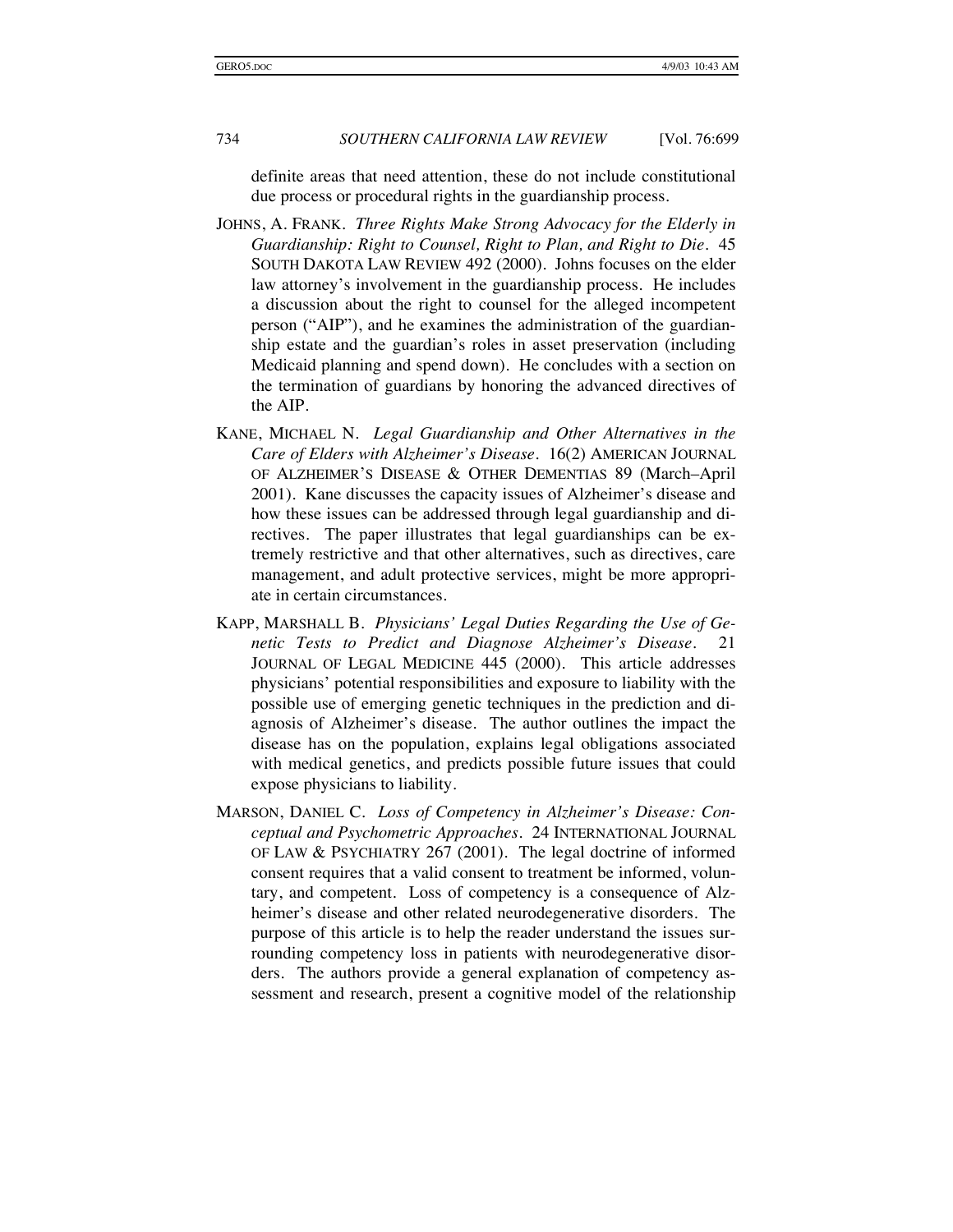definite areas that need attention, these do not include constitutional due process or procedural rights in the guardianship process.

JOHNS, A. FRANK. *Three Rights Make Strong Advocacy for the Elderly in Guardianship: Right to Counsel, Right to Plan, and Right to Die*. 45 SOUTH DAKOTA LAW REVIEW 492 (2000). Johns focuses on the elder law attorney's involvement in the guardianship process. He includes a discussion about the right to counsel for the alleged incompetent person ("AIP"), and he examines the administration of the guardianship estate and the guardian's roles in asset preservation (including Medicaid planning and spend down). He concludes with a section on the termination of guardians by honoring the advanced directives of the AIP.

KANE, MICHAEL N. *Legal Guardianship and Other Alternatives in the Care of Elders with Alzheimer's Disease*. 16(2) AMERICAN JOURNAL OF ALZHEIMER'S DISEASE & OTHER DEMENTIAS 89 (March–April 2001). Kane discusses the capacity issues of Alzheimer's disease and how these issues can be addressed through legal guardianship and directives. The paper illustrates that legal guardianships can be extremely restrictive and that other alternatives, such as directives, care management, and adult protective services, might be more appropriate in certain circumstances.

KAPP, MARSHALL B. *Physicians' Legal Duties Regarding the Use of Genetic Tests to Predict and Diagnose Alzheimer's Disease*. 21 JOURNAL OF LEGAL MEDICINE 445 (2000). This article addresses physicians' potential responsibilities and exposure to liability with the possible use of emerging genetic techniques in the prediction and diagnosis of Alzheimer's disease. The author outlines the impact the disease has on the population, explains legal obligations associated with medical genetics, and predicts possible future issues that could expose physicians to liability.

MARSON, DANIEL C. *Loss of Competency in Alzheimer's Disease: Conceptual and Psychometric Approaches*. 24 INTERNATIONAL JOURNAL OF LAW & PSYCHIATRY 267 (2001). The legal doctrine of informed consent requires that a valid consent to treatment be informed, voluntary, and competent. Loss of competency is a consequence of Alzheimer's disease and other related neurodegenerative disorders. The purpose of this article is to help the reader understand the issues surrounding competency loss in patients with neurodegenerative disorders. The authors provide a general explanation of competency assessment and research, present a cognitive model of the relationship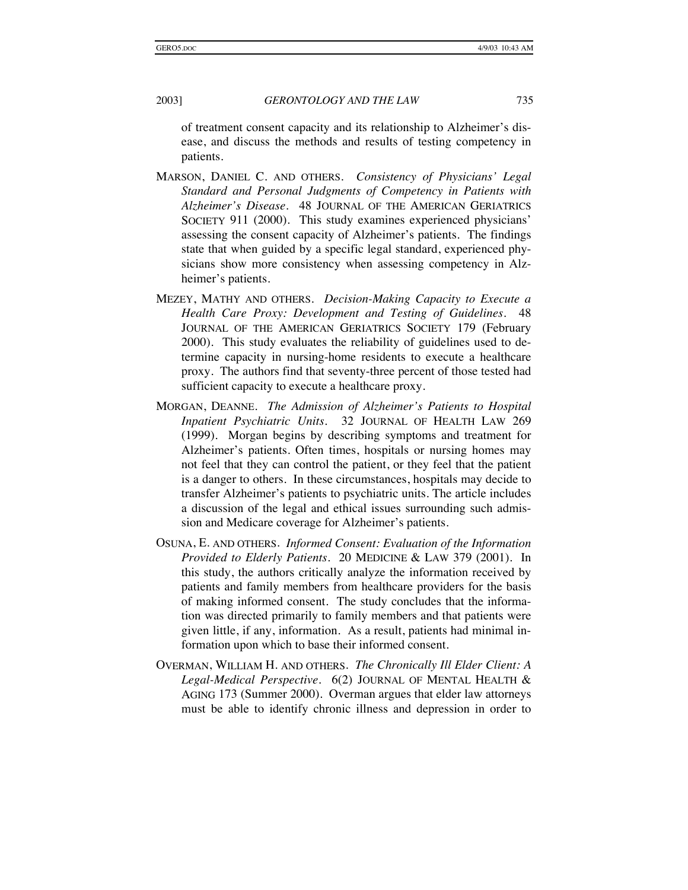of treatment consent capacity and its relationship to Alzheimer's disease, and discuss the methods and results of testing competency in patients.

MARSON, DANIEL C. AND OTHERS. *Consistency of Physicians' Legal Standard and Personal Judgments of Competency in Patients with Alzheimer's Disease*. 48 JOURNAL OF THE AMERICAN GERIATRICS SOCIETY 911 (2000). This study examines experienced physicians' assessing the consent capacity of Alzheimer's patients. The findings state that when guided by a specific legal standard, experienced physicians show more consistency when assessing competency in Alzheimer's patients.

MEZEY, MATHY AND OTHERS. *Decision-Making Capacity to Execute a Health Care Proxy: Development and Testing of Guidelines*. 48 JOURNAL OF THE AMERICAN GERIATRICS SOCIETY 179 (February 2000). This study evaluates the reliability of guidelines used to determine capacity in nursing-home residents to execute a healthcare proxy. The authors find that seventy-three percent of those tested had sufficient capacity to execute a healthcare proxy.

MORGAN, DEANNE. *The Admission of Alzheimer's Patients to Hospital Inpatient Psychiatric Units*. 32 JOURNAL OF HEALTH LAW 269 (1999). Morgan begins by describing symptoms and treatment for Alzheimer's patients. Often times, hospitals or nursing homes may not feel that they can control the patient, or they feel that the patient is a danger to others. In these circumstances, hospitals may decide to transfer Alzheimer's patients to psychiatric units. The article includes a discussion of the legal and ethical issues surrounding such admission and Medicare coverage for Alzheimer's patients.

OSUNA, E. AND OTHERS. *Informed Consent: Evaluation of the Information Provided to Elderly Patients*. 20 MEDICINE & LAW 379 (2001). In this study, the authors critically analyze the information received by patients and family members from healthcare providers for the basis of making informed consent. The study concludes that the information was directed primarily to family members and that patients were given little, if any, information. As a result, patients had minimal information upon which to base their informed consent.

OVERMAN, WILLIAM H. AND OTHERS. *The Chronically Ill Elder Client: A Legal-Medical Perspective*. 6(2) JOURNAL OF MENTAL HEALTH & AGING 173 (Summer 2000). Overman argues that elder law attorneys must be able to identify chronic illness and depression in order to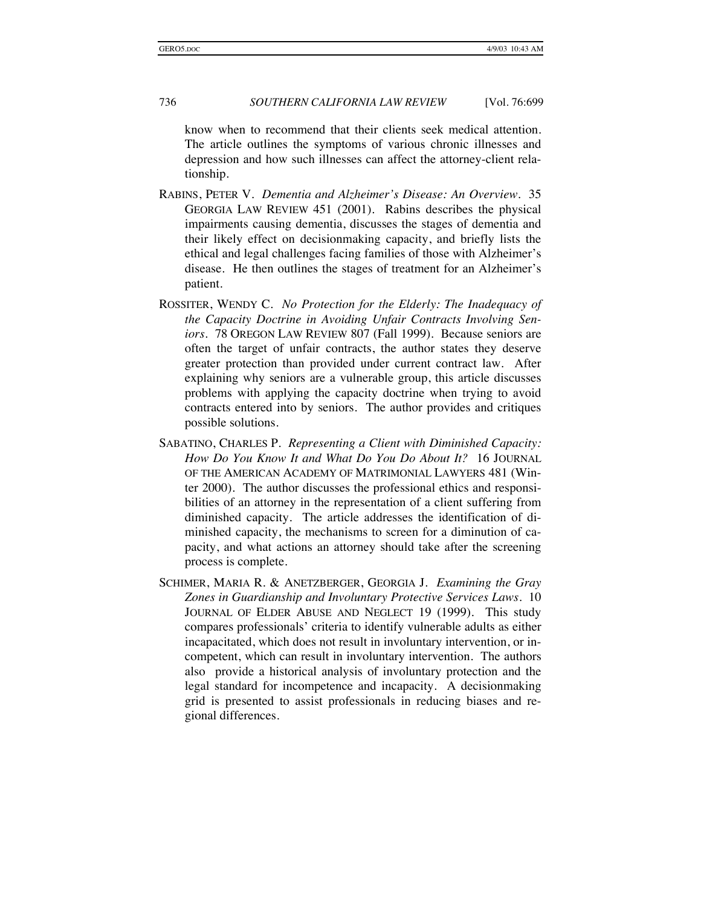know when to recommend that their clients seek medical attention. The article outlines the symptoms of various chronic illnesses and depression and how such illnesses can affect the attorney-client relationship.

RABINS, PETER V. *Dementia and Alzheimer's Disease: An Overview*. 35 GEORGIA LAW REVIEW 451 (2001). Rabins describes the physical impairments causing dementia, discusses the stages of dementia and their likely effect on decisionmaking capacity, and briefly lists the ethical and legal challenges facing families of those with Alzheimer's disease. He then outlines the stages of treatment for an Alzheimer's patient.

ROSSITER, WENDY C. *No Protection for the Elderly: The Inadequacy of the Capacity Doctrine in Avoiding Unfair Contracts Involving Seniors*. 78 OREGON LAW REVIEW 807 (Fall 1999). Because seniors are often the target of unfair contracts, the author states they deserve greater protection than provided under current contract law. After explaining why seniors are a vulnerable group, this article discusses problems with applying the capacity doctrine when trying to avoid contracts entered into by seniors. The author provides and critiques possible solutions.

SABATINO, CHARLES P. *Representing a Client with Diminished Capacity: How Do You Know It and What Do You Do About It?* 16 JOURNAL OF THE AMERICAN ACADEMY OF MATRIMONIAL LAWYERS 481 (Winter 2000). The author discusses the professional ethics and responsibilities of an attorney in the representation of a client suffering from diminished capacity. The article addresses the identification of diminished capacity, the mechanisms to screen for a diminution of capacity, and what actions an attorney should take after the screening process is complete.

SCHIMER, MARIA R. & ANETZBERGER, GEORGIA J. *Examining the Gray Zones in Guardianship and Involuntary Protective Services Laws*. 10 JOURNAL OF ELDER ABUSE AND NEGLECT 19 (1999). This study compares professionals' criteria to identify vulnerable adults as either incapacitated, which does not result in involuntary intervention, or incompetent, which can result in involuntary intervention. The authors also provide a historical analysis of involuntary protection and the legal standard for incompetence and incapacity. A decisionmaking grid is presented to assist professionals in reducing biases and regional differences.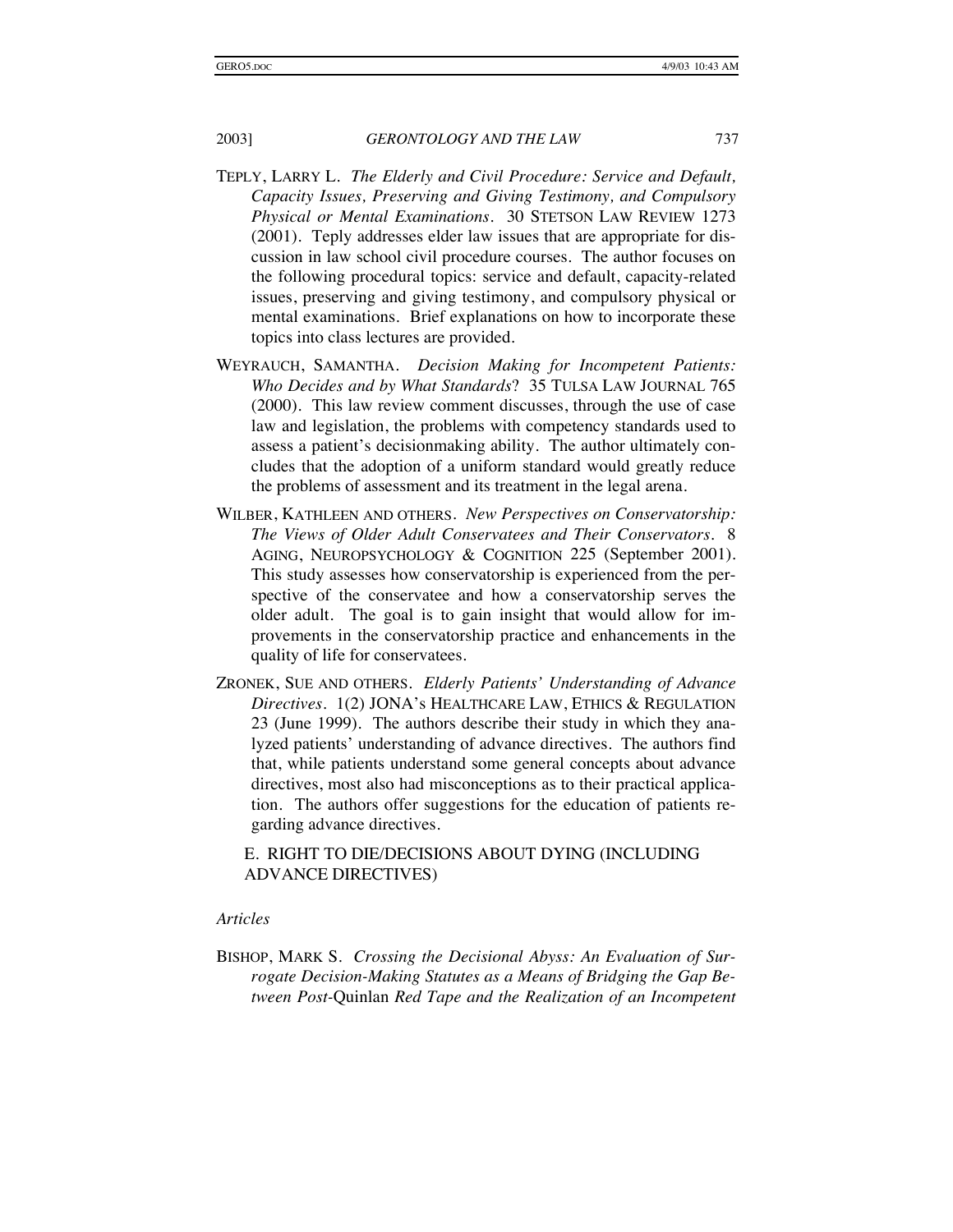TEPLY, LARRY L. *The Elderly and Civil Procedure: Service and Default, Capacity Issues, Preserving and Giving Testimony, and Compulsory Physical or Mental Examinations*. 30 STETSON LAW REVIEW 1273 (2001). Teply addresses elder law issues that are appropriate for discussion in law school civil procedure courses. The author focuses on the following procedural topics: service and default, capacity-related issues, preserving and giving testimony, and compulsory physical or mental examinations. Brief explanations on how to incorporate these topics into class lectures are provided.

WEYRAUCH, SAMANTHA. *Decision Making for Incompetent Patients: Who Decides and by What Standards*? 35 TULSA LAW JOURNAL 765 (2000). This law review comment discusses, through the use of case law and legislation, the problems with competency standards used to assess a patient's decisionmaking ability. The author ultimately concludes that the adoption of a uniform standard would greatly reduce the problems of assessment and its treatment in the legal arena.

WILBER, KATHLEEN AND OTHERS. *New Perspectives on Conservatorship: The Views of Older Adult Conservatees and Their Conservators*. 8 AGING, NEUROPSYCHOLOGY & COGNITION 225 (September 2001). This study assesses how conservatorship is experienced from the perspective of the conservatee and how a conservatorship serves the older adult. The goal is to gain insight that would allow for improvements in the conservatorship practice and enhancements in the quality of life for conservatees.

ZRONEK, SUE AND OTHERS. *Elderly Patients' Understanding of Advance Directives*. 1(2) JONA's HEALTHCARE LAW, ETHICS & REGULATION 23 (June 1999). The authors describe their study in which they analyzed patients' understanding of advance directives. The authors find that, while patients understand some general concepts about advance directives, most also had misconceptions as to their practical application. The authors offer suggestions for the education of patients regarding advance directives.

## E. RIGHT TO DIE/DECISIONS ABOUT DYING (INCLUDING ADVANCE DIRECTIVES)

*Articles*

BISHOP, MARK S. *Crossing the Decisional Abyss: An Evaluation of Surrogate Decision-Making Statutes as a Means of Bridging the Gap Between Post-*Quinlan *Red Tape and the Realization of an Incompetent*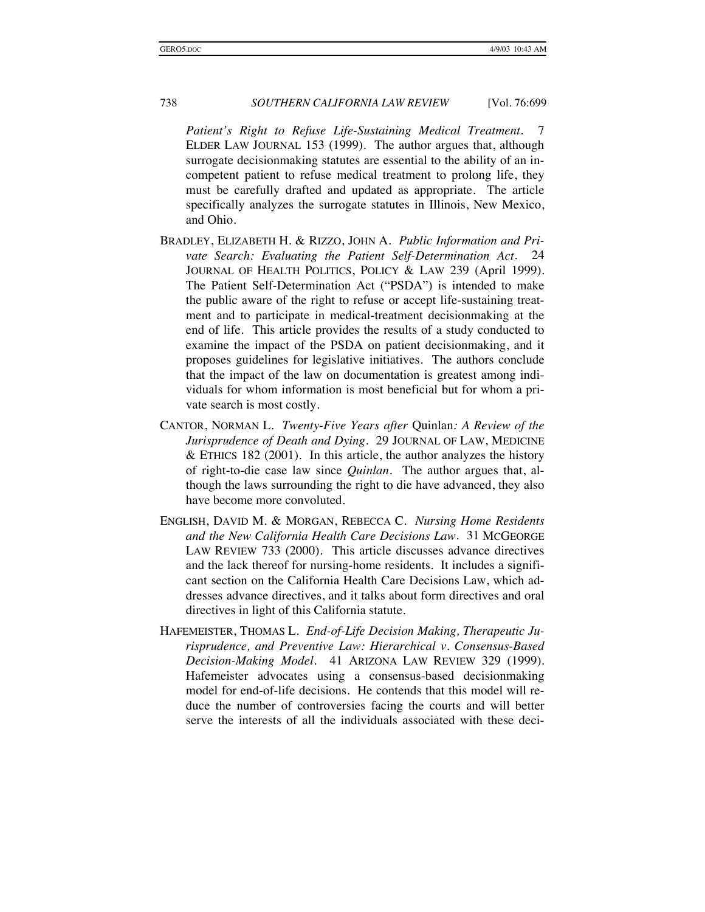*Patient's Right to Refuse Life-Sustaining Medical Treatment*. 7 ELDER LAW JOURNAL 153 (1999). The author argues that, although surrogate decisionmaking statutes are essential to the ability of an incompetent patient to refuse medical treatment to prolong life, they must be carefully drafted and updated as appropriate. The article specifically analyzes the surrogate statutes in Illinois, New Mexico, and Ohio.

BRADLEY, ELIZABETH H. & RIZZO, JOHN A. *Public Information and Private Search: Evaluating the Patient Self-Determination Act*. 24 JOURNAL OF HEALTH POLITICS, POLICY & LAW 239 (April 1999). The Patient Self-Determination Act ("PSDA") is intended to make the public aware of the right to refuse or accept life-sustaining treatment and to participate in medical-treatment decisionmaking at the end of life. This article provides the results of a study conducted to examine the impact of the PSDA on patient decisionmaking, and it proposes guidelines for legislative initiatives. The authors conclude that the impact of the law on documentation is greatest among individuals for whom information is most beneficial but for whom a private search is most costly.

CANTOR, NORMAN L. *Twenty-Five Years after* Quinlan*: A Review of the Jurisprudence of Death and Dying*. 29 JOURNAL OF LAW, MEDICINE & ETHICS 182 (2001). In this article, the author analyzes the history of right-to-die case law since *Quinlan*. The author argues that, although the laws surrounding the right to die have advanced, they also have become more convoluted.

ENGLISH, DAVID M. & MORGAN, REBECCA C. *Nursing Home Residents and the New California Health Care Decisions Law*. 31 MCGEORGE LAW REVIEW 733 (2000). This article discusses advance directives and the lack thereof for nursing-home residents. It includes a significant section on the California Health Care Decisions Law, which addresses advance directives, and it talks about form directives and oral directives in light of this California statute.

HAFEMEISTER, THOMAS L. *End-of-Life Decision Making, Therapeutic Jurisprudence, and Preventive Law: Hierarchical v. Consensus-Based Decision-Making Model*. 41 ARIZONA LAW REVIEW 329 (1999). Hafemeister advocates using a consensus-based decisionmaking model for end-of-life decisions. He contends that this model will reduce the number of controversies facing the courts and will better serve the interests of all the individuals associated with these deci-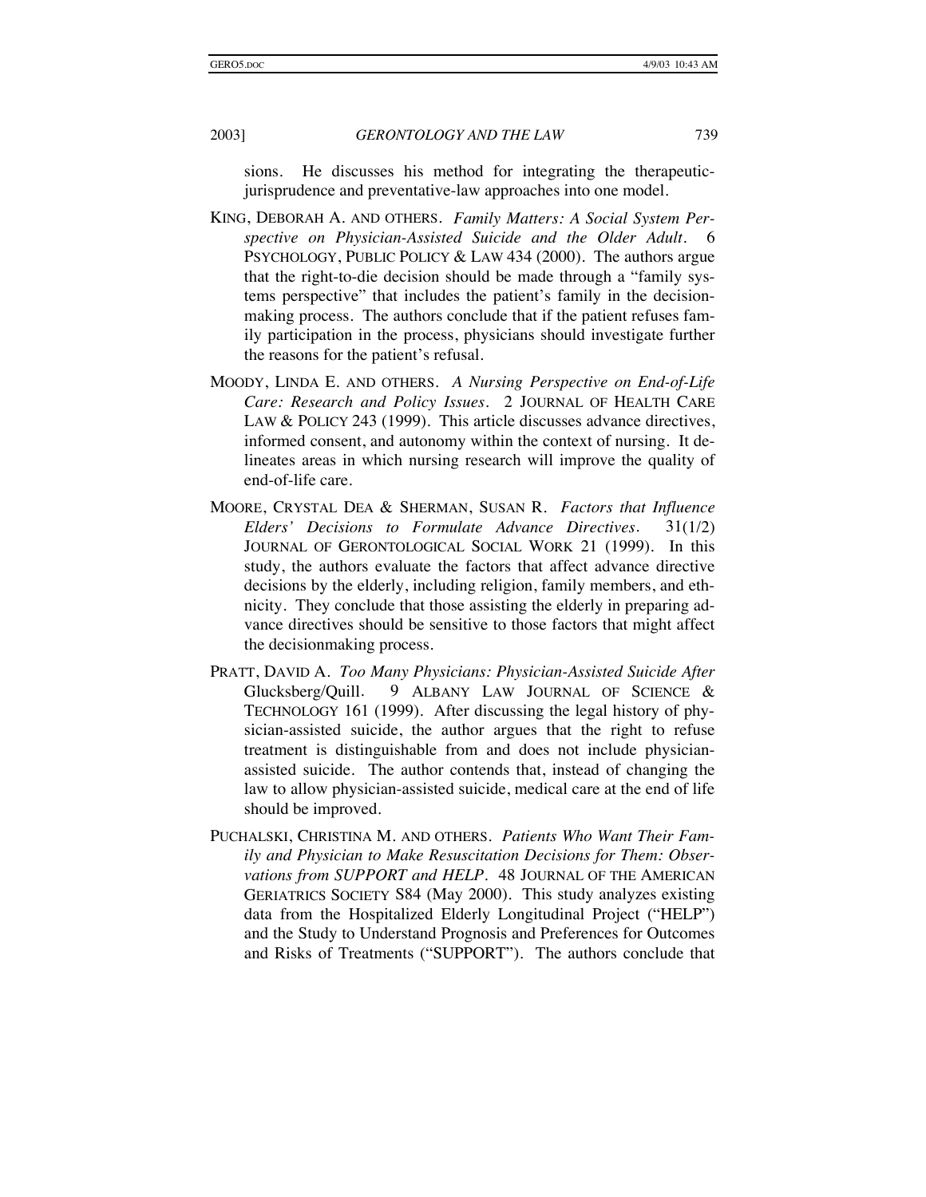sions. He discusses his method for integrating the therapeutic-jurisprudence and preventative-law approaches into one model.

KING, DEBORAH A. AND OTHERS. *Family Matters: A Social System Perspective on Physician-Assisted Suicide and the Older Adult*. 6 PSYCHOLOGY, PUBLIC POLICY & LAW 434 (2000). The authors argue that the right-to-die decision should be made through a "family systems perspective" that includes the patient's family in the decision-making process. The authors conclude that if the patient refuses family participation in the process, physicians should investigate further the reasons for the patient's refusal.

MOODY, LINDA E. AND OTHERS. *A Nursing Perspective on End-of-Life Care: Research and Policy Issues*. 2 JOURNAL OF HEALTH CARE LAW & POLICY 243 (1999). This article discusses advance directives, informed consent, and autonomy within the context of nursing. It delineates areas in which nursing research will improve the quality of end-of-life care.

MOORE, CRYSTAL DEA & SHERMAN, SUSAN R. *Factors that Influence Elders' Decisions to Formulate Advance Directives*. 31(1/2) JOURNAL OF GERONTOLOGICAL SOCIAL WORK 21 (1999). In this study, the authors evaluate the factors that affect advance directive decisions by the elderly, including religion, family members, and ethnicity. They conclude that those assisting the elderly in preparing advance directives should be sensitive to those factors that might affect the decisionmaking process.

PRATT, DAVID A. *Too Many Physicians: Physician-Assisted Suicide After* Glucksberg/Quill. 9 ALBANY LAW JOURNAL OF SCIENCE & TECHNOLOGY 161 (1999). After discussing the legal history of physician-assisted suicide, the author argues that the right to refuse treatment is distinguishable from and does not include physician-assisted suicide. The author contends that, instead of changing the law to allow physician-assisted suicide, medical care at the end of life should be improved.

PUCHALSKI, CHRISTINA M. AND OTHERS. *Patients Who Want Their Family and Physician to Make Resuscitation Decisions for Them: Observations from SUPPORT and HELP*. 48 JOURNAL OF THE AMERICAN GERIATRICS SOCIETY S84 (May 2000). This study analyzes existing data from the Hospitalized Elderly Longitudinal Project ("HELP") and the Study to Understand Prognosis and Preferences for Outcomes and Risks of Treatments ("SUPPORT"). The authors conclude that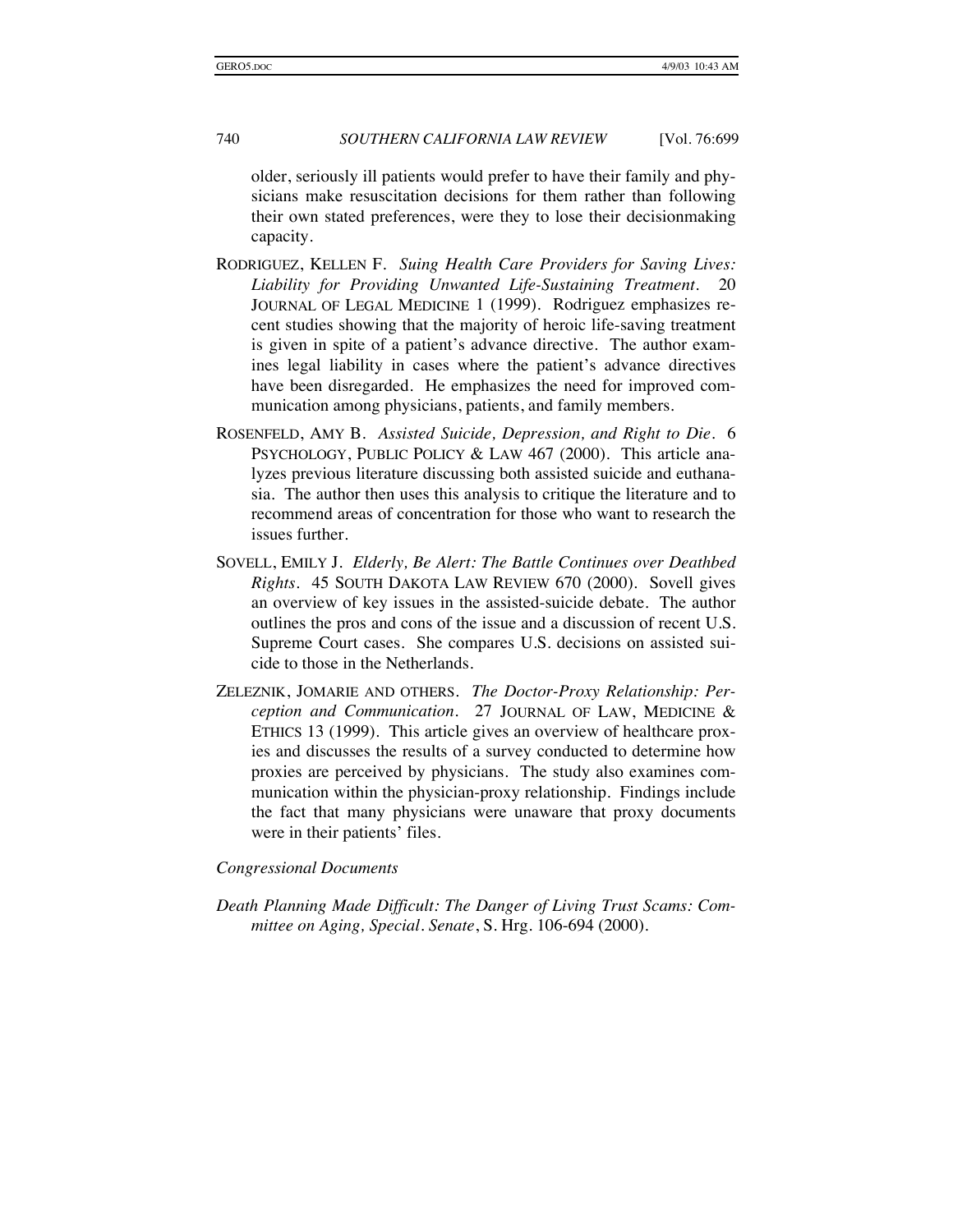older, seriously ill patients would prefer to have their family and physicians make resuscitation decisions for them rather than following their own stated preferences, were they to lose their decisionmaking capacity.

RODRIGUEZ, KELLEN F. *Suing Health Care Providers for Saving Lives: Liability for Providing Unwanted Life-Sustaining Treatment*. 20 JOURNAL OF LEGAL MEDICINE 1 (1999). Rodriguez emphasizes recent studies showing that the majority of heroic life-saving treatment is given in spite of a patient's advance directive. The author examines legal liability in cases where the patient's advance directives have been disregarded. He emphasizes the need for improved communication among physicians, patients, and family members.

ROSENFELD, AMY B. *Assisted Suicide, Depression, and Right to Die*. 6 PSYCHOLOGY, PUBLIC POLICY & LAW 467 (2000). This article analyzes previous literature discussing both assisted suicide and euthanasia. The author then uses this analysis to critique the literature and to recommend areas of concentration for those who want to research the issues further.

SOVELL, EMILY J. *Elderly, Be Alert: The Battle Continues over Deathbed Rights*. 45 SOUTH DAKOTA LAW REVIEW 670 (2000). Sovell gives an overview of key issues in the assisted-suicide debate. The author outlines the pros and cons of the issue and a discussion of recent U.S. Supreme Court cases. She compares U.S. decisions on assisted suicide to those in the Netherlands.

ZELEZNIK, JOMARIE AND OTHERS. *The Doctor-Proxy Relationship: Perception and Communication*. 27 JOURNAL OF LAW, MEDICINE & ETHICS 13 (1999). This article gives an overview of healthcare proxies and discusses the results of a survey conducted to determine how proxies are perceived by physicians. The study also examines communication within the physician-proxy relationship. Findings include the fact that many physicians were unaware that proxy documents were in their patients' files.

*Congressional Documents*

*Death Planning Made Difficult: The Danger of Living Trust Scams: Committee on Aging, Special. Senate*, S. Hrg. 106-694 (2000).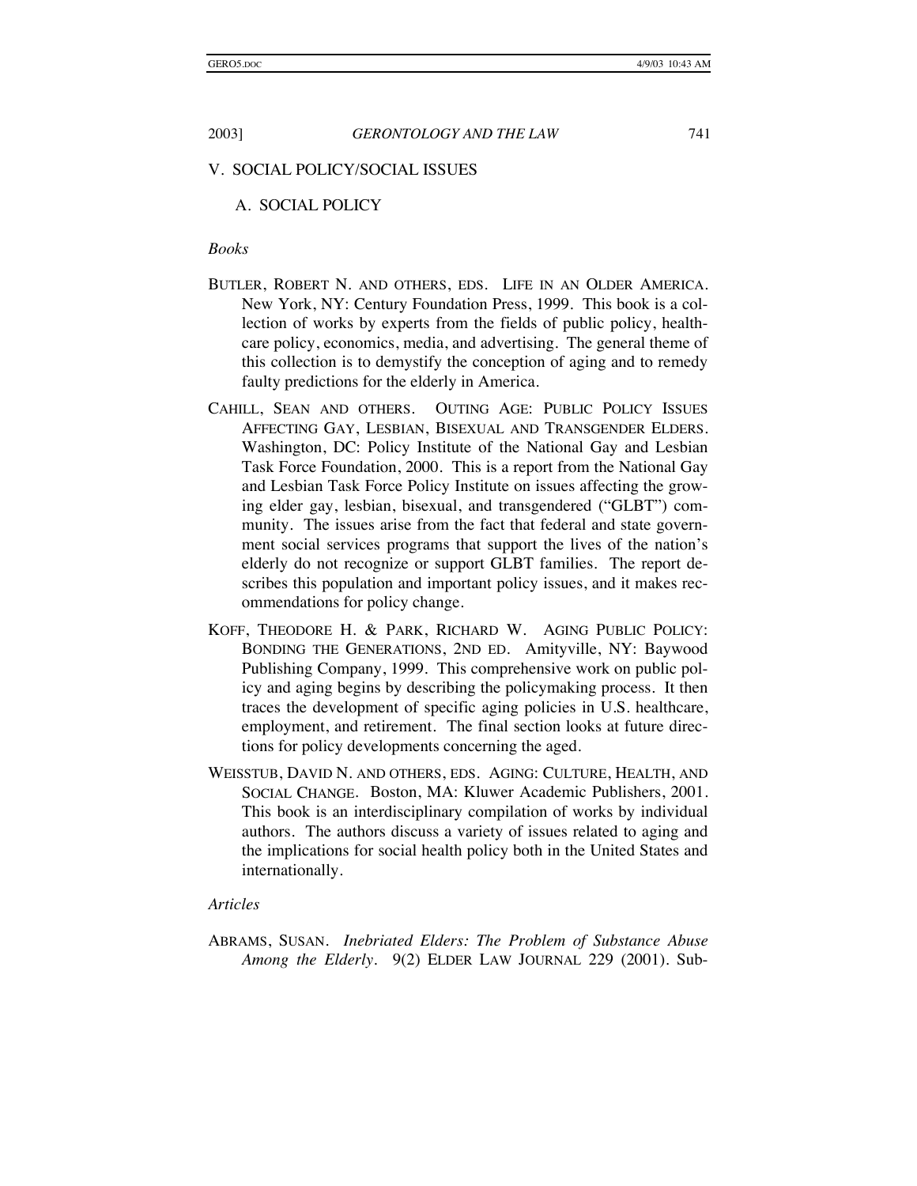## V. SOCIAL POLICY/SOCIAL ISSUES

### A. SOCIAL POLICY

*Books*

BUTLER, ROBERT N. AND OTHERS, EDS. LIFE IN AN OLDER AMERICA. New York, NY: Century Foundation Press, 1999. This book is a collection of works by experts from the fields of public policy, healthcare policy, economics, media, and advertising. The general theme of this collection is to demystify the conception of aging and to remedy faulty predictions for the elderly in America.

CAHILL, SEAN AND OTHERS. OUTING AGE: PUBLIC POLICY ISSUES AFFECTING GAY, LESBIAN, BISEXUAL AND TRANSGENDER ELDERS. Washington, DC: Policy Institute of the National Gay and Lesbian Task Force Foundation, 2000. This is a report from the National Gay and Lesbian Task Force Policy Institute on issues affecting the growing elder gay, lesbian, bisexual, and transgendered ("GLBT") community. The issues arise from the fact that federal and state government social services programs that support the lives of the nation's elderly do not recognize or support GLBT families. The report describes this population and important policy issues, and it makes recommendations for policy change.

KOFF, THEODORE H. & PARK, RICHARD W. AGING PUBLIC POLICY: BONDING THE GENERATIONS, 2ND ED. Amityville, NY: Baywood Publishing Company, 1999. This comprehensive work on public policy and aging begins by describing the policymaking process. It then traces the development of specific aging policies in U.S. healthcare, employment, and retirement. The final section looks at future directions for policy developments concerning the aged.

WEISSTUB, DAVID N. AND OTHERS, EDS. AGING: CULTURE, HEALTH, AND SOCIAL CHANGE. Boston, MA: Kluwer Academic Publishers, 2001. This book is an interdisciplinary compilation of works by individual authors. The authors discuss a variety of issues related to aging and the implications for social health policy both in the United States and internationally.

*Articles*

ABRAMS, SUSAN. *Inebriated Elders: The Problem of Substance Abuse Among the Elderly*. 9(2) ELDER LAW JOURNAL 229 (2001). Sub-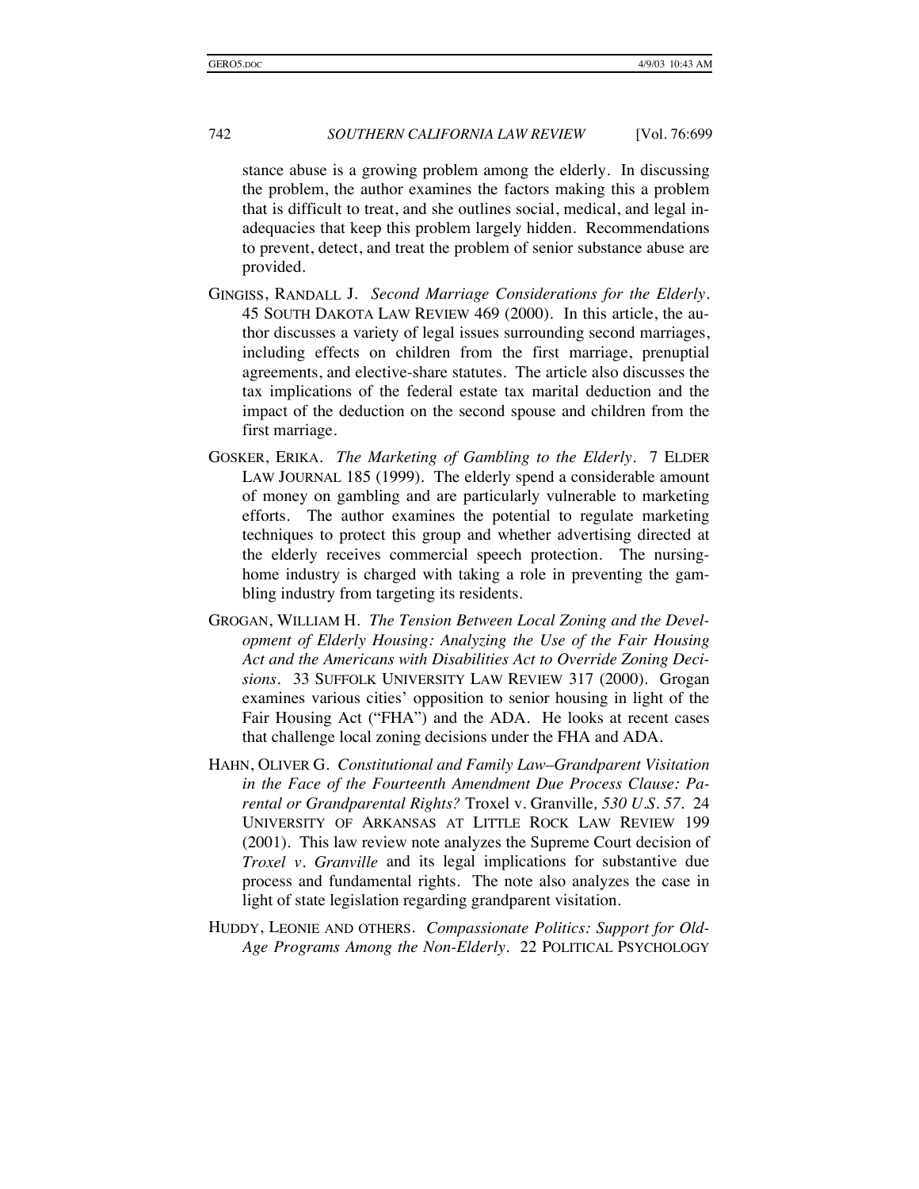stance abuse is a growing problem among the elderly. In discussing the problem, the author examines the factors making this a problem that is difficult to treat, and she outlines social, medical, and legal inadequacies that keep this problem largely hidden. Recommendations to prevent, detect, and treat the problem of senior substance abuse are provided.

GINGISS, RANDALL J. *Second Marriage Considerations for the Elderly*. 45 SOUTH DAKOTA LAW REVIEW 469 (2000). In this article, the author discusses a variety of legal issues surrounding second marriages, including effects on children from the first marriage, prenuptial agreements, and elective-share statutes. The article also discusses the tax implications of the federal estate tax marital deduction and the impact of the deduction on the second spouse and children from the first marriage.

GOSKER, ERIKA. *The Marketing of Gambling to the Elderly*. 7 ELDER LAW JOURNAL 185 (1999). The elderly spend a considerable amount of money on gambling and are particularly vulnerable to marketing efforts. The author examines the potential to regulate marketing techniques to protect this group and whether advertising directed at the elderly receives commercial speech protection. The nursing-home industry is charged with taking a role in preventing the gambling industry from targeting its residents.

GROGAN, WILLIAM H. *The Tension Between Local Zoning and the Development of Elderly Housing: Analyzing the Use of the Fair Housing Act and the Americans with Disabilities Act to Override Zoning Decisions*. 33 SUFFOLK UNIVERSITY LAW REVIEW 317 (2000). Grogan examines various cities' opposition to senior housing in light of the Fair Housing Act ("FHA") and the ADA. He looks at recent cases that challenge local zoning decisions under the FHA and ADA.

HAHN, OLIVER G. *Constitutional and Family Law–Grandparent Visitation in the Face of the Fourteenth Amendment Due Process Clause: Parental or Grandparental Rights?* Troxel v. Granville*, 530 U.S. 57*. 24 UNIVERSITY OF ARKANSAS AT LITTLE ROCK LAW REVIEW 199 (2001). This law review note analyzes the Supreme Court decision of *Troxel v. Granville* and its legal implications for substantive due process and fundamental rights. The note also analyzes the case in light of state legislation regarding grandparent visitation.

HUDDY, LEONIE AND OTHERS. *Compassionate Politics: Support for Old-Age Programs Among the Non-Elderly*. 22 POLITICAL PSYCHOLOGY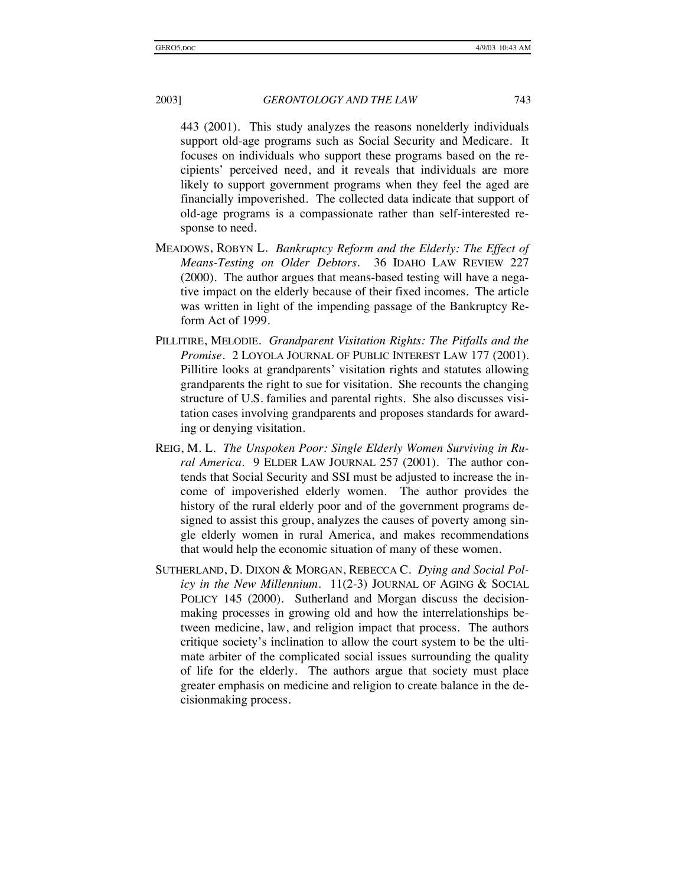443 (2001). This study analyzes the reasons nonelderly individuals support old-age programs such as Social Security and Medicare. It focuses on individuals who support these programs based on the recipients' perceived need, and it reveals that individuals are more likely to support government programs when they feel the aged are financially impoverished. The collected data indicate that support of old-age programs is a compassionate rather than self-interested response to need.

MEADOWS, ROBYN L. *Bankruptcy Reform and the Elderly: The Effect of Means-Testing on Older Debtors.* 36 IDAHO LAW REVIEW 227 (2000). The author argues that means-based testing will have a negative impact on the elderly because of their fixed incomes. The article was written in light of the impending passage of the Bankruptcy Reform Act of 1999.

PILLITIRE, MELODIE. *Grandparent Visitation Rights: The Pitfalls and the Promise.* 2 LOYOLA JOURNAL OF PUBLIC INTEREST LAW 177 (2001). Pillitire looks at grandparents' visitation rights and statutes allowing grandparents the right to sue for visitation. She recounts the changing structure of U.S. families and parental rights. She also discusses visitation cases involving grandparents and proposes standards for awarding or denying visitation.

REIG, M. L. *The Unspoken Poor: Single Elderly Women Surviving in Rural America.* 9 ELDER LAW JOURNAL 257 (2001). The author contends that Social Security and SSI must be adjusted to increase the income of impoverished elderly women. The author provides the history of the rural elderly poor and of the government programs designed to assist this group, analyzes the causes of poverty among single elderly women in rural America, and makes recommendations that would help the economic situation of many of these women.

SUTHERLAND, D. DIXON & MORGAN, REBECCA C. *Dying and Social Policy in the New Millennium.* 11(2-3) JOURNAL OF AGING & SOCIAL POLICY 145 (2000). Sutherland and Morgan discuss the decisionmaking processes in growing old and how the interrelationships between medicine, law, and religion impact that process. The authors critique society's inclination to allow the court system to be the ultimate arbiter of the complicated social issues surrounding the quality of life for the elderly. The authors argue that society must place greater emphasis on medicine and religion to create balance in the decisionmaking process.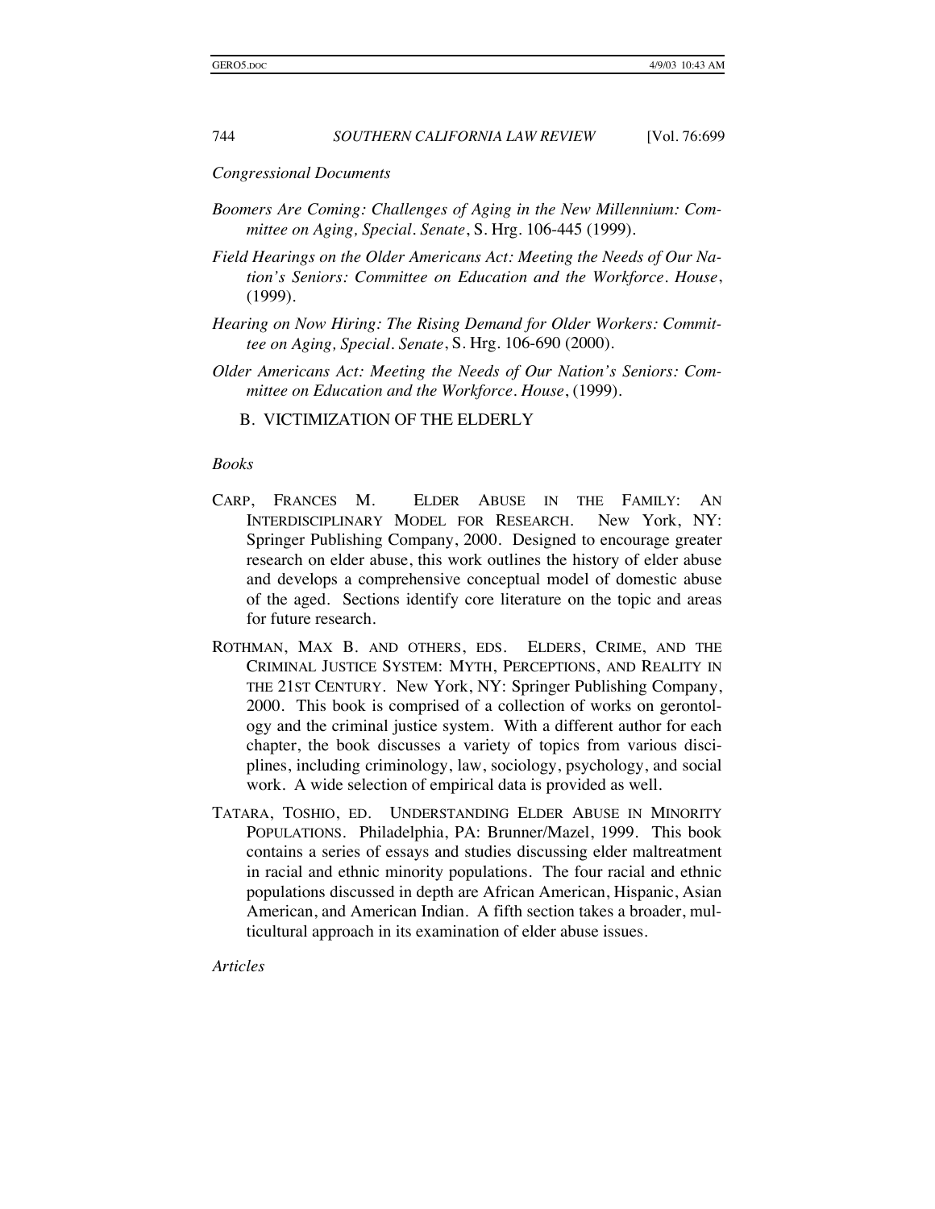*Congressional Documents*

*Boomers Are Coming: Challenges of Aging in the New Millennium: Committee on Aging, Special. Senate*, S. Hrg. 106-445 (1999).

*Field Hearings on the Older Americans Act: Meeting the Needs of Our Nation's Seniors: Committee on Education and the Workforce. House*, (1999).

*Hearing on Now Hiring: The Rising Demand for Older Workers: Committee on Aging, Special. Senate*, S. Hrg. 106-690 (2000).

*Older Americans Act: Meeting the Needs of Our Nation's Seniors: Committee on Education and the Workforce. House*, (1999).

## B. VICTIMIZATION OF THE ELDERLY

*Books*

CARP, FRANCES M. ELDER ABUSE IN THE FAMILY: AN INTERDISCIPLINARY MODEL FOR RESEARCH. New York, NY: Springer Publishing Company, 2000. Designed to encourage greater research on elder abuse, this work outlines the history of elder abuse and develops a comprehensive conceptual model of domestic abuse of the aged. Sections identify core literature on the topic and areas for future research.

ROTHMAN, MAX B. AND OTHERS, EDS. ELDERS, CRIME, AND THE CRIMINAL JUSTICE SYSTEM: MYTH, PERCEPTIONS, AND REALITY IN THE 21ST CENTURY. New York, NY: Springer Publishing Company, 2000. This book is comprised of a collection of works on gerontology and the criminal justice system. With a different author for each chapter, the book discusses a variety of topics from various disciplines, including criminology, law, sociology, psychology, and social work. A wide selection of empirical data is provided as well.

TATARA, TOSHIO, ED. UNDERSTANDING ELDER ABUSE IN MINORITY POPULATIONS. Philadelphia, PA: Brunner/Mazel, 1999. This book contains a series of essays and studies discussing elder maltreatment in racial and ethnic minority populations. The four racial and ethnic populations discussed in depth are African American, Hispanic, Asian American, and American Indian. A fifth section takes a broader, multicultural approach in its examination of elder abuse issues.

*Articles*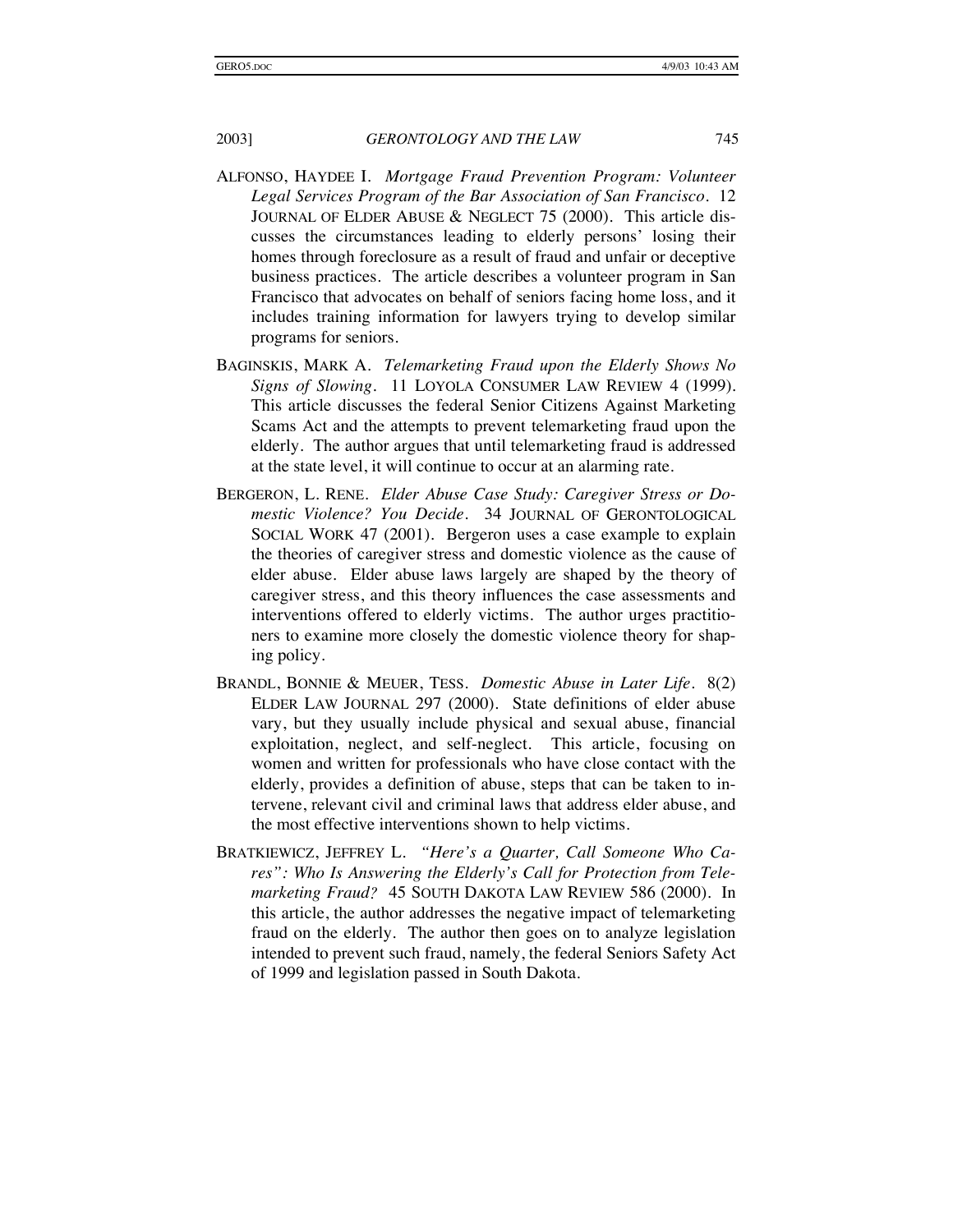ALFONSO, HAYDEE I. *Mortgage Fraud Prevention Program: Volunteer Legal Services Program of the Bar Association of San Francisco*. 12 JOURNAL OF ELDER ABUSE & NEGLECT 75 (2000). This article discusses the circumstances leading to elderly persons' losing their homes through foreclosure as a result of fraud and unfair or deceptive business practices. The article describes a volunteer program in San Francisco that advocates on behalf of seniors facing home loss, and it includes training information for lawyers trying to develop similar programs for seniors.

BAGINSKIS, MARK A. *Telemarketing Fraud upon the Elderly Shows No Signs of Slowing*. 11 LOYOLA CONSUMER LAW REVIEW 4 (1999). This article discusses the federal Senior Citizens Against Marketing Scams Act and the attempts to prevent telemarketing fraud upon the elderly. The author argues that until telemarketing fraud is addressed at the state level, it will continue to occur at an alarming rate.

BERGERON, L. RENE. *Elder Abuse Case Study: Caregiver Stress or Domestic Violence? You Decide*. 34 JOURNAL OF GERONTOLOGICAL SOCIAL WORK 47 (2001). Bergeron uses a case example to explain the theories of caregiver stress and domestic violence as the cause of elder abuse. Elder abuse laws largely are shaped by the theory of caregiver stress, and this theory influences the case assessments and interventions offered to elderly victims. The author urges practitioners to examine more closely the domestic violence theory for shaping policy.

BRANDL, BONNIE & MEUER, TESS. *Domestic Abuse in Later Life*. 8(2) ELDER LAW JOURNAL 297 (2000). State definitions of elder abuse vary, but they usually include physical and sexual abuse, financial exploitation, neglect, and self-neglect. This article, focusing on women and written for professionals who have close contact with the elderly, provides a definition of abuse, steps that can be taken to intervene, relevant civil and criminal laws that address elder abuse, and the most effective interventions shown to help victims.

BRATKIEWICZ, JEFFREY L. *"Here's a Quarter, Call Someone Who Cares": Who Is Answering the Elderly's Call for Protection from Telemarketing Fraud?* 45 SOUTH DAKOTA LAW REVIEW 586 (2000). In this article, the author addresses the negative impact of telemarketing fraud on the elderly. The author then goes on to analyze legislation intended to prevent such fraud, namely, the federal Seniors Safety Act of 1999 and legislation passed in South Dakota.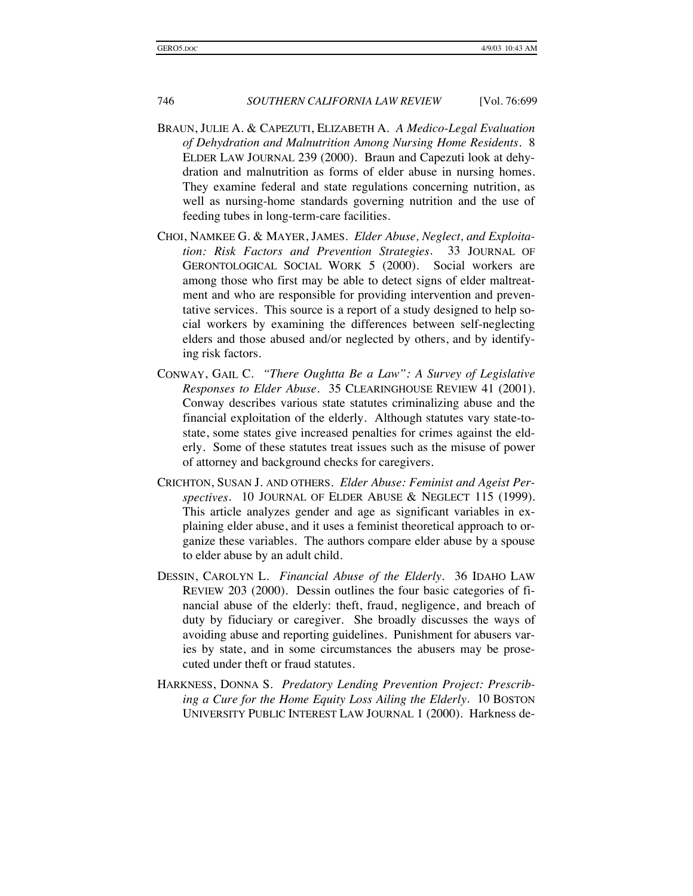BRAUN, JULIE A. & CAPEZUTI, ELIZABETH A. *A Medico-Legal Evaluation of Dehydration and Malnutrition Among Nursing Home Residents*. 8 ELDER LAW JOURNAL 239 (2000). Braun and Capezuti look at dehydration and malnutrition as forms of elder abuse in nursing homes. They examine federal and state regulations concerning nutrition, as well as nursing-home standards governing nutrition and the use of feeding tubes in long-term-care facilities.

CHOI, NAMKEE G. & MAYER, JAMES. *Elder Abuse, Neglect, and Exploitation: Risk Factors and Prevention Strategies*. 33 JOURNAL OF GERONTOLOGICAL SOCIAL WORK 5 (2000). Social workers are among those who first may be able to detect signs of elder maltreatment and who are responsible for providing intervention and preventative services. This source is a report of a study designed to help social workers by examining the differences between self-neglecting elders and those abused and/or neglected by others, and by identifying risk factors.

CONWAY, GAIL C. *"There Oughtta Be a Law": A Survey of Legislative Responses to Elder Abuse*. 35 CLEARINGHOUSE REVIEW 41 (2001). Conway describes various state statutes criminalizing abuse and the financial exploitation of the elderly. Although statutes vary state-to-state, some states give increased penalties for crimes against the elderly. Some of these statutes treat issues such as the misuse of power of attorney and background checks for caregivers.

CRICHTON, SUSAN J. AND OTHERS. *Elder Abuse: Feminist and Ageist Perspectives*. 10 JOURNAL OF ELDER ABUSE & NEGLECT 115 (1999). This article analyzes gender and age as significant variables in explaining elder abuse, and it uses a feminist theoretical approach to organize these variables. The authors compare elder abuse by a spouse to elder abuse by an adult child.

DESSIN, CAROLYN L. *Financial Abuse of the Elderly*. 36 IDAHO LAW REVIEW 203 (2000). Dessin outlines the four basic categories of financial abuse of the elderly: theft, fraud, negligence, and breach of duty by fiduciary or caregiver. She broadly discusses the ways of avoiding abuse and reporting guidelines. Punishment for abusers varies by state, and in some circumstances the abusers may be prosecuted under theft or fraud statutes.

HARKNESS, DONNA S. *Predatory Lending Prevention Project: Prescribing a Cure for the Home Equity Loss Ailing the Elderly*. 10 BOSTON UNIVERSITY PUBLIC INTEREST LAW JOURNAL 1 (2000). Harkness de-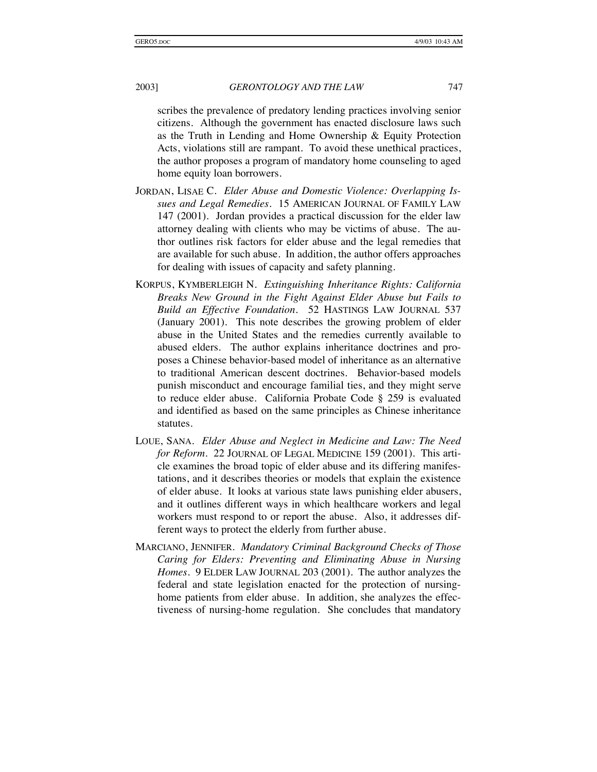scribes the prevalence of predatory lending practices involving senior citizens. Although the government has enacted disclosure laws such as the Truth in Lending and Home Ownership & Equity Protection Acts, violations still are rampant. To avoid these unethical practices, the author proposes a program of mandatory home counseling to aged home equity loan borrowers.

JORDAN, LISAE C. *Elder Abuse and Domestic Violence: Overlapping Issues and Legal Remedies*. 15 AMERICAN JOURNAL OF FAMILY LAW 147 (2001). Jordan provides a practical discussion for the elder law attorney dealing with clients who may be victims of abuse. The author outlines risk factors for elder abuse and the legal remedies that are available for such abuse. In addition, the author offers approaches for dealing with issues of capacity and safety planning.

KORPUS, KYMBERLEIGH N. *Extinguishing Inheritance Rights: California Breaks New Ground in the Fight Against Elder Abuse but Fails to Build an Effective Foundation*. 52 HASTINGS LAW JOURNAL 537 (January 2001). This note describes the growing problem of elder abuse in the United States and the remedies currently available to abused elders. The author explains inheritance doctrines and proposes a Chinese behavior-based model of inheritance as an alternative to traditional American descent doctrines. Behavior-based models punish misconduct and encourage familial ties, and they might serve to reduce elder abuse. California Probate Code § 259 is evaluated and identified as based on the same principles as Chinese inheritance statutes.

LOUE, SANA. *Elder Abuse and Neglect in Medicine and Law: The Need for Reform*. 22 JOURNAL OF LEGAL MEDICINE 159 (2001). This article examines the broad topic of elder abuse and its differing manifestations, and it describes theories or models that explain the existence of elder abuse. It looks at various state laws punishing elder abusers, and it outlines different ways in which healthcare workers and legal workers must respond to or report the abuse. Also, it addresses different ways to protect the elderly from further abuse.

MARCIANO, JENNIFER. *Mandatory Criminal Background Checks of Those Caring for Elders: Preventing and Eliminating Abuse in Nursing Homes*. 9 ELDER LAW JOURNAL 203 (2001). The author analyzes the federal and state legislation enacted for the protection of nursing-home patients from elder abuse. In addition, she analyzes the effectiveness of nursing-home regulation. She concludes that mandatory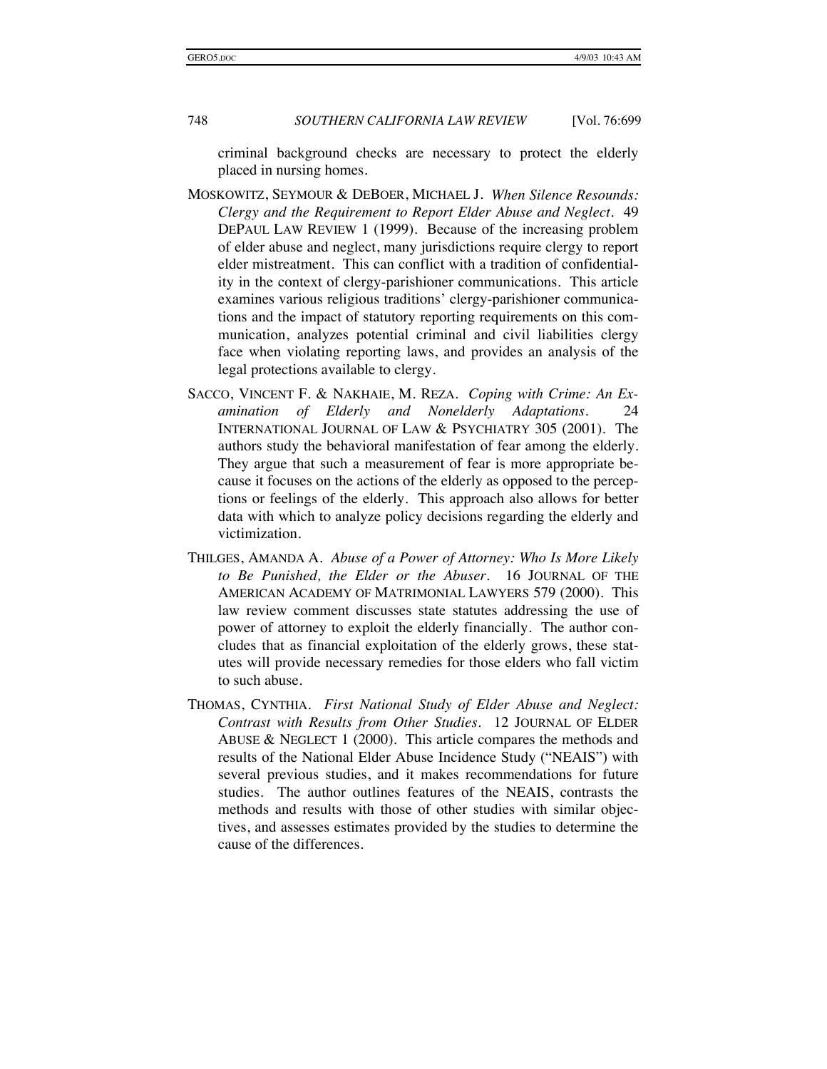criminal background checks are necessary to protect the elderly placed in nursing homes.

MOSKOWITZ, SEYMOUR & DEBOER, MICHAEL J. *When Silence Resounds: Clergy and the Requirement to Report Elder Abuse and Neglect*. 49 DEPAUL LAW REVIEW 1 (1999). Because of the increasing problem of elder abuse and neglect, many jurisdictions require clergy to report elder mistreatment. This can conflict with a tradition of confidentiality in the context of clergy-parishioner communications. This article examines various religious traditions' clergy-parishioner communications and the impact of statutory reporting requirements on this communication, analyzes potential criminal and civil liabilities clergy face when violating reporting laws, and provides an analysis of the legal protections available to clergy.

SACCO, VINCENT F. & NAKHAIE, M. REZA. *Coping with Crime: An Examination of Elderly and Nonelderly Adaptations*. 24 INTERNATIONAL JOURNAL OF LAW & PSYCHIATRY 305 (2001). The authors study the behavioral manifestation of fear among the elderly. They argue that such a measurement of fear is more appropriate because it focuses on the actions of the elderly as opposed to the perceptions or feelings of the elderly. This approach also allows for better data with which to analyze policy decisions regarding the elderly and victimization.

THILGES, AMANDA A. *Abuse of a Power of Attorney: Who Is More Likely to Be Punished, the Elder or the Abuser*. 16 JOURNAL OF THE AMERICAN ACADEMY OF MATRIMONIAL LAWYERS 579 (2000). This law review comment discusses state statutes addressing the use of power of attorney to exploit the elderly financially. The author concludes that as financial exploitation of the elderly grows, these statutes will provide necessary remedies for those elders who fall victim to such abuse.

THOMAS, CYNTHIA. *First National Study of Elder Abuse and Neglect: Contrast with Results from Other Studies*. 12 JOURNAL OF ELDER ABUSE & NEGLECT 1 (2000). This article compares the methods and results of the National Elder Abuse Incidence Study ("NEAIS") with several previous studies, and it makes recommendations for future studies. The author outlines features of the NEAIS, contrasts the methods and results with those of other studies with similar objectives, and assesses estimates provided by the studies to determine the cause of the differences.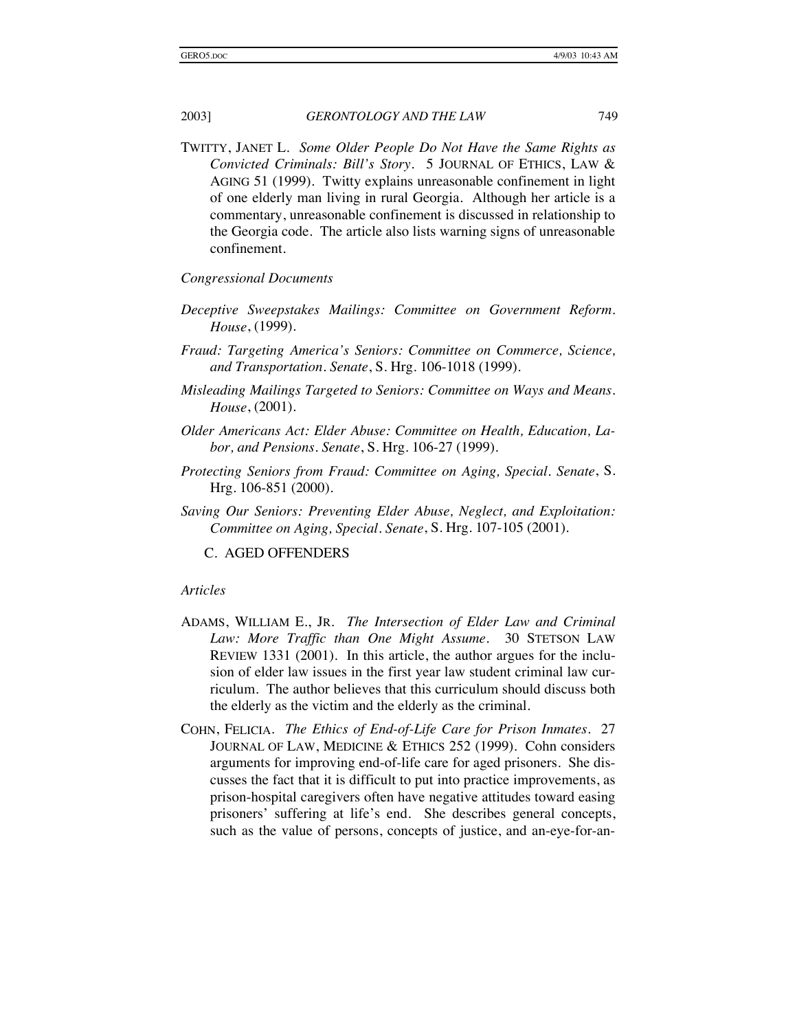TWITTY, JANET L. *Some Older People Do Not Have the Same Rights as Convicted Criminals: Bill's Story*. 5 JOURNAL OF ETHICS, LAW & AGING 51 (1999). Twitty explains unreasonable confinement in light of one elderly man living in rural Georgia. Although her article is a commentary, unreasonable confinement is discussed in relationship to the Georgia code. The article also lists warning signs of unreasonable confinement.

*Congressional Documents*

*Deceptive Sweepstakes Mailings: Committee on Government Reform. House*, (1999).

*Fraud: Targeting America's Seniors: Committee on Commerce, Science, and Transportation. Senate*, S. Hrg. 106-1018 (1999).

*Misleading Mailings Targeted to Seniors: Committee on Ways and Means. House*, (2001).

*Older Americans Act: Elder Abuse: Committee on Health, Education, Labor, and Pensions. Senate*, S. Hrg. 106-27 (1999).

*Protecting Seniors from Fraud: Committee on Aging, Special. Senate*, S. Hrg. 106-851 (2000).

*Saving Our Seniors: Preventing Elder Abuse, Neglect, and Exploitation: Committee on Aging, Special. Senate*, S. Hrg. 107-105 (2001).

## C. AGED OFFENDERS

*Articles*

ADAMS, WILLIAM E., JR. *The Intersection of Elder Law and Criminal Law: More Traffic than One Might Assume*. 30 STETSON LAW REVIEW 1331 (2001). In this article, the author argues for the inclusion of elder law issues in the first year law student criminal law curriculum. The author believes that this curriculum should discuss both the elderly as the victim and the elderly as the criminal.

COHN, FELICIA. *The Ethics of End-of-Life Care for Prison Inmates*. 27 JOURNAL OF LAW, MEDICINE & ETHICS 252 (1999). Cohn considers arguments for improving end-of-life care for aged prisoners. She discusses the fact that it is difficult to put into practice improvements, as prison-hospital caregivers often have negative attitudes toward easing prisoners' suffering at life's end. She describes general concepts, such as the value of persons, concepts of justice, and an-eye-for-an-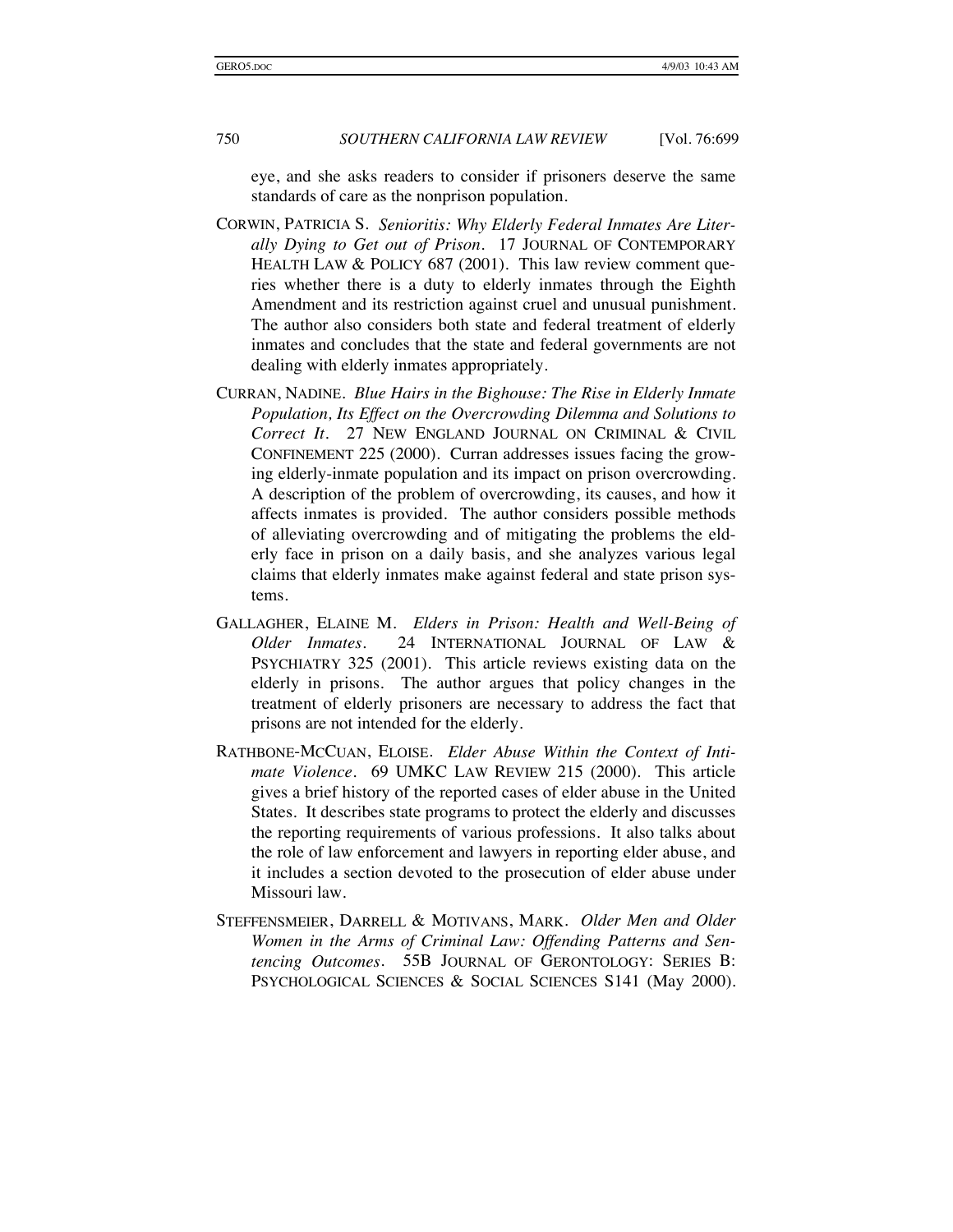eye, and she asks readers to consider if prisoners deserve the same standards of care as the nonprison population.

CORWIN, PATRICIA S. *Senioritis: Why Elderly Federal Inmates Are Literally Dying to Get out of Prison*. 17 JOURNAL OF CONTEMPORARY HEALTH LAW & POLICY 687 (2001). This law review comment queries whether there is a duty to elderly inmates through the Eighth Amendment and its restriction against cruel and unusual punishment. The author also considers both state and federal treatment of elderly inmates and concludes that the state and federal governments are not dealing with elderly inmates appropriately.

CURRAN, NADINE. *Blue Hairs in the Bighouse: The Rise in Elderly Inmate Population, Its Effect on the Overcrowding Dilemma and Solutions to Correct It*. 27 NEW ENGLAND JOURNAL ON CRIMINAL & CIVIL CONFINEMENT 225 (2000). Curran addresses issues facing the growing elderly-inmate population and its impact on prison overcrowding. A description of the problem of overcrowding, its causes, and how it affects inmates is provided. The author considers possible methods of alleviating overcrowding and of mitigating the problems the elderly face in prison on a daily basis, and she analyzes various legal claims that elderly inmates make against federal and state prison systems.

GALLAGHER, ELAINE M. *Elders in Prison: Health and Well-Being of Older Inmates*. 24 INTERNATIONAL JOURNAL OF LAW & PSYCHIATRY 325 (2001). This article reviews existing data on the elderly in prisons. The author argues that policy changes in the treatment of elderly prisoners are necessary to address the fact that prisons are not intended for the elderly.

RATHBONE-MCCUAN, ELOISE. *Elder Abuse Within the Context of Intimate Violence*. 69 UMKC LAW REVIEW 215 (2000). This article gives a brief history of the reported cases of elder abuse in the United States. It describes state programs to protect the elderly and discusses the reporting requirements of various professions. It also talks about the role of law enforcement and lawyers in reporting elder abuse, and it includes a section devoted to the prosecution of elder abuse under Missouri law.

STEFFENSMEIER, DARRELL & MOTIVANS, MARK. *Older Men and Older Women in the Arms of Criminal Law: Offending Patterns and Sentencing Outcomes*. 55B JOURNAL OF GERONTOLOGY: SERIES B: PSYCHOLOGICAL SCIENCES & SOCIAL SCIENCES S141 (May 2000).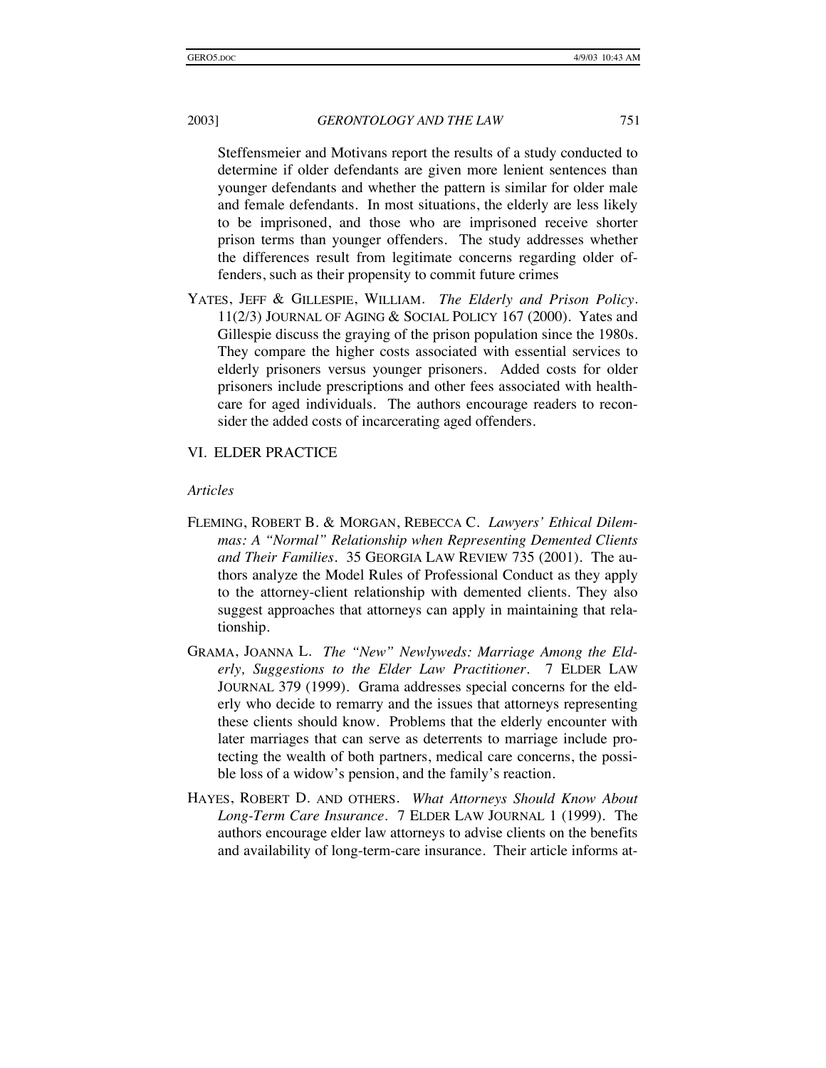Steffensmeier and Motivans report the results of a study conducted to determine if older defendants are given more lenient sentences than younger defendants and whether the pattern is similar for older male and female defendants. In most situations, the elderly are less likely to be imprisoned, and those who are imprisoned receive shorter prison terms than younger offenders. The study addresses whether the differences result from legitimate concerns regarding older offenders, such as their propensity to commit future crimes

YATES, JEFF & GILLESPIE, WILLIAM. *The Elderly and Prison Policy*. 11(2/3) JOURNAL OF AGING & SOCIAL POLICY 167 (2000). Yates and Gillespie discuss the graying of the prison population since the 1980s. They compare the higher costs associated with essential services to elderly prisoners versus younger prisoners. Added costs for older prisoners include prescriptions and other fees associated with healthcare for aged individuals. The authors encourage readers to reconsider the added costs of incarcerating aged offenders.

## VI. ELDER PRACTICE

*Articles*

FLEMING, ROBERT B. & MORGAN, REBECCA C. *Lawyers' Ethical Dilemmas: A "Normal" Relationship when Representing Demented Clients and Their Families*. 35 GEORGIA LAW REVIEW 735 (2001). The authors analyze the Model Rules of Professional Conduct as they apply to the attorney-client relationship with demented clients. They also suggest approaches that attorneys can apply in maintaining that relationship.

GRAMA, JOANNA L. *The "New" Newlyweds: Marriage Among the Elderly, Suggestions to the Elder Law Practitioner*. 7 ELDER LAW JOURNAL 379 (1999). Grama addresses special concerns for the elderly who decide to remarry and the issues that attorneys representing these clients should know. Problems that the elderly encounter with later marriages that can serve as deterrents to marriage include protecting the wealth of both partners, medical care concerns, the possible loss of a widow's pension, and the family's reaction.

HAYES, ROBERT D. AND OTHERS. *What Attorneys Should Know About Long-Term Care Insurance*. 7 ELDER LAW JOURNAL 1 (1999). The authors encourage elder law attorneys to advise clients on the benefits and availability of long-term-care insurance. Their article informs at-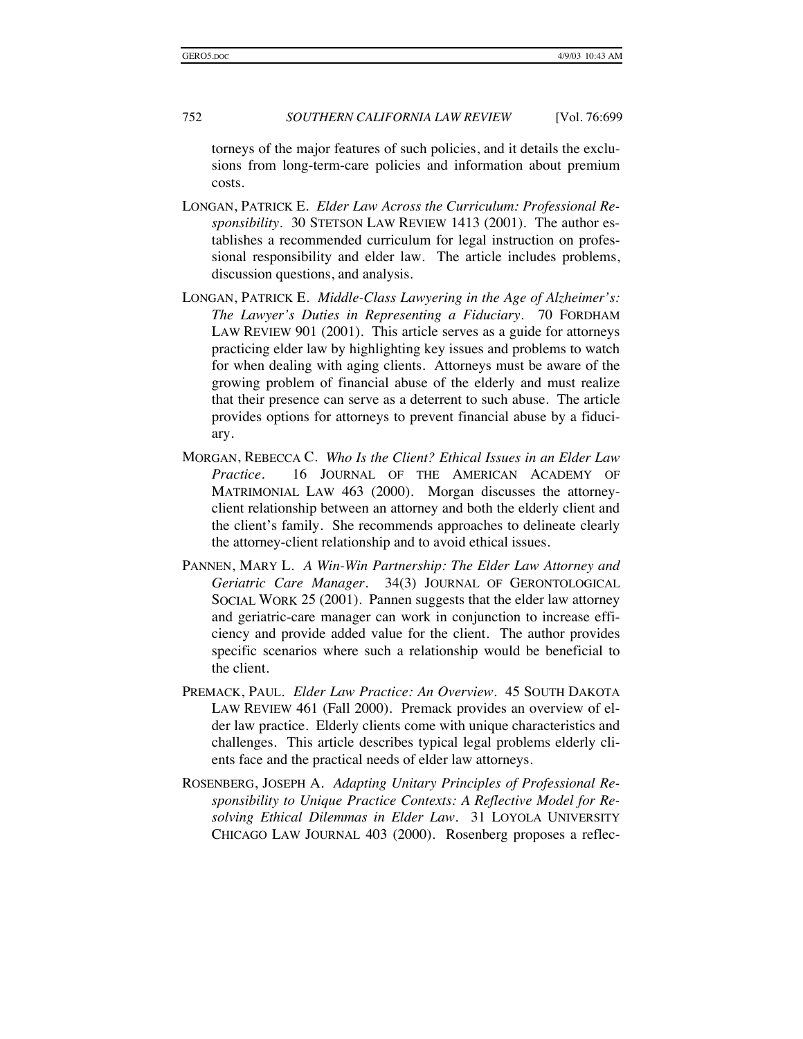torneys of the major features of such policies, and it details the exclusions from long-term-care policies and information about premium costs.

LONGAN, PATRICK E. *Elder Law Across the Curriculum: Professional Responsibility*. 30 STETSON LAW REVIEW 1413 (2001). The author establishes a recommended curriculum for legal instruction on professional responsibility and elder law. The article includes problems, discussion questions, and analysis.

LONGAN, PATRICK E. *Middle-Class Lawyering in the Age of Alzheimer's: The Lawyer's Duties in Representing a Fiduciary*. 70 FORDHAM LAW REVIEW 901 (2001). This article serves as a guide for attorneys practicing elder law by highlighting key issues and problems to watch for when dealing with aging clients. Attorneys must be aware of the growing problem of financial abuse of the elderly and must realize that their presence can serve as a deterrent to such abuse. The article provides options for attorneys to prevent financial abuse by a fiduciary.

MORGAN, REBECCA C. *Who Is the Client? Ethical Issues in an Elder Law Practice*. 16 JOURNAL OF THE AMERICAN ACADEMY OF MATRIMONIAL LAW 463 (2000). Morgan discusses the attorney-client relationship between an attorney and both the elderly client and the client's family. She recommends approaches to delineate clearly the attorney-client relationship and to avoid ethical issues.

PANNEN, MARY L. *A Win-Win Partnership: The Elder Law Attorney and Geriatric Care Manager*. 34(3) JOURNAL OF GERONTOLOGICAL SOCIAL WORK 25 (2001). Pannen suggests that the elder law attorney and geriatric-care manager can work in conjunction to increase efficiency and provide added value for the client. The author provides specific scenarios where such a relationship would be beneficial to the client.

PREMACK, PAUL. *Elder Law Practice: An Overview*. 45 SOUTH DAKOTA LAW REVIEW 461 (Fall 2000). Premack provides an overview of elder law practice. Elderly clients come with unique characteristics and challenges. This article describes typical legal problems elderly clients face and the practical needs of elder law attorneys.

ROSENBERG, JOSEPH A. *Adapting Unitary Principles of Professional Responsibility to Unique Practice Contexts: A Reflective Model for Resolving Ethical Dilemmas in Elder Law*. 31 LOYOLA UNIVERSITY CHICAGO LAW JOURNAL 403 (2000). Rosenberg proposes a reflec-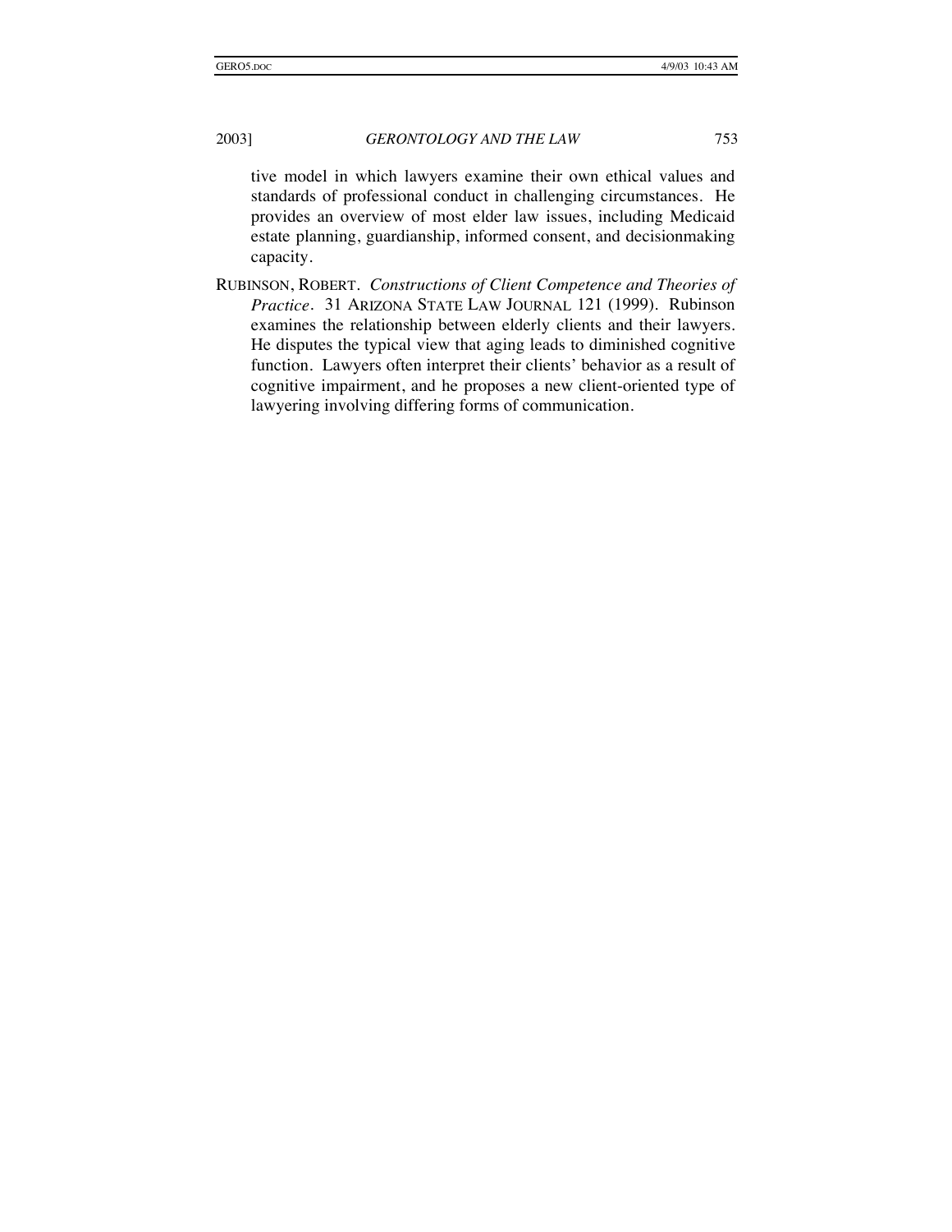tive model in which lawyers examine their own ethical values and standards of professional conduct in challenging circumstances. He provides an overview of most elder law issues, including Medicaid estate planning, guardianship, informed consent, and decisionmaking capacity.

RUBINSON, ROBERT. *Constructions of Client Competence and Theories of Practice*. 31 ARIZONA STATE LAW JOURNAL 121 (1999). Rubinson examines the relationship between elderly clients and their lawyers. He disputes the typical view that aging leads to diminished cognitive function. Lawyers often interpret their clients' behavior as a result of cognitive impairment, and he proposes a new client-oriented type of lawyering involving differing forms of communication.